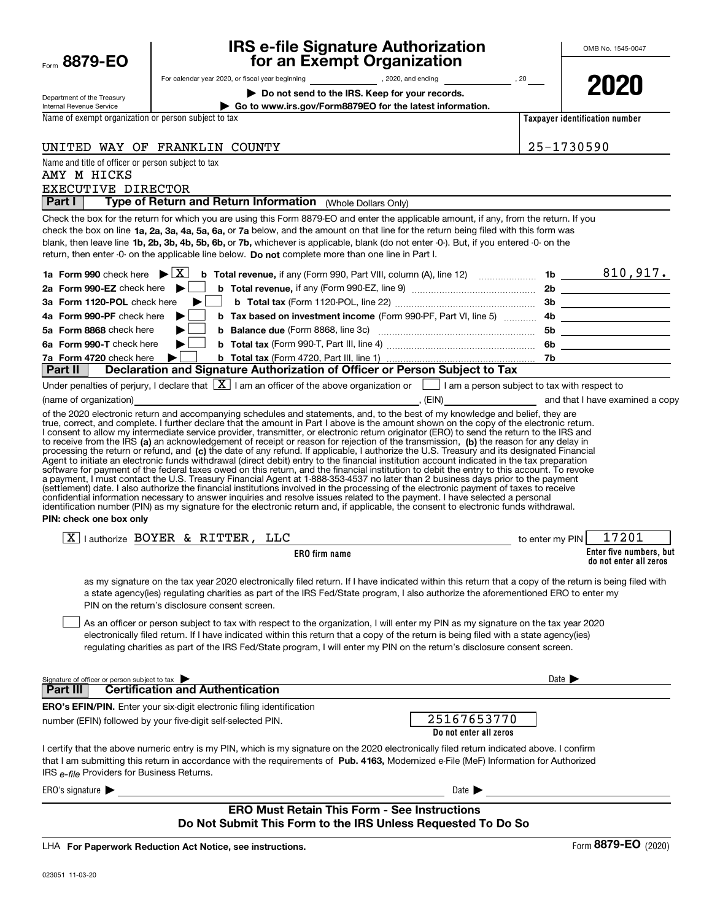Form **8879-EO**

Department of the Treasury
Internal Revenue Service

# IRS e-file Signature Authorization for an Exempt Organization

For calendar year 2020, or fiscal year beginning ____________, 2020, and ending ____________, 20___

▶ **Do not send to the IRS. Keep for your records.**

▶ **Go to www.irs.gov/Form8879EO for the latest information.**

OMB No. 1545-0047

**2020**

| Name of exempt organization or person subject to tax | Taxpayer identification number |
|---|---|
| UNITED WAY OF FRANKLIN COUNTY | 25-1730590 |

Name and title of officer or person subject to tax
AMY M HICKS
EXECUTIVE DIRECTOR

## Part I — Type of Return and Return Information (Whole Dollars Only)

Check the box for the return for which you are using this Form 8879-EO and enter the applicable amount, if any, from the return. If you check the box on line **1a, 2a, 3a, 4a, 5a, 6a,** or **7a** below, and the amount on that line for the return being filed with this form was blank, then leave line **1b, 2b, 3b, 4b, 5b, 6b,** or **7b,** whichever is applicable, blank (do not enter -0-). But, if you entered -0- on the return, then enter -0- on the applicable line below. **Do not** complete more than one line in Part I.

| | | | |
|---|---|---|---|
| **1a Form 990** check here ▶ [X] | **b Total revenue,** if any (Form 990, Part VIII, column (A), line 12) | 1b | 810,917. |
| **2a Form 990-EZ** check here ▶ [ ] | **b Total revenue,** if any (Form 990-EZ, line 9) | 2b | |
| **3a Form 1120-POL** check here ▶ [ ] | **b Total tax** (Form 1120-POL, line 22) | 3b | |
| **4a Form 990-PF** check here ▶ [ ] | **b Tax based on investment income** (Form 990-PF, Part VI, line 5) | 4b | |
| **5a Form 8868** check here ▶ [ ] | **b Balance due** (Form 8868, line 3c) | 5b | |
| **6a Form 990-T** check here ▶ [ ] | **b Total tax** (Form 990-T, Part III, line 4) | 6b | |
| **7a Form 4720** check here ▶ [ ] | **b Total tax** (Form 4720, Part III, line 1) | 7b | |

## Part II — Declaration and Signature Authorization of Officer or Person Subject to Tax

Under penalties of perjury, I declare that [X] I am an officer of the above organization or [ ] I am a person subject to tax with respect to (name of organization) ______________________, (EIN) ____________ and that I have examined a copy of the 2020 electronic return and accompanying schedules and statements, and, to the best of my knowledge and belief, they are true, correct, and complete. I further declare that the amount in Part I above is the amount shown on the copy of the electronic return. I consent to allow my intermediate service provider, transmitter, or electronic return originator (ERO) to send the return to the IRS and to receive from the IRS **(a)** an acknowledgement of receipt or reason for rejection of the transmission, **(b)** the reason for any delay in processing the return or refund, and **(c)** the date of any refund. If applicable, I authorize the U.S. Treasury and its designated Financial Agent to initiate an electronic funds withdrawal (direct debit) entry to the financial institution account indicated in the tax preparation software for payment of the federal taxes owed on this return, and the financial institution to debit the entry to this account. To revoke a payment, I must contact the U.S. Treasury Financial Agent at 1-888-353-4537 no later than 2 business days prior to the payment (settlement) date. I also authorize the financial institutions involved in the processing of the electronic payment of taxes to receive confidential information necessary to answer inquiries and resolve issues related to the payment. I have selected a personal identification number (PIN) as my signature for the electronic return and, if applicable, the consent to electronic funds withdrawal.

**PIN: check one box only**

[X] I authorize BOYER & RITTER, LLC (**ERO firm name**) to enter my PIN 17201 (**Enter five numbers, but do not enter all zeros**)

as my signature on the tax year 2020 electronically filed return. If I have indicated within this return that a copy of the return is being filed with a state agency(ies) regulating charities as part of the IRS Fed/State program, I also authorize the aforementioned ERO to enter my PIN on the return's disclosure consent screen.

[ ] As an officer or person subject to tax with respect to the organization, I will enter my PIN as my signature on the tax year 2020 electronically filed return. If I have indicated within this return that a copy of the return is being filed with a state agency(ies) regulating charities as part of the IRS Fed/State program, I will enter my PIN on the return's disclosure consent screen.

Signature of officer or person subject to tax ▶ ______________________ Date ▶ __________

## Part III — Certification and Authentication

**ERO's EFIN/PIN.** Enter your six-digit electronic filing identification number (EFIN) followed by your five-digit self-selected PIN.

25167653770
**Do not enter all zeros**

I certify that the above numeric entry is my PIN, which is my signature on the 2020 electronically filed return indicated above. I confirm that I am submitting this return in accordance with the requirements of **Pub. 4163,** Modernized e-File (MeF) Information for Authorized IRS *e-file* Providers for Business Returns.

ERO's signature ▶ ______________________ Date ▶ __________

**ERO Must Retain This Form - See Instructions**
**Do Not Submit This Form to the IRS Unless Requested To Do So**

LHA **For Paperwork Reduction Act Notice, see instructions.**

Form **8879-EO** (2020)

023051 11-03-20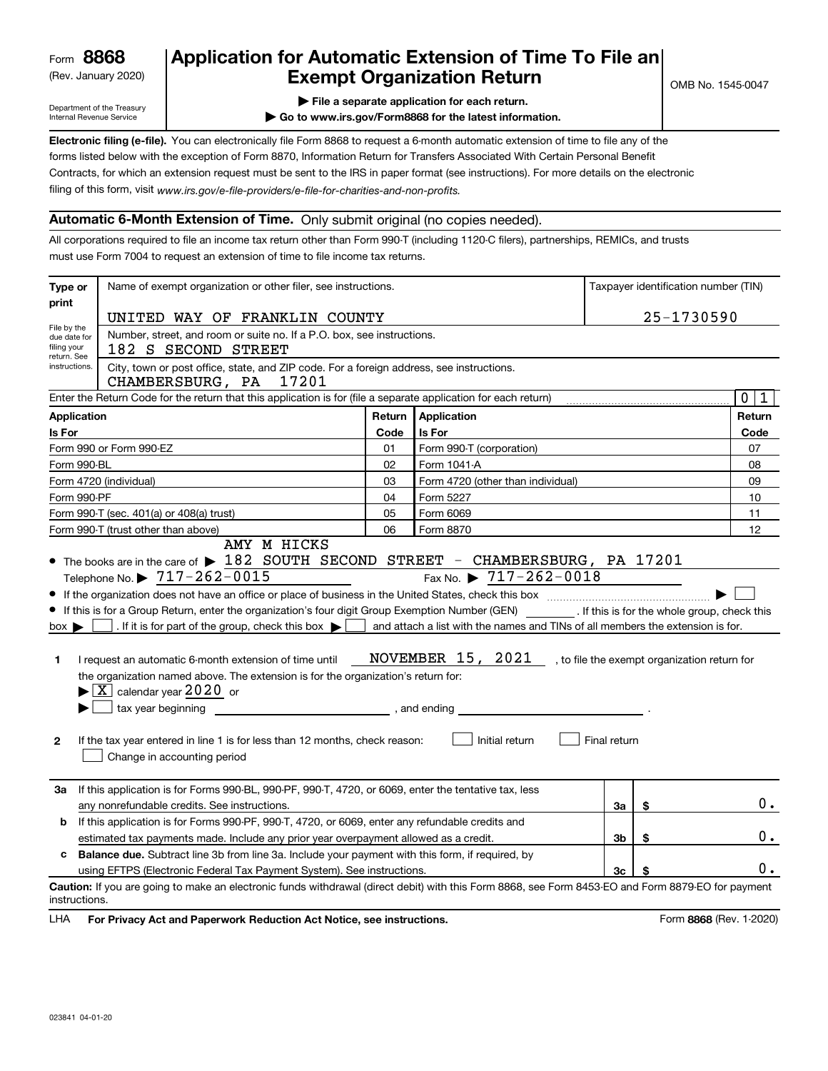Form **8868**
(Rev. January 2020)

Department of the Treasury
Internal Revenue Service

# Application for Automatic Extension of Time To File an Exempt Organization Return

▶ File a separate application for each return.

▶ Go to www.irs.gov/Form8868 for the latest information.

OMB No. 1545-0047

**Electronic filing (e-file).** You can electronically file Form 8868 to request a 6-month automatic extension of time to file any of the forms listed below with the exception of Form 8870, Information Return for Transfers Associated With Certain Personal Benefit Contracts, for which an extension request must be sent to the IRS in paper format (see instructions). For more details on the electronic filing of this form, visit *www.irs.gov/e-file-providers/e-file-for-charities-and-non-profits.*

## Automatic 6-Month Extension of Time. Only submit original (no copies needed).

All corporations required to file an income tax return other than Form 990-T (including 1120-C filers), partnerships, REMICs, and trusts must use Form 7004 to request an extension of time to file income tax returns.

| Type or print | Name of exempt organization or other filer, see instructions. | Taxpayer identification number (TIN) |
|---|---|---|
| File by the due date for filing your return. See instructions. | UNITED WAY OF FRANKLIN COUNTY | 25-1730590 |
| | Number, street, and room or suite no. If a P.O. box, see instructions. 182 S SECOND STREET | |
| | City, town or post office, state, and ZIP code. For a foreign address, see instructions. CHAMBERSBURG, PA 17201 | |

Enter the Return Code for the return that this application is for (file a separate application for each return) ........ 0 1

| Application Is For | Return Code | Application Is For | Return Code |
|---|---|---|---|
| Form 990 or Form 990-EZ | 01 | Form 990-T (corporation) | 07 |
| Form 990-BL | 02 | Form 1041-A | 08 |
| Form 4720 (individual) | 03 | Form 4720 (other than individual) | 09 |
| Form 990-PF | 04 | Form 5227 | 10 |
| Form 990-T (sec. 401(a) or 408(a) trust) | 05 | Form 6069 | 11 |
| Form 990-T (trust other than above) | 06 | Form 8870 | 12 |

- The books are in the care of ▶ AMY M HICKS 182 SOUTH SECOND STREET - CHAMBERSBURG, PA 17201
  Telephone No. ▶ 717-262-0015 Fax No. ▶ 717-262-0018
- If the organization does not have an office or place of business in the United States, check this box ........ ▶ ☐
- If this is for a Group Return, enter the organization's four digit Group Exemption Number (GEN) ________ . If this is for the whole group, check this box ▶ ☐ . If it is for part of the group, check this box ▶ ☐ and attach a list with the names and TINs of all members the extension is for.

**1** I request an automatic 6-month extension of time until NOVEMBER 15, 2021 , to file the exempt organization return for the organization named above. The extension is for the organization's return for:
▶ ☒ calendar year 2020 or
▶ ☐ tax year beginning ________________ , and ending ________________ .

**2** If the tax year entered in line 1 is for less than 12 months, check reason: ☐ Initial return ☐ Final return
☐ Change in accounting period

| | | | |
|---|---|---|---|
| **3a** | If this application is for Forms 990-BL, 990-PF, 990-T, 4720, or 6069, enter the tentative tax, less any nonrefundable credits. See instructions. | 3a | $ 0. |
| **b** | If this application is for Forms 990-PF, 990-T, 4720, or 6069, enter any refundable credits and estimated tax payments made. Include any prior year overpayment allowed as a credit. | 3b | $ 0. |
| **c** | **Balance due.** Subtract line 3b from line 3a. Include your payment with this form, if required, by using EFTPS (Electronic Federal Tax Payment System). See instructions. | 3c | $ 0. |

**Caution:** If you are going to make an electronic funds withdrawal (direct debit) with this Form 8868, see Form 8453-EO and Form 8879-EO for payment instructions.

LHA **For Privacy Act and Paperwork Reduction Act Notice, see instructions.** Form **8868** (Rev. 1-2020)

023841 04-01-20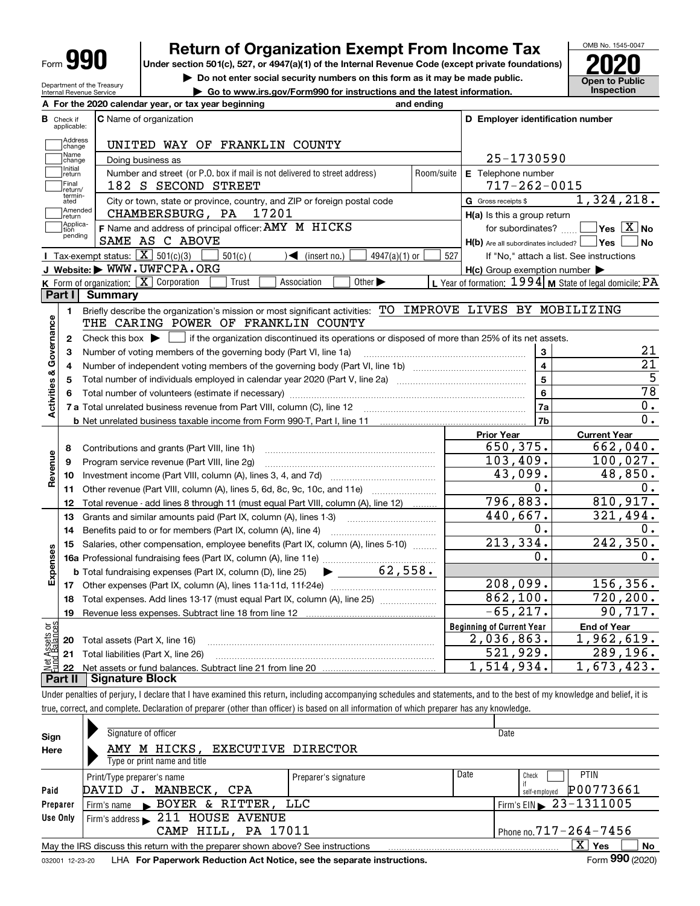Form **990**

# Return of Organization Exempt From Income Tax

**Under section 501(c), 527, or 4947(a)(1) of the Internal Revenue Code (except private foundations)**

▶ Do not enter social security numbers on this form as it may be made public.

▶ Go to www.irs.gov/Form990 for instructions and the latest information.

Department of the Treasury
Internal Revenue Service

OMB No. 1545-0047

**2020**

**Open to Public Inspection**

**A** For the 2020 calendar year, or tax year beginning and ending

**B** Check if applicable: Address change, Name change, Initial return, Final return/terminated, Amended return, Application pending

**C** Name of organization: UNITED WAY OF FRANKLIN COUNTY

Doing business as

Number and street (or P.O. box if mail is not delivered to street address): 182 S SECOND STREET — Room/suite

City or town, state or province, country, and ZIP or foreign postal code: CHAMBERSBURG, PA 17201

**F** Name and address of principal officer: AMY M HICKS
SAME AS C ABOVE

**D** Employer identification number: 25-1730590

**E** Telephone number: 717-262-0015

**G** Gross receipts $ 1,324,218.

**H(a)** Is this a group return for subordinates? Yes [ ] No [X]

**H(b)** Are all subordinates included? Yes [ ] No [ ]
If "No," attach a list. See instructions

**H(c)** Group exemption number ▶

**I** Tax-exempt status: [X] 501(c)(3) [ ] 501(c) ( ) ◀ (insert no.) [ ] 4947(a)(1) or [ ] 527

**J** Website: ▶ WWW.UWFCPA.ORG

**K** Form of organization: [X] Corporation [ ] Trust [ ] Association [ ] Other ▶

**L** Year of formation: 1994 **M** State of legal domicile: PA

## Part I Summary

**Activities & Governance**

1 Briefly describe the organization's mission or most significant activities: TO IMPROVE LIVES BY MOBILIZING THE CARING POWER OF FRANKLIN COUNTY

2 Check this box ▶ [ ] if the organization discontinued its operations or disposed of more than 25% of its net assets.

| | | | |
|---|---|---|---|
| 3 | Number of voting members of the governing body (Part VI, line 1a) | 3 | 21 |
| 4 | Number of independent voting members of the governing body (Part VI, line 1b) | 4 | 21 |
| 5 | Total number of individuals employed in calendar year 2020 (Part V, line 2a) | 5 | 5 |
| 6 | Total number of volunteers (estimate if necessary) | 6 | 78 |
| 7a | Total unrelated business revenue from Part VIII, column (C), line 12 | 7a | 0. |
| b | Net unrelated business taxable income from Form 990-T, Part I, line 11 | 7b | 0. |

| | | | Prior Year | Current Year |
|---|---|---|---|---|
| **Revenue** | 8 | Contributions and grants (Part VIII, line 1h) | 650,375. | 662,040. |
| | 9 | Program service revenue (Part VIII, line 2g) | 103,409. | 100,027. |
| | 10 | Investment income (Part VIII, column (A), lines 3, 4, and 7d) | 43,099. | 48,850. |
| | 11 | Other revenue (Part VIII, column (A), lines 5, 6d, 8c, 9c, 10c, and 11e) | 0. | 0. |
| | 12 | Total revenue - add lines 8 through 11 (must equal Part VIII, column (A), line 12) | 796,883. | 810,917. |
| **Expenses** | 13 | Grants and similar amounts paid (Part IX, column (A), lines 1-3) | 440,667. | 321,494. |
| | 14 | Benefits paid to or for members (Part IX, column (A), line 4) | 0. | 0. |
| | 15 | Salaries, other compensation, employee benefits (Part IX, column (A), lines 5-10) | 213,334. | 242,350. |
| | 16a | Professional fundraising fees (Part IX, column (A), line 11e) | 0. | 0. |
| | b | Total fundraising expenses (Part IX, column (D), line 25) ▶ 62,558. | | |
| | 17 | Other expenses (Part IX, column (A), lines 11a-11d, 11f-24e) | 208,099. | 156,356. |
| | 18 | Total expenses. Add lines 13-17 (must equal Part IX, column (A), line 25) | 862,100. | 720,200. |
| | 19 | Revenue less expenses. Subtract line 18 from line 12 | -65,217. | 90,717. |

| | | | Beginning of Current Year | End of Year |
|---|---|---|---|---|
| **Net Assets or Fund Balances** | 20 | Total assets (Part X, line 16) | 2,036,863. | 1,962,619. |
| | 21 | Total liabilities (Part X, line 26) | 521,929. | 289,196. |
| | 22 | Net assets or fund balances. Subtract line 21 from line 20 | 1,514,934. | 1,673,423. |

## Part II Signature Block

Under penalties of perjury, I declare that I have examined this return, including accompanying schedules and statements, and to the best of my knowledge and belief, it is true, correct, and complete. Declaration of preparer (other than officer) is based on all information of which preparer has any knowledge.

**Sign Here**

Signature of officer — Date

AMY M HICKS, EXECUTIVE DIRECTOR
Type or print name and title

**Paid Preparer Use Only**

| Print/Type preparer's name | Preparer's signature | Date | Check [ ] if self-employed | PTIN |
|---|---|---|---|---|
| DAVID J. MANBECK, CPA | | | | P00773661 |

Firm's name ▶ BOYER & RITTER, LLC — Firm's EIN ▶ 23-1311005

Firm's address ▶ 211 HOUSE AVENUE, CAMP HILL, PA 17011 — Phone no. 717-264-7456

May the IRS discuss this return with the preparer shown above? See instructions [X] Yes [ ] No

032001 12-23-20 LHA For Paperwork Reduction Act Notice, see the separate instructions. Form **990** (2020)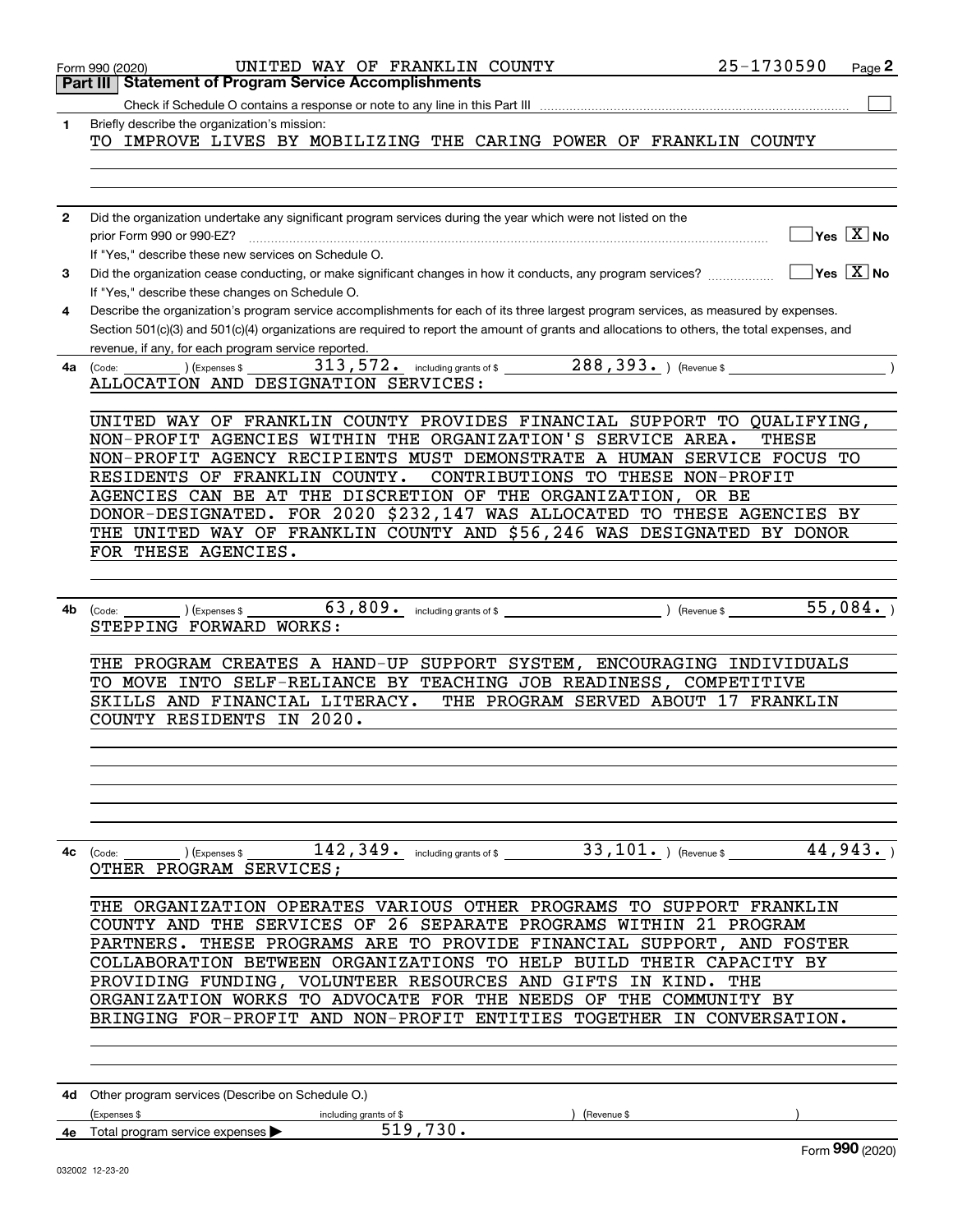Form 990 (2020) UNITED WAY OF FRANKLIN COUNTY 25-1730590 Page **2**

## Part III Statement of Program Service Accomplishments

Check if Schedule O contains a response or note to any line in this Part III ☐

**1** Briefly describe the organization's mission:

TO IMPROVE LIVES BY MOBILIZING THE CARING POWER OF FRANKLIN COUNTY

**2** Did the organization undertake any significant program services during the year which were not listed on the prior Form 990 or 990-EZ? ☐ Yes ☒ No

If "Yes," describe these new services on Schedule O.

**3** Did the organization cease conducting, or make significant changes in how it conducts, any program services? ☐ Yes ☒ No

If "Yes," describe these changes on Schedule O.

**4** Describe the organization's program service accomplishments for each of its three largest program services, as measured by expenses. Section 501(c)(3) and 501(c)(4) organizations are required to report the amount of grants and allocations to others, the total expenses, and revenue, if any, for each program service reported.

**4a** (Code: ) (Expenses $ 313,572. including grants of $ 288,393. ) (Revenue $ )

ALLOCATION AND DESIGNATION SERVICES:

UNITED WAY OF FRANKLIN COUNTY PROVIDES FINANCIAL SUPPORT TO QUALIFYING, NON-PROFIT AGENCIES WITHIN THE ORGANIZATION'S SERVICE AREA. THESE NON-PROFIT AGENCY RECIPIENTS MUST DEMONSTRATE A HUMAN SERVICE FOCUS TO RESIDENTS OF FRANKLIN COUNTY. CONTRIBUTIONS TO THESE NON-PROFIT AGENCIES CAN BE AT THE DISCRETION OF THE ORGANIZATION, OR BE DONOR-DESIGNATED. FOR 2020 $232,147 WAS ALLOCATED TO THESE AGENCIES BY THE UNITED WAY OF FRANKLIN COUNTY AND $56,246 WAS DESIGNATED BY DONOR FOR THESE AGENCIES.

**4b** (Code: ) (Expenses $ 63,809. including grants of $ ) (Revenue $ 55,084. )

STEPPING FORWARD WORKS:

THE PROGRAM CREATES A HAND-UP SUPPORT SYSTEM, ENCOURAGING INDIVIDUALS TO MOVE INTO SELF-RELIANCE BY TEACHING JOB READINESS, COMPETITIVE SKILLS AND FINANCIAL LITERACY. THE PROGRAM SERVED ABOUT 17 FRANKLIN COUNTY RESIDENTS IN 2020.

**4c** (Code: ) (Expenses $ 142,349. including grants of $ 33,101. ) (Revenue $ 44,943. )

OTHER PROGRAM SERVICES;

THE ORGANIZATION OPERATES VARIOUS OTHER PROGRAMS TO SUPPORT FRANKLIN COUNTY AND THE SERVICES OF 26 SEPARATE PROGRAMS WITHIN 21 PROGRAM PARTNERS. THESE PROGRAMS ARE TO PROVIDE FINANCIAL SUPPORT, AND FOSTER COLLABORATION BETWEEN ORGANIZATIONS TO HELP BUILD THEIR CAPACITY BY PROVIDING FUNDING, VOLUNTEER RESOURCES AND GIFTS IN KIND. THE ORGANIZATION WORKS TO ADVOCATE FOR THE NEEDS OF THE COMMUNITY BY BRINGING FOR-PROFIT AND NON-PROFIT ENTITIES TOGETHER IN CONVERSATION.

**4d** Other program services (Describe on Schedule O.)

(Expenses $ including grants of $ ) (Revenue $ )

**4e** Total program service expenses ▶ 519,730.

Form **990** (2020)

032002 12-23-20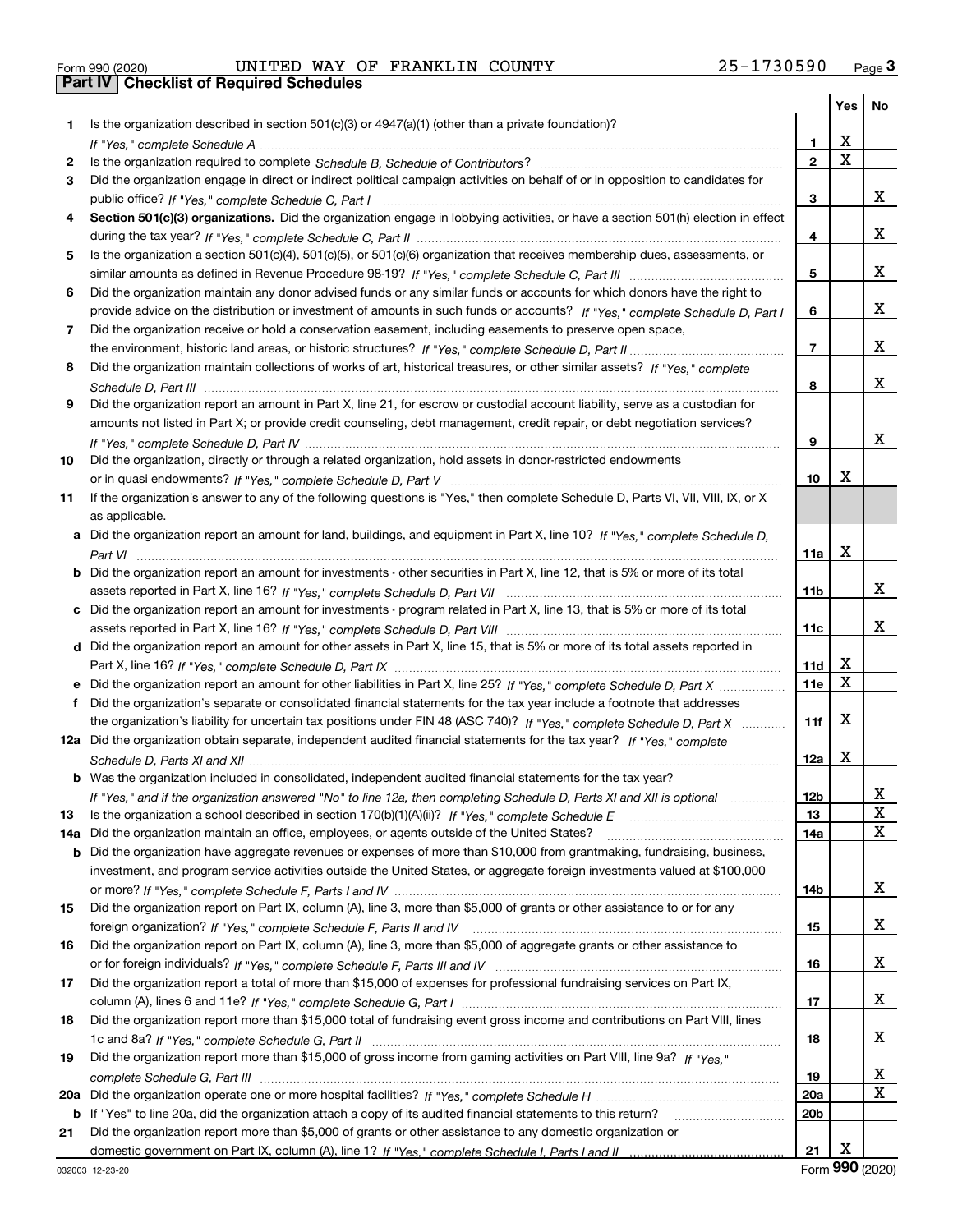Form 990 (2020) UNITED WAY OF FRANKLIN COUNTY 25-1730590 Page **3**

**Part IV | Checklist of Required Schedules**

| | | | Yes | No |
|---|---|---|---|---|
| **1** | Is the organization described in section 501(c)(3) or 4947(a)(1) (other than a private foundation)? *If "Yes," complete Schedule A* | **1** | X | |
| **2** | Is the organization required to complete *Schedule B, Schedule of Contributors*? | **2** | X | |
| **3** | Did the organization engage in direct or indirect political campaign activities on behalf of or in opposition to candidates for public office? *If "Yes," complete Schedule C, Part I* | **3** | | X |
| **4** | **Section 501(c)(3) organizations.** Did the organization engage in lobbying activities, or have a section 501(h) election in effect during the tax year? *If "Yes," complete Schedule C, Part II* | **4** | | X |
| **5** | Is the organization a section 501(c)(4), 501(c)(5), or 501(c)(6) organization that receives membership dues, assessments, or similar amounts as defined in Revenue Procedure 98-19? *If "Yes," complete Schedule C, Part III* | **5** | | X |
| **6** | Did the organization maintain any donor advised funds or any similar funds or accounts for which donors have the right to provide advice on the distribution or investment of amounts in such funds or accounts? *If "Yes," complete Schedule D, Part I* | **6** | | X |
| **7** | Did the organization receive or hold a conservation easement, including easements to preserve open space, the environment, historic land areas, or historic structures? *If "Yes," complete Schedule D, Part II* | **7** | | X |
| **8** | Did the organization maintain collections of works of art, historical treasures, or other similar assets? *If "Yes," complete Schedule D, Part III* | **8** | | X |
| **9** | Did the organization report an amount in Part X, line 21, for escrow or custodial account liability, serve as a custodian for amounts not listed in Part X; or provide credit counseling, debt management, credit repair, or debt negotiation services? *If "Yes," complete Schedule D, Part IV* | **9** | | X |
| **10** | Did the organization, directly or through a related organization, hold assets in donor-restricted endowments or in quasi endowments? *If "Yes," complete Schedule D, Part V* | **10** | X | |
| **11** | If the organization's answer to any of the following questions is "Yes," then complete Schedule D, Parts VI, VII, VIII, IX, or X as applicable. | | | |
| **a** | Did the organization report an amount for land, buildings, and equipment in Part X, line 10? *If "Yes," complete Schedule D, Part VI* | **11a** | X | |
| **b** | Did the organization report an amount for investments - other securities in Part X, line 12, that is 5% or more of its total assets reported in Part X, line 16? *If "Yes," complete Schedule D, Part VII* | **11b** | | X |
| **c** | Did the organization report an amount for investments - program related in Part X, line 13, that is 5% or more of its total assets reported in Part X, line 16? *If "Yes," complete Schedule D, Part VIII* | **11c** | | X |
| **d** | Did the organization report an amount for other assets in Part X, line 15, that is 5% or more of its total assets reported in Part X, line 16? *If "Yes," complete Schedule D, Part IX* | **11d** | X | |
| **e** | Did the organization report an amount for other liabilities in Part X, line 25? *If "Yes," complete Schedule D, Part X* | **11e** | X | |
| **f** | Did the organization's separate or consolidated financial statements for the tax year include a footnote that addresses the organization's liability for uncertain tax positions under FIN 48 (ASC 740)? *If "Yes," complete Schedule D, Part X* | **11f** | X | |
| **12a** | Did the organization obtain separate, independent audited financial statements for the tax year? *If "Yes," complete Schedule D, Parts XI and XII* | **12a** | X | |
| **b** | Was the organization included in consolidated, independent audited financial statements for the tax year? *If "Yes," and if the organization answered "No" to line 12a, then completing Schedule D, Parts XI and XII is optional* | **12b** | | X |
| **13** | Is the organization a school described in section 170(b)(1)(A)(ii)? *If "Yes," complete Schedule E* | **13** | | X |
| **14a** | Did the organization maintain an office, employees, or agents outside of the United States? | **14a** | | X |
| **b** | Did the organization have aggregate revenues or expenses of more than $10,000 from grantmaking, fundraising, business, investment, and program service activities outside the United States, or aggregate foreign investments valued at $100,000 or more? *If "Yes," complete Schedule F, Parts I and IV* | **14b** | | X |
| **15** | Did the organization report on Part IX, column (A), line 3, more than $5,000 of grants or other assistance to or for any foreign organization? *If "Yes," complete Schedule F, Parts II and IV* | **15** | | X |
| **16** | Did the organization report on Part IX, column (A), line 3, more than $5,000 of aggregate grants or other assistance to or for foreign individuals? *If "Yes," complete Schedule F, Parts III and IV* | **16** | | X |
| **17** | Did the organization report a total of more than $15,000 of expenses for professional fundraising services on Part IX, column (A), lines 6 and 11e? *If "Yes," complete Schedule G, Part I* | **17** | | X |
| **18** | Did the organization report more than $15,000 total of fundraising event gross income and contributions on Part VIII, lines 1c and 8a? *If "Yes," complete Schedule G, Part II* | **18** | | X |
| **19** | Did the organization report more than $15,000 of gross income from gaming activities on Part VIII, line 9a? *If "Yes," complete Schedule G, Part III* | **19** | | X |
| **20a** | Did the organization operate one or more hospital facilities? *If "Yes," complete Schedule H* | **20a** | | X |
| **b** | If "Yes" to line 20a, did the organization attach a copy of its audited financial statements to this return? | **20b** | | |
| **21** | Did the organization report more than $5,000 of grants or other assistance to any domestic organization or domestic government on Part IX, column (A), line 1? *If "Yes," complete Schedule I, Parts I and II* | **21** | X | |

032003 12-23-20 Form **990** (2020)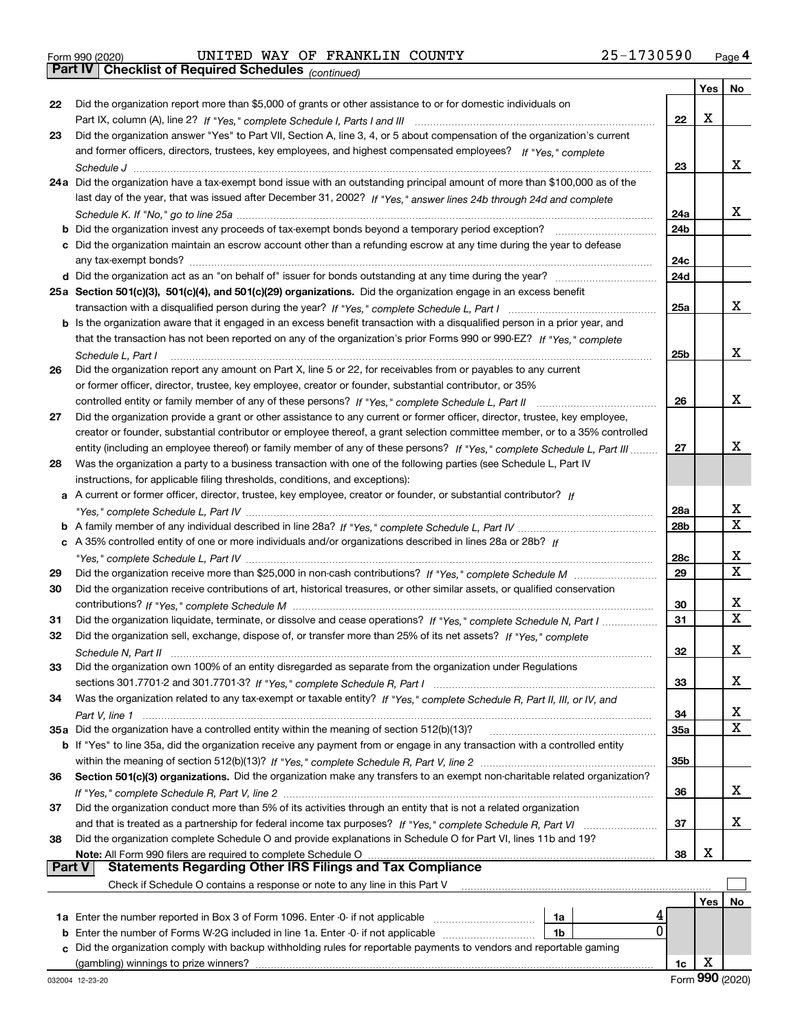Form 990 (2020) UNITED WAY OF FRANKLIN COUNTY 25-1730590 Page 4

## Part IV Checklist of Required Schedules *(continued)*

| | | | Yes | No |
|---|---|---|---|---|
| 22 | Did the organization report more than $5,000 of grants or other assistance to or for domestic individuals on Part IX, column (A), line 2? *If "Yes," complete Schedule I, Parts I and III* | 22 | X | |
| 23 | Did the organization answer "Yes" to Part VII, Section A, line 3, 4, or 5 about compensation of the organization's current and former officers, directors, trustees, key employees, and highest compensated employees? *If "Yes," complete Schedule J* | 23 | | X |
| 24a | Did the organization have a tax-exempt bond issue with an outstanding principal amount of more than $100,000 as of the last day of the year, that was issued after December 31, 2002? *If "Yes," answer lines 24b through 24d and complete Schedule K. If "No," go to line 25a* | 24a | | X |
| b | Did the organization invest any proceeds of tax-exempt bonds beyond a temporary period exception? | 24b | | |
| c | Did the organization maintain an escrow account other than a refunding escrow at any time during the year to defease any tax-exempt bonds? | 24c | | |
| d | Did the organization act as an "on behalf of" issuer for bonds outstanding at any time during the year? | 24d | | |
| 25a | **Section 501(c)(3), 501(c)(4), and 501(c)(29) organizations.** Did the organization engage in an excess benefit transaction with a disqualified person during the year? *If "Yes," complete Schedule L, Part I* | 25a | | X |
| b | Is the organization aware that it engaged in an excess benefit transaction with a disqualified person in a prior year, and that the transaction has not been reported on any of the organization's prior Forms 990 or 990-EZ? *If "Yes," complete Schedule L, Part I* | 25b | | X |
| 26 | Did the organization report any amount on Part X, line 5 or 22, for receivables from or payables to any current or former officer, director, trustee, key employee, creator or founder, substantial contributor, or 35% controlled entity or family member of any of these persons? *If "Yes," complete Schedule L, Part II* | 26 | | X |
| 27 | Did the organization provide a grant or other assistance to any current or former officer, director, trustee, key employee, creator or founder, substantial contributor or employee thereof, a grant selection committee member, or to a 35% controlled entity (including an employee thereof) or family member of any of these persons? *If "Yes," complete Schedule L, Part III* | 27 | | X |
| 28 | Was the organization a party to a business transaction with one of the following parties (see Schedule L, Part IV instructions, for applicable filing thresholds, conditions, and exceptions): | | | |
| a | A current or former officer, director, trustee, key employee, creator or founder, or substantial contributor? *If "Yes," complete Schedule L, Part IV* | 28a | | X |
| b | A family member of any individual described in line 28a? *If "Yes," complete Schedule L, Part IV* | 28b | | X |
| c | A 35% controlled entity of one or more individuals and/or organizations described in lines 28a or 28b? *If "Yes," complete Schedule L, Part IV* | 28c | | X |
| 29 | Did the organization receive more than $25,000 in non-cash contributions? *If "Yes," complete Schedule M* | 29 | | X |
| 30 | Did the organization receive contributions of art, historical treasures, or other similar assets, or qualified conservation contributions? *If "Yes," complete Schedule M* | 30 | | X |
| 31 | Did the organization liquidate, terminate, or dissolve and cease operations? *If "Yes," complete Schedule N, Part I* | 31 | | X |
| 32 | Did the organization sell, exchange, dispose of, or transfer more than 25% of its net assets? *If "Yes," complete Schedule N, Part II* | 32 | | X |
| 33 | Did the organization own 100% of an entity disregarded as separate from the organization under Regulations sections 301.7701-2 and 301.7701-3? *If "Yes," complete Schedule R, Part I* | 33 | | X |
| 34 | Was the organization related to any tax-exempt or taxable entity? *If "Yes," complete Schedule R, Part II, III, or IV, and Part V, line 1* | 34 | | X |
| 35a | Did the organization have a controlled entity within the meaning of section 512(b)(13)? | 35a | | X |
| b | If "Yes" to line 35a, did the organization receive any payment from or engage in any transaction with a controlled entity within the meaning of section 512(b)(13)? *If "Yes," complete Schedule R, Part V, line 2* | 35b | | |
| 36 | **Section 501(c)(3) organizations.** Did the organization make any transfers to an exempt non-charitable related organization? *If "Yes," complete Schedule R, Part V, line 2* | 36 | | X |
| 37 | Did the organization conduct more than 5% of its activities through an entity that is not a related organization and that is treated as a partnership for federal income tax purposes? *If "Yes," complete Schedule R, Part VI* | 37 | | X |
| 38 | Did the organization complete Schedule O and provide explanations in Schedule O for Part VI, lines 11b and 19? **Note:** All Form 990 filers are required to complete Schedule O | 38 | X | |

## Part V Statements Regarding Other IRS Filings and Tax Compliance

Check if Schedule O contains a response or note to any line in this Part V ☐

| | | | | | Yes | No |
|---|---|---|---|---|---|---|
| 1a | Enter the number reported in Box 3 of Form 1096. Enter -0- if not applicable | 1a | 4 | | | |
| b | Enter the number of Forms W-2G included in line 1a. Enter -0- if not applicable | 1b | 0 | | | |
| c | Did the organization comply with backup withholding rules for reportable payments to vendors and reportable gaming (gambling) winnings to prize winners? | | | 1c | X | |

032004 12-23-20 Form 990 (2020)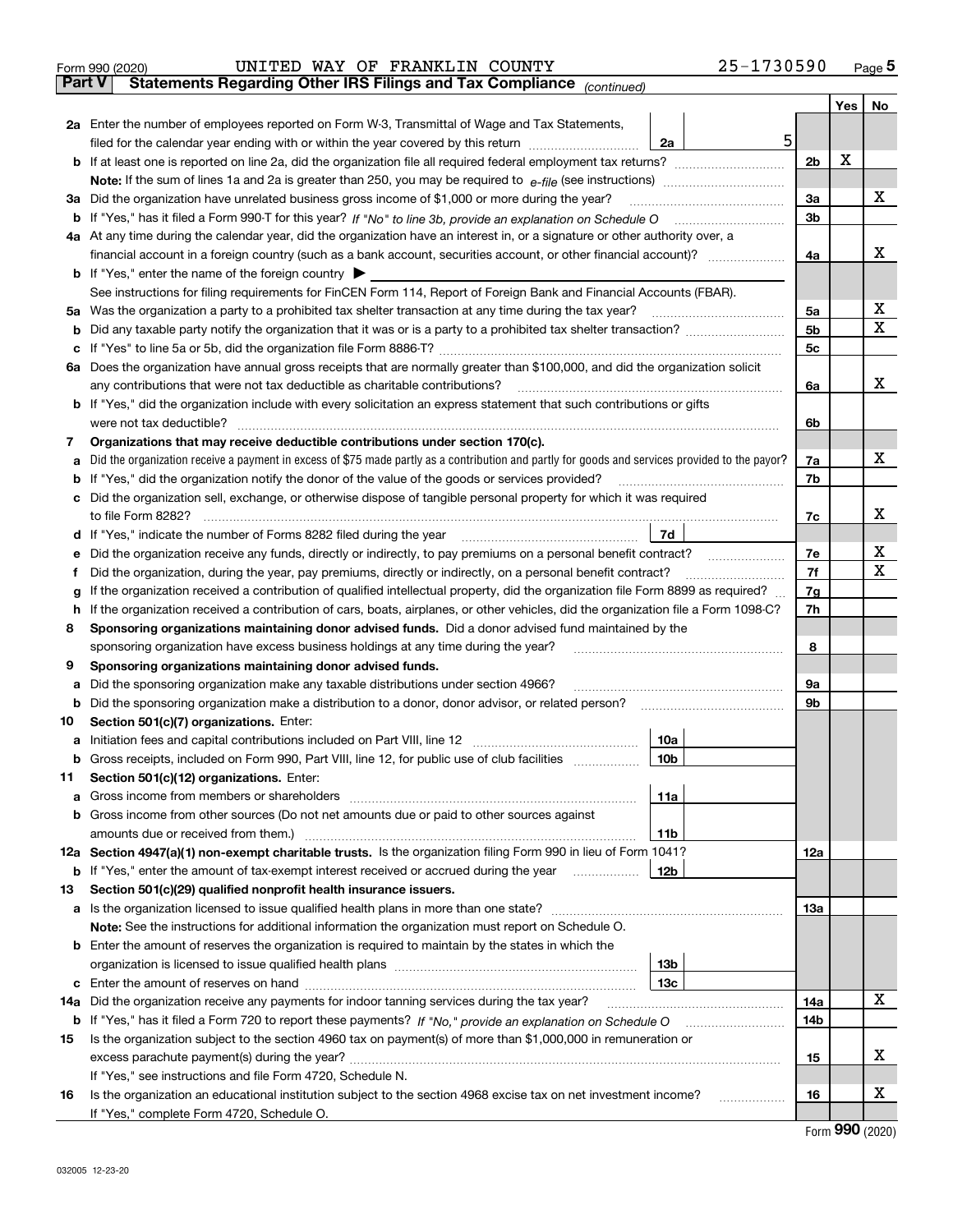Form 990 (2020) UNITED WAY OF FRANKLIN COUNTY 25-1730590 Page **5**

## Part V Statements Regarding Other IRS Filings and Tax Compliance *(continued)*

| | | | | Yes | No |
|---|---|---|---|---|---|
| **2a** | Enter the number of employees reported on Form W-3, Transmittal of Wage and Tax Statements, filed for the calendar year ending with or within the year covered by this return | 2a | 5 | | |
| **b** | If at least one is reported on line 2a, did the organization file all required federal employment tax returns? | | 2b | X | |
| | **Note:** If the sum of lines 1a and 2a is greater than 250, you may be required to *e-file* (see instructions) | | | | |
| **3a** | Did the organization have unrelated business gross income of $1,000 or more during the year? | | 3a | | X |
| **b** | If "Yes," has it filed a Form 990-T for this year? *If "No" to line 3b, provide an explanation on Schedule O* | | 3b | | |
| **4a** | At any time during the calendar year, did the organization have an interest in, or a signature or other authority over, a financial account in a foreign country (such as a bank account, securities account, or other financial account)? | | 4a | | X |
| **b** | If "Yes," enter the name of the foreign country ▶ | | | | |
| | See instructions for filing requirements for FinCEN Form 114, Report of Foreign Bank and Financial Accounts (FBAR). | | | | |
| **5a** | Was the organization a party to a prohibited tax shelter transaction at any time during the tax year? | | 5a | | X |
| **b** | Did any taxable party notify the organization that it was or is a party to a prohibited tax shelter transaction? | | 5b | | X |
| **c** | If "Yes" to line 5a or 5b, did the organization file Form 8886-T? | | 5c | | |
| **6a** | Does the organization have annual gross receipts that are normally greater than $100,000, and did the organization solicit any contributions that were not tax deductible as charitable contributions? | | 6a | | X |
| **b** | If "Yes," did the organization include with every solicitation an express statement that such contributions or gifts were not tax deductible? | | 6b | | |
| **7** | **Organizations that may receive deductible contributions under section 170(c).** | | | | |
| **a** | Did the organization receive a payment in excess of $75 made partly as a contribution and partly for goods and services provided to the payor? | | 7a | | X |
| **b** | If "Yes," did the organization notify the donor of the value of the goods or services provided? | | 7b | | |
| **c** | Did the organization sell, exchange, or otherwise dispose of tangible personal property for which it was required to file Form 8282? | | 7c | | X |
| **d** | If "Yes," indicate the number of Forms 8282 filed during the year | 7d | | | |
| **e** | Did the organization receive any funds, directly or indirectly, to pay premiums on a personal benefit contract? | | 7e | | X |
| **f** | Did the organization, during the year, pay premiums, directly or indirectly, on a personal benefit contract? | | 7f | | X |
| **g** | If the organization received a contribution of qualified intellectual property, did the organization file Form 8899 as required? | | 7g | | |
| **h** | If the organization received a contribution of cars, boats, airplanes, or other vehicles, did the organization file a Form 1098-C? | | 7h | | |
| **8** | **Sponsoring organizations maintaining donor advised funds.** Did a donor advised fund maintained by the sponsoring organization have excess business holdings at any time during the year? | | 8 | | |
| **9** | **Sponsoring organizations maintaining donor advised funds.** | | | | |
| **a** | Did the sponsoring organization make any taxable distributions under section 4966? | | 9a | | |
| **b** | Did the sponsoring organization make a distribution to a donor, donor advisor, or related person? | | 9b | | |
| **10** | **Section 501(c)(7) organizations.** Enter: | | | | |
| **a** | Initiation fees and capital contributions included on Part VIII, line 12 | 10a | | | |
| **b** | Gross receipts, included on Form 990, Part VIII, line 12, for public use of club facilities | 10b | | | |
| **11** | **Section 501(c)(12) organizations.** Enter: | | | | |
| **a** | Gross income from members or shareholders | 11a | | | |
| **b** | Gross income from other sources (Do not net amounts due or paid to other sources against amounts due or received from them.) | 11b | | | |
| **12a** | **Section 4947(a)(1) non-exempt charitable trusts.** Is the organization filing Form 990 in lieu of Form 1041? | | 12a | | |
| **b** | If "Yes," enter the amount of tax-exempt interest received or accrued during the year | 12b | | | |
| **13** | **Section 501(c)(29) qualified nonprofit health insurance issuers.** | | | | |
| **a** | Is the organization licensed to issue qualified health plans in more than one state? | | 13a | | |
| | **Note:** See the instructions for additional information the organization must report on Schedule O. | | | | |
| **b** | Enter the amount of reserves the organization is required to maintain by the states in which the organization is licensed to issue qualified health plans | 13b | | | |
| **c** | Enter the amount of reserves on hand | 13c | | | |
| **14a** | Did the organization receive any payments for indoor tanning services during the tax year? | | 14a | | X |
| **b** | If "Yes," has it filed a Form 720 to report these payments? *If "No," provide an explanation on Schedule O* | | 14b | | |
| **15** | Is the organization subject to the section 4960 tax on payment(s) of more than $1,000,000 in remuneration or excess parachute payment(s) during the year? | | 15 | | X |
| | If "Yes," see instructions and file Form 4720, Schedule N. | | | | |
| **16** | Is the organization an educational institution subject to the section 4968 excise tax on net investment income? | | 16 | | X |
| | If "Yes," complete Form 4720, Schedule O. | | | | |

Form **990** (2020)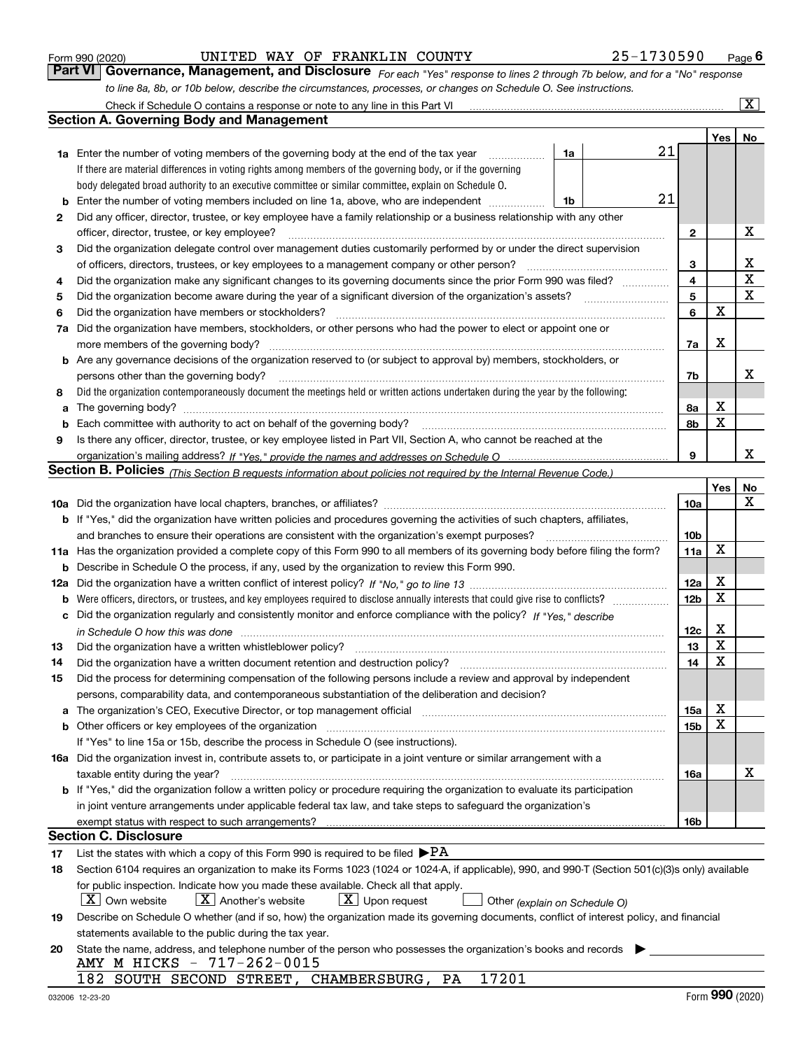Form 990 (2020) UNITED WAY OF FRANKLIN COUNTY 25-1730590 Page 6

## Part VI Governance, Management, and Disclosure

*For each "Yes" response to lines 2 through 7b below, and for a "No" response to line 8a, 8b, or 10b below, describe the circumstances, processes, or changes on Schedule O. See instructions.*

Check if Schedule O contains a response or note to any line in this Part VI [X]

### Section A. Governing Body and Management

| | | | | | Yes | No |
|---|---|---|---|---|---|---|
| 1a | Enter the number of voting members of the governing body at the end of the tax year. If there are material differences in voting rights among members of the governing body, or if the governing body delegated broad authority to an executive committee or similar committee, explain on Schedule O. | 1a | 21 | | | |
| b | Enter the number of voting members included on line 1a, above, who are independent | 1b | 21 | | | |
| 2 | Did any officer, director, trustee, or key employee have a family relationship or a business relationship with any other officer, director, trustee, or key employee? | | | 2 | | X |
| 3 | Did the organization delegate control over management duties customarily performed by or under the direct supervision of officers, directors, trustees, or key employees to a management company or other person? | | | 3 | | X |
| 4 | Did the organization make any significant changes to its governing documents since the prior Form 990 was filed? | | | 4 | | X |
| 5 | Did the organization become aware during the year of a significant diversion of the organization's assets? | | | 5 | | X |
| 6 | Did the organization have members or stockholders? | | | 6 | X | |
| 7a | Did the organization have members, stockholders, or other persons who had the power to elect or appoint one or more members of the governing body? | | | 7a | X | |
| b | Are any governance decisions of the organization reserved to (or subject to approval by) members, stockholders, or persons other than the governing body? | | | 7b | | X |
| 8 | Did the organization contemporaneously document the meetings held or written actions undertaken during the year by the following: | | | | | |
| a | The governing body? | | | 8a | X | |
| b | Each committee with authority to act on behalf of the governing body? | | | 8b | X | |
| 9 | Is there any officer, director, trustee, or key employee listed in Part VII, Section A, who cannot be reached at the organization's mailing address? *If "Yes," provide the names and addresses on Schedule O* | | | 9 | | X |

### Section B. Policies *(This Section B requests information about policies not required by the Internal Revenue Code.)*

| | | | Yes | No |
|---|---|---|---|---|
| 10a | Did the organization have local chapters, branches, or affiliates? | 10a | | X |
| b | If "Yes," did the organization have written policies and procedures governing the activities of such chapters, affiliates, and branches to ensure their operations are consistent with the organization's exempt purposes? | 10b | | |
| 11a | Has the organization provided a complete copy of this Form 990 to all members of its governing body before filing the form? | 11a | X | |
| b | Describe in Schedule O the process, if any, used by the organization to review this Form 990. | | | |
| 12a | Did the organization have a written conflict of interest policy? *If "No," go to line 13* | 12a | X | |
| b | Were officers, directors, or trustees, and key employees required to disclose annually interests that could give rise to conflicts? | 12b | X | |
| c | Did the organization regularly and consistently monitor and enforce compliance with the policy? *If "Yes," describe in Schedule O how this was done* | 12c | X | |
| 13 | Did the organization have a written whistleblower policy? | 13 | X | |
| 14 | Did the organization have a written document retention and destruction policy? | 14 | X | |
| 15 | Did the process for determining compensation of the following persons include a review and approval by independent persons, comparability data, and contemporaneous substantiation of the deliberation and decision? | | | |
| a | The organization's CEO, Executive Director, or top management official | 15a | X | |
| b | Other officers or key employees of the organization | 15b | X | |
| | If "Yes" to line 15a or 15b, describe the process in Schedule O (see instructions). | | | |
| 16a | Did the organization invest in, contribute assets to, or participate in a joint venture or similar arrangement with a taxable entity during the year? | 16a | | X |
| b | If "Yes," did the organization follow a written policy or procedure requiring the organization to evaluate its participation in joint venture arrangements under applicable federal tax law, and take steps to safeguard the organization's exempt status with respect to such arrangements? | 16b | | |

### Section C. Disclosure

17 List the states with which a copy of this Form 990 is required to be filed ▶PA

18 Section 6104 requires an organization to make its Forms 1023 (1024 or 1024-A, if applicable), 990, and 990-T (Section 501(c)(3)s only) available for public inspection. Indicate how you made these available. Check all that apply.

[X] Own website [X] Another's website [X] Upon request [ ] Other *(explain on Schedule O)*

19 Describe on Schedule O whether (and if so, how) the organization made its governing documents, conflict of interest policy, and financial statements available to the public during the tax year.

20 State the name, address, and telephone number of the person who possesses the organization's books and records ▶

AMY M HICKS - 717-262-0015
182 SOUTH SECOND STREET, CHAMBERSBURG, PA 17201

Form **990** (2020)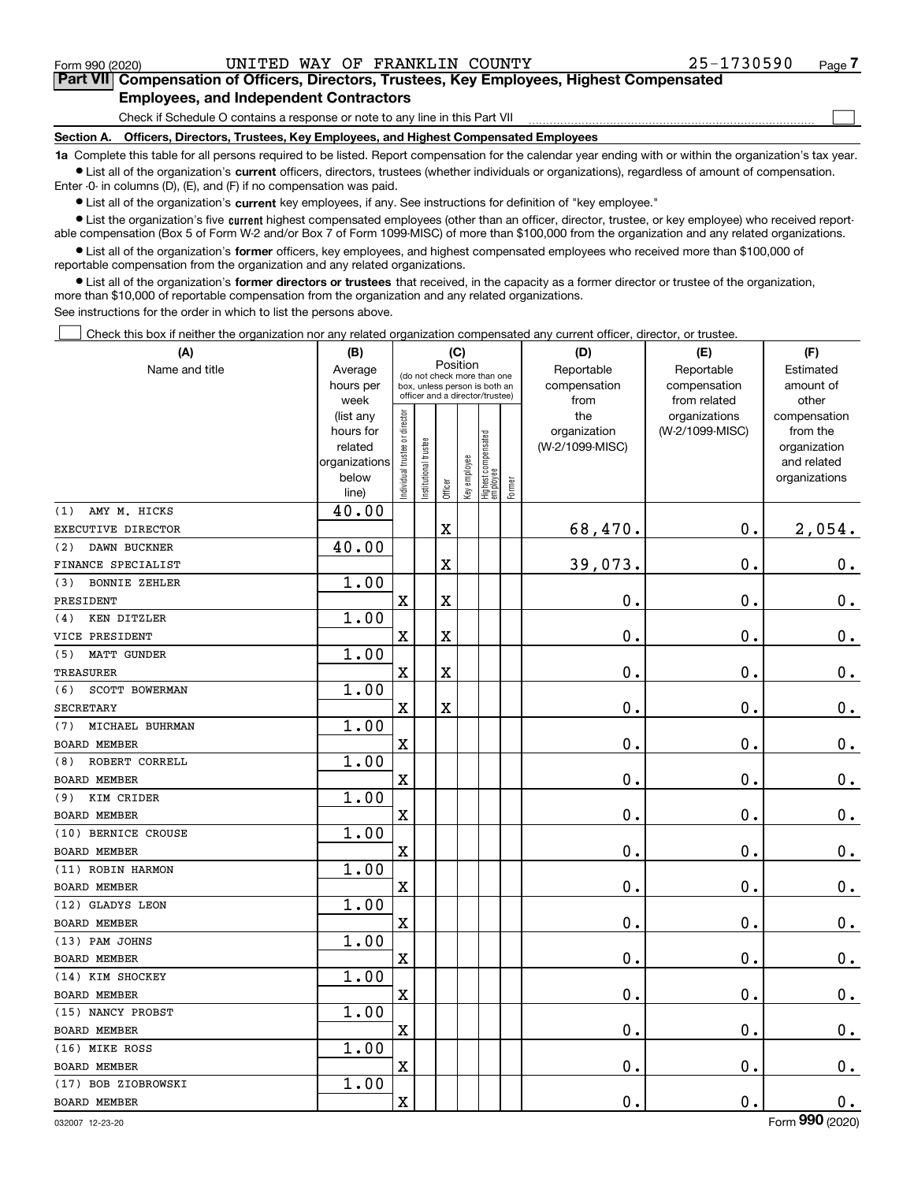Form 990 (2020) UNITED WAY OF FRANKLIN COUNTY 25-1730590 Page 7

## Part VII Compensation of Officers, Directors, Trustees, Key Employees, Highest Compensated Employees, and Independent Contractors

Check if Schedule O contains a response or note to any line in this Part VII ☐

**Section A. Officers, Directors, Trustees, Key Employees, and Highest Compensated Employees**

**1a** Complete this table for all persons required to be listed. Report compensation for the calendar year ending with or within the organization's tax year.

- List all of the organization's **current** officers, directors, trustees (whether individuals or organizations), regardless of amount of compensation. Enter -0- in columns (D), (E), and (F) if no compensation was paid.
- List all of the organization's **current** key employees, if any. See instructions for definition of "key employee."
- List the organization's five **current** highest compensated employees (other than an officer, director, trustee, or key employee) who received reportable compensation (Box 5 of Form W-2 and/or Box 7 of Form 1099-MISC) of more than $100,000 from the organization and any related organizations.
- List all of the organization's **former** officers, key employees, and highest compensated employees who received more than $100,000 of reportable compensation from the organization and any related organizations.
- List all of the organization's **former directors or trustees** that received, in the capacity as a former director or trustee of the organization, more than $10,000 of reportable compensation from the organization and any related organizations.

See instructions for the order in which to list the persons above.

☐ Check this box if neither the organization nor any related organization compensated any current officer, director, or trustee.

| (A) Name and title | (B) Average hours per week (list any hours for related organizations below line) | (C) Position: Individual trustee or director | Institutional trustee | Officer | Key employee | Highest compensated employee | Former | (D) Reportable compensation from the organization (W-2/1099-MISC) | (E) Reportable compensation from related organizations (W-2/1099-MISC) | (F) Estimated amount of other compensation from the organization and related organizations |
|---|---|---|---|---|---|---|---|---|---|---|
| (1) AMY M. HICKS<br>EXECUTIVE DIRECTOR | 40.00 | | | X | | | | 68,470. | 0. | 2,054. |
| (2) DAWN BUCKNER<br>FINANCE SPECIALIST | 40.00 | | | X | | | | 39,073. | 0. | 0. |
| (3) BONNIE ZEHLER<br>PRESIDENT | 1.00 | X | | X | | | | 0. | 0. | 0. |
| (4) KEN DITZLER<br>VICE PRESIDENT | 1.00 | X | | X | | | | 0. | 0. | 0. |
| (5) MATT GUNDER<br>TREASURER | 1.00 | X | | X | | | | 0. | 0. | 0. |
| (6) SCOTT BOWERMAN<br>SECRETARY | 1.00 | X | | X | | | | 0. | 0. | 0. |
| (7) MICHAEL BUHRMAN<br>BOARD MEMBER | 1.00 | X | | | | | | 0. | 0. | 0. |
| (8) ROBERT CORRELL<br>BOARD MEMBER | 1.00 | X | | | | | | 0. | 0. | 0. |
| (9) KIM CRIDER<br>BOARD MEMBER | 1.00 | X | | | | | | 0. | 0. | 0. |
| (10) BERNICE CROUSE<br>BOARD MEMBER | 1.00 | X | | | | | | 0. | 0. | 0. |
| (11) ROBIN HARMON<br>BOARD MEMBER | 1.00 | X | | | | | | 0. | 0. | 0. |
| (12) GLADYS LEON<br>BOARD MEMBER | 1.00 | X | | | | | | 0. | 0. | 0. |
| (13) PAM JOHNS<br>BOARD MEMBER | 1.00 | X | | | | | | 0. | 0. | 0. |
| (14) KIM SHOCKEY<br>BOARD MEMBER | 1.00 | X | | | | | | 0. | 0. | 0. |
| (15) NANCY PROBST<br>BOARD MEMBER | 1.00 | X | | | | | | 0. | 0. | 0. |
| (16) MIKE ROSS<br>BOARD MEMBER | 1.00 | X | | | | | | 0. | 0. | 0. |
| (17) BOB ZIOBROWSKI<br>BOARD MEMBER | 1.00 | X | | | | | | 0. | 0. | 0. |

032007 12-23-20 Form 990 (2020)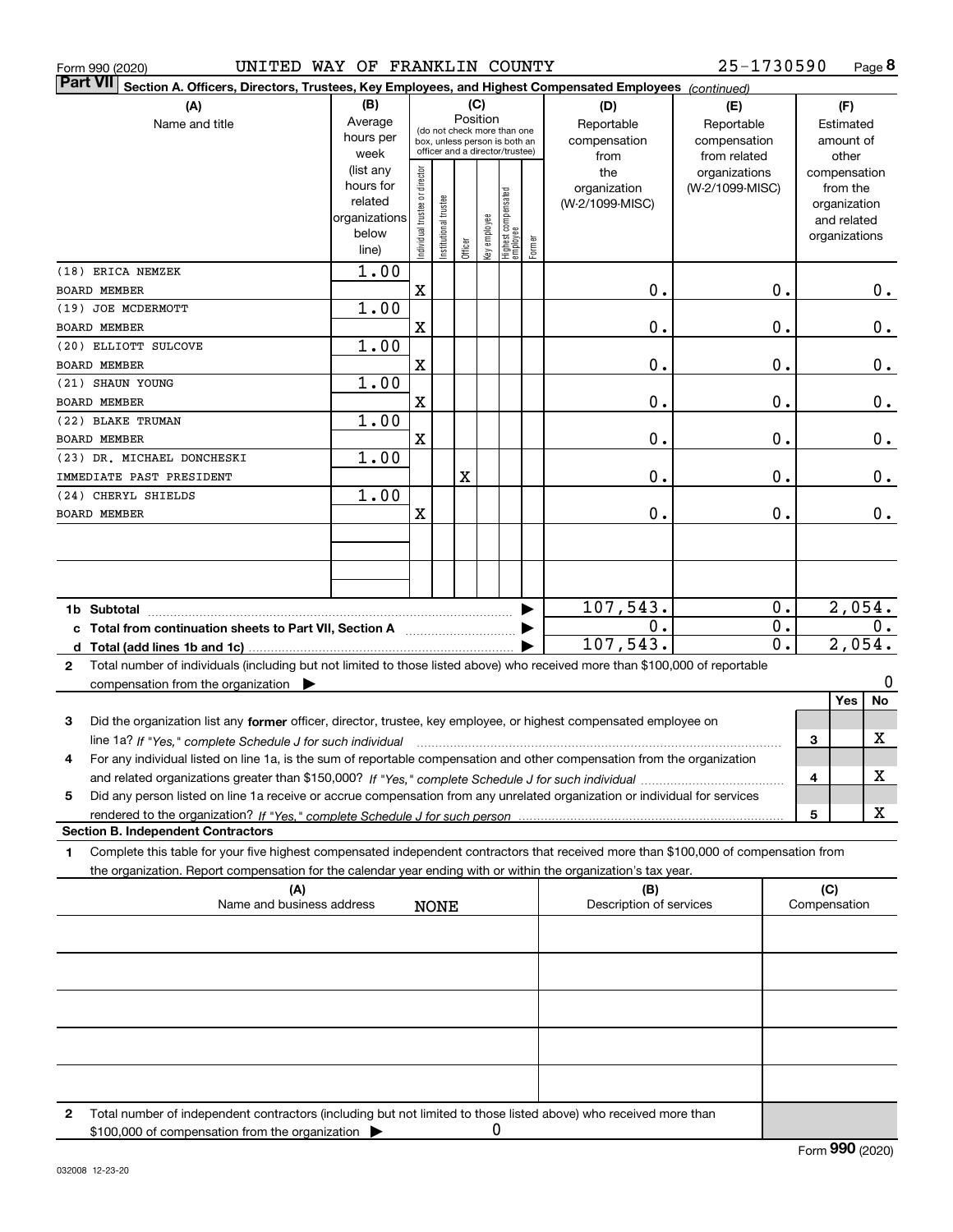Form 990 (2020) UNITED WAY OF FRANKLIN COUNTY 25-1730590 Page **8**

**Part VII** Section A. Officers, Directors, Trustees, Key Employees, and Highest Compensated Employees *(continued)*

| (A) Name and title | (B) Average hours per week (list any hours for related organizations below line) | (C) Position: Individual trustee or director | Institutional trustee | Officer | Key employee | Highest compensated employee | Former | (D) Reportable compensation from the organization (W-2/1099-MISC) | (E) Reportable compensation from related organizations (W-2/1099-MISC) | (F) Estimated amount of other compensation from the organization and related organizations |
|---|---|---|---|---|---|---|---|---|---|---|
| (18) ERICA NEMZEK<br>BOARD MEMBER | 1.00 | X | | | | | | 0. | 0. | 0. |
| (19) JOE MCDERMOTT<br>BOARD MEMBER | 1.00 | X | | | | | | 0. | 0. | 0. |
| (20) ELLIOTT SULCOVE<br>BOARD MEMBER | 1.00 | X | | | | | | 0. | 0. | 0. |
| (21) SHAUN YOUNG<br>BOARD MEMBER | 1.00 | X | | | | | | 0. | 0. | 0. |
| (22) BLAKE TRUMAN<br>BOARD MEMBER | 1.00 | X | | | | | | 0. | 0. | 0. |
| (23) DR. MICHAEL DONCHESKI<br>IMMEDIATE PAST PRESIDENT | 1.00 | | | X | | | | 0. | 0. | 0. |
| (24) CHERYL SHIELDS<br>BOARD MEMBER | 1.00 | X | | | | | | 0. | 0. | 0. |
| | | | | | | | | | | |
| | | | | | | | | | | |
| **1b Subtotal** | | | | | | | | 107,543. | 0. | 2,054. |
| **c Total from continuation sheets to Part VII, Section A** | | | | | | | | 0. | 0. | 0. |
| **d Total (add lines 1b and 1c)** | | | | | | | | 107,543. | 0. | 2,054. |

**2** Total number of individuals (including but not limited to those listed above) who received more than $100,000 of reportable compensation from the organization ▶ 0

| | | Yes | No |
|---|---|---|---|
| **3** Did the organization list any **former** officer, director, trustee, key employee, or highest compensated employee on line 1a? *If "Yes," complete Schedule J for such individual* | 3 | | X |
| **4** For any individual listed on line 1a, is the sum of reportable compensation and other compensation from the organization and related organizations greater than $150,000? *If "Yes," complete Schedule J for such individual* | 4 | | X |
| **5** Did any person listed on line 1a receive or accrue compensation from any unrelated organization or individual for services rendered to the organization? *If "Yes," complete Schedule J for such person* | 5 | | X |

**Section B. Independent Contractors**

**1** Complete this table for your five highest compensated independent contractors that received more than $100,000 of compensation from the organization. Report compensation for the calendar year ending with or within the organization's tax year.

| (A) Name and business address | (B) Description of services | (C) Compensation |
|---|---|---|
| NONE | | |
| | | |
| | | |
| | | |
| | | |

**2** Total number of independent contractors (including but not limited to those listed above) who received more than $100,000 of compensation from the organization ▶ 0

Form **990** (2020)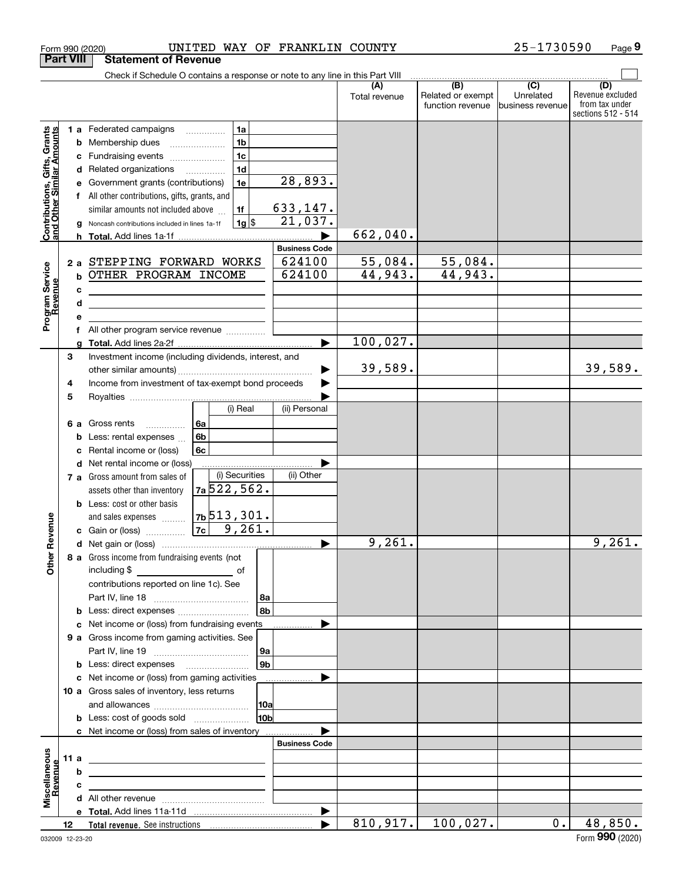Form 990 (2020) UNITED WAY OF FRANKLIN COUNTY 25-1730590 Page 9

**Part VIII Statement of Revenue**

Check if Schedule O contains a response or note to any line in this Part VIII

| | | | | (A) Total revenue | (B) Related or exempt function revenue | (C) Unrelated business revenue | (D) Revenue excluded from tax under sections 512 - 514 |
|---|---|---|---|---|---|---|---|
| Contributions, Gifts, Grants and Other Similar Amounts | 1 a Federated campaigns | 1a | | | | | |
| | b Membership dues | 1b | | | | | |
| | c Fundraising events | 1c | | | | | |
| | d Related organizations | 1d | | | | | |
| | e Government grants (contributions) | 1e | 28,893. | | | | |
| | f All other contributions, gifts, grants, and similar amounts not included above | 1f | 633,147. | | | | |
| | g Noncash contributions included in lines 1a-1f | 1g $ | 21,037. | | | | |
| | h Total. Add lines 1a-1f | | | 662,040. | | | |
| Program Service Revenue | | | Business Code | | | | |
| | 2 a STEPPING FORWARD WORKS | | 624100 | 55,084. | 55,084. | | |
| | b OTHER PROGRAM INCOME | | 624100 | 44,943. | 44,943. | | |
| | c | | | | | | |
| | d | | | | | | |
| | e | | | | | | |
| | f All other program service revenue | | | | | | |
| | g Total. Add lines 2a-2f | | | 100,027. | | | |
| Other Revenue | 3 Investment income (including dividends, interest, and other similar amounts) | | | 39,589. | | | 39,589. |
| | 4 Income from investment of tax-exempt bond proceeds | | | | | | |
| | 5 Royalties | | | | | | |
| | | (i) Real | (ii) Personal | | | | |
| | 6 a Gross rents 6a | | | | | | |
| | b Less: rental expenses 6b | | | | | | |
| | c Rental income or (loss) 6c | | | | | | |
| | d Net rental income or (loss) | | | | | | |
| | | (i) Securities | (ii) Other | | | | |
| | 7 a Gross amount from sales of assets other than inventory 7a | 522,562. | | | | | |
| | b Less: cost or other basis and sales expenses 7b | 513,301. | | | | | |
| | c Gain or (loss) 7c | 9,261. | | | | | |
| | d Net gain or (loss) | | | 9,261. | | | 9,261. |
| | 8 a Gross income from fundraising events (not including $ of contributions reported on line 1c). See Part IV, line 18 | 8a | | | | | |
| | b Less: direct expenses | 8b | | | | | |
| | c Net income or (loss) from fundraising events | | | | | | |
| | 9 a Gross income from gaming activities. See Part IV, line 19 | 9a | | | | | |
| | b Less: direct expenses | 9b | | | | | |
| | c Net income or (loss) from gaming activities | | | | | | |
| | 10 a Gross sales of inventory, less returns and allowances | 10a | | | | | |
| | b Less: cost of goods sold | 10b | | | | | |
| | c Net income or (loss) from sales of inventory | | | | | | |
| Miscellaneous Revenue | | | Business Code | | | | |
| | 11 a | | | | | | |
| | b | | | | | | |
| | c | | | | | | |
| | d All other revenue | | | | | | |
| | e Total. Add lines 11a-11d | | | | | | |
| | 12 Total revenue. See instructions | | | 810,917. | 100,027. | 0. | 48,850. |

032009 12-23-20 Form 990 (2020)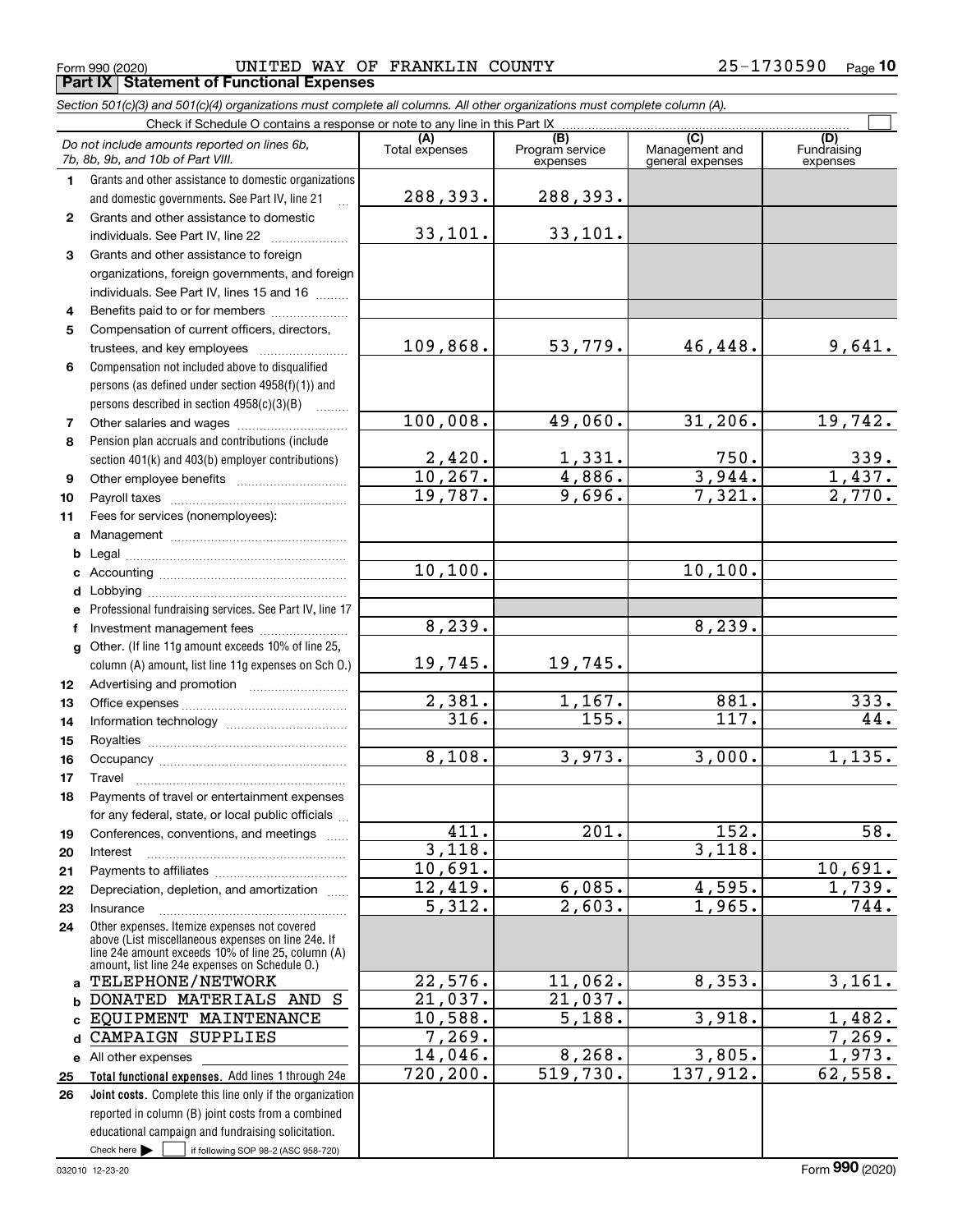Form 990 (2020) UNITED WAY OF FRANKLIN COUNTY 25-1730590 Page **10**

**Part IX Statement of Functional Expenses**

*Section 501(c)(3) and 501(c)(4) organizations must complete all columns. All other organizations must complete column (A).*

Check if Schedule O contains a response or note to any line in this Part IX ☐

| *Do not include amounts reported on lines 6b, 7b, 8b, 9b, and 10b of Part VIII.* | (A) Total expenses | (B) Program service expenses | (C) Management and general expenses | (D) Fundraising expenses |
|---|---|---|---|---|
| **1** Grants and other assistance to domestic organizations and domestic governments. See Part IV, line 21 | 288,393. | 288,393. | | |
| **2** Grants and other assistance to domestic individuals. See Part IV, line 22 | 33,101. | 33,101. | | |
| **3** Grants and other assistance to foreign organizations, foreign governments, and foreign individuals. See Part IV, lines 15 and 16 | | | | |
| **4** Benefits paid to or for members | | | | |
| **5** Compensation of current officers, directors, trustees, and key employees | 109,868. | 53,779. | 46,448. | 9,641. |
| **6** Compensation not included above to disqualified persons (as defined under section 4958(f)(1)) and persons described in section 4958(c)(3)(B) | | | | |
| **7** Other salaries and wages | 100,008. | 49,060. | 31,206. | 19,742. |
| **8** Pension plan accruals and contributions (include section 401(k) and 403(b) employer contributions) | 2,420. | 1,331. | 750. | 339. |
| **9** Other employee benefits | 10,267. | 4,886. | 3,944. | 1,437. |
| **10** Payroll taxes | 19,787. | 9,696. | 7,321. | 2,770. |
| **11** Fees for services (nonemployees): | | | | |
| **a** Management | | | | |
| **b** Legal | | | | |
| **c** Accounting | 10,100. | | 10,100. | |
| **d** Lobbying | | | | |
| **e** Professional fundraising services. See Part IV, line 17 | | | | |
| **f** Investment management fees | 8,239. | | 8,239. | |
| **g** Other. (If line 11g amount exceeds 10% of line 25, column (A) amount, list line 11g expenses on Sch O.) | 19,745. | 19,745. | | |
| **12** Advertising and promotion | | | | |
| **13** Office expenses | 2,381. | 1,167. | 881. | 333. |
| **14** Information technology | 316. | 155. | 117. | 44. |
| **15** Royalties | | | | |
| **16** Occupancy | 8,108. | 3,973. | 3,000. | 1,135. |
| **17** Travel | | | | |
| **18** Payments of travel or entertainment expenses for any federal, state, or local public officials | | | | |
| **19** Conferences, conventions, and meetings | 411. | 201. | 152. | 58. |
| **20** Interest | 3,118. | | 3,118. | |
| **21** Payments to affiliates | 10,691. | | | 10,691. |
| **22** Depreciation, depletion, and amortization | 12,419. | 6,085. | 4,595. | 1,739. |
| **23** Insurance | 5,312. | 2,603. | 1,965. | 744. |
| **24** Other expenses. Itemize expenses not covered above (List miscellaneous expenses on line 24e. If line 24e amount exceeds 10% of line 25, column (A) amount, list line 24e expenses on Schedule O.) | | | | |
| **a** TELEPHONE/NETWORK | 22,576. | 11,062. | 8,353. | 3,161. |
| **b** DONATED MATERIALS AND S | 21,037. | 21,037. | | |
| **c** EQUIPMENT MAINTENANCE | 10,588. | 5,188. | 3,918. | 1,482. |
| **d** CAMPAIGN SUPPLIES | 7,269. | | | 7,269. |
| **e** All other expenses | 14,046. | 8,268. | 3,805. | 1,973. |
| **25** **Total functional expenses.** Add lines 1 through 24e | 720,200. | 519,730. | 137,912. | 62,558. |
| **26** **Joint costs.** Complete this line only if the organization reported in column (B) joint costs from a combined educational campaign and fundraising solicitation. Check here ☐ if following SOP 98-2 (ASC 958-720) | | | | |

032010 12-23-20 Form **990** (2020)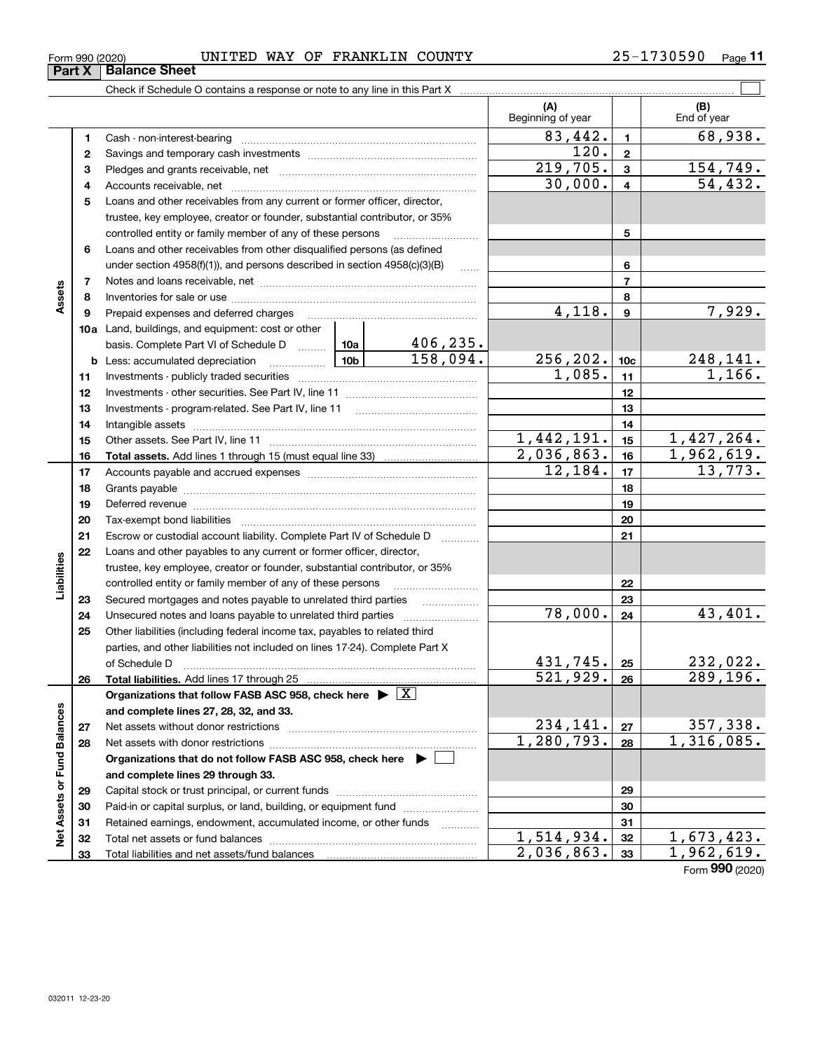Form 990 (2020) UNITED WAY OF FRANKLIN COUNTY 25-1730590

## Part X | Balance Sheet

Check if Schedule O contains a response or note to any line in this Part X

| | | | | (A) Beginning of year | | (B) End of year |
|---|---|---|---|---|---|---|
| **Assets** | 1 | Cash - non-interest-bearing | | 83,442. | 1 | 68,938. |
| | 2 | Savings and temporary cash investments | | 120. | 2 | |
| | 3 | Pledges and grants receivable, net | | 219,705. | 3 | 154,749. |
| | 4 | Accounts receivable, net | | 30,000. | 4 | 54,432. |
| | 5 | Loans and other receivables from any current or former officer, director, trustee, key employee, creator or founder, substantial contributor, or 35% controlled entity or family member of any of these persons | | | 5 | |
| | 6 | Loans and other receivables from other disqualified persons (as defined under section 4958(f)(1)), and persons described in section 4958(c)(3)(B) | | | 6 | |
| | 7 | Notes and loans receivable, net | | | 7 | |
| | 8 | Inventories for sale or use | | | 8 | |
| | 9 | Prepaid expenses and deferred charges | | 4,118. | 9 | 7,929. |
| | 10a | Land, buildings, and equipment: cost or other basis. Complete Part VI of Schedule D | 10a 406,235. | | | |
| | b | Less: accumulated depreciation | 10b 158,094. | 256,202. | 10c | 248,141. |
| | 11 | Investments - publicly traded securities | | 1,085. | 11 | 1,166. |
| | 12 | Investments - other securities. See Part IV, line 11 | | | 12 | |
| | 13 | Investments - program-related. See Part IV, line 11 | | | 13 | |
| | 14 | Intangible assets | | | 14 | |
| | 15 | Other assets. See Part IV, line 11 | | 1,442,191. | 15 | 1,427,264. |
| | 16 | **Total assets.** Add lines 1 through 15 (must equal line 33) | | 2,036,863. | 16 | 1,962,619. |
| **Liabilities** | 17 | Accounts payable and accrued expenses | | 12,184. | 17 | 13,773. |
| | 18 | Grants payable | | | 18 | |
| | 19 | Deferred revenue | | | 19 | |
| | 20 | Tax-exempt bond liabilities | | | 20 | |
| | 21 | Escrow or custodial account liability. Complete Part IV of Schedule D | | | 21 | |
| | 22 | Loans and other payables to any current or former officer, director, trustee, key employee, creator or founder, substantial contributor, or 35% controlled entity or family member of any of these persons | | | 22 | |
| | 23 | Secured mortgages and notes payable to unrelated third parties | | | 23 | |
| | 24 | Unsecured notes and loans payable to unrelated third parties | | 78,000. | 24 | 43,401. |
| | 25 | Other liabilities (including federal income tax, payables to related third parties, and other liabilities not included on lines 17-24). Complete Part X of Schedule D | | 431,745. | 25 | 232,022. |
| | 26 | **Total liabilities.** Add lines 17 through 25 | | 521,929. | 26 | 289,196. |
| **Net Assets or Fund Balances** | | **Organizations that follow FASB ASC 958, check here ▶ [X] and complete lines 27, 28, 32, and 33.** | | | | |
| | 27 | Net assets without donor restrictions | | 234,141. | 27 | 357,338. |
| | 28 | Net assets with donor restrictions | | 1,280,793. | 28 | 1,316,085. |
| | | **Organizations that do not follow FASB ASC 958, check here ▶ [ ] and complete lines 29 through 33.** | | | | |
| | 29 | Capital stock or trust principal, or current funds | | | 29 | |
| | 30 | Paid-in or capital surplus, or land, building, or equipment fund | | | 30 | |
| | 31 | Retained earnings, endowment, accumulated income, or other funds | | | 31 | |
| | 32 | Total net assets or fund balances | | 1,514,934. | 32 | 1,673,423. |
| | 33 | Total liabilities and net assets/fund balances | | 2,036,863. | 33 | 1,962,619. |

Form **990** (2020)

032011 12-23-20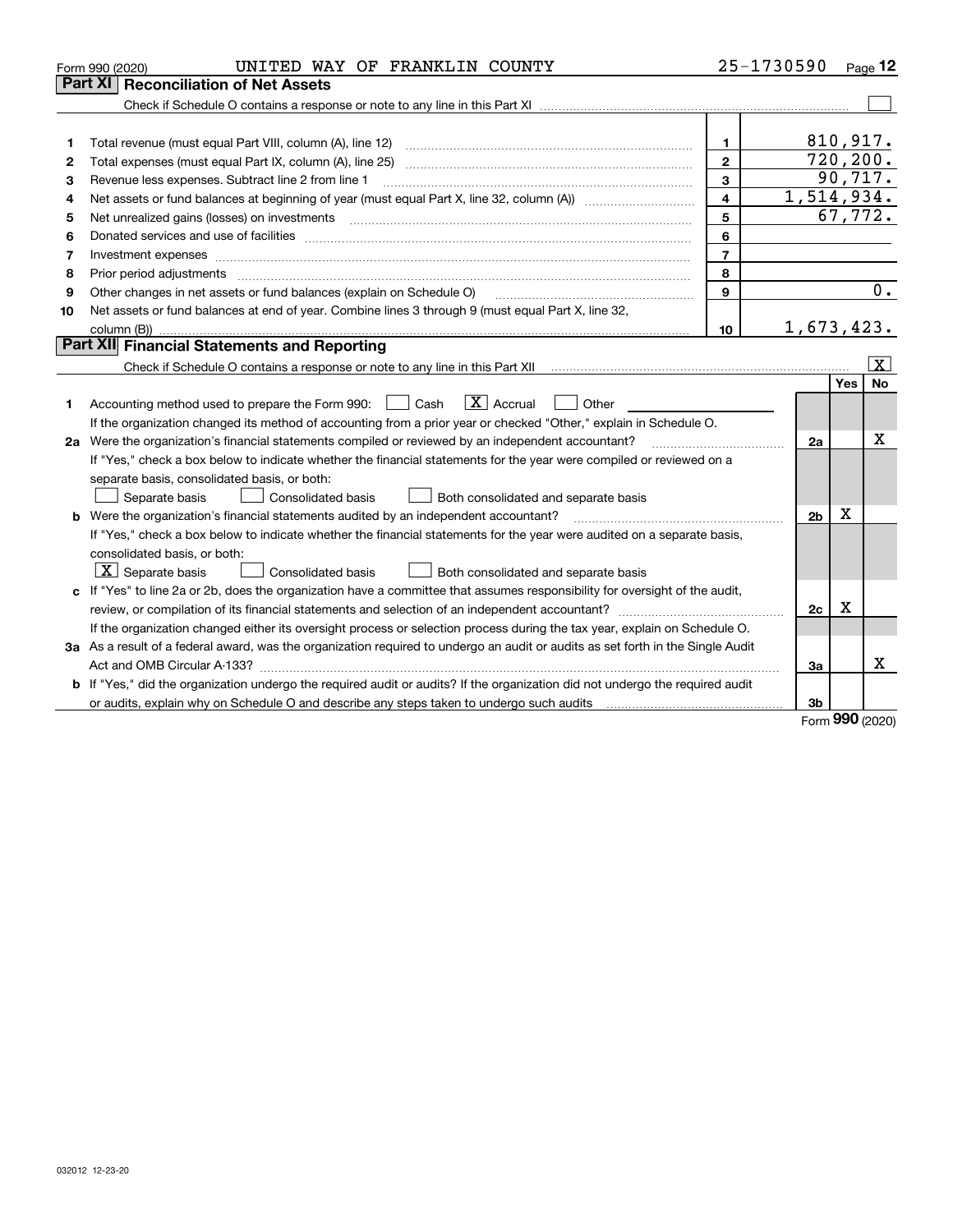Form 990 (2020) UNITED WAY OF FRANKLIN COUNTY 25-1730590 Page 12

## Part XI Reconciliation of Net Assets

Check if Schedule O contains a response or note to any line in this Part XI ☐

| | | | |
|---|---|---|---|
| 1 | Total revenue (must equal Part VIII, column (A), line 12) | 1 | 810,917. |
| 2 | Total expenses (must equal Part IX, column (A), line 25) | 2 | 720,200. |
| 3 | Revenue less expenses. Subtract line 2 from line 1 | 3 | 90,717. |
| 4 | Net assets or fund balances at beginning of year (must equal Part X, line 32, column (A)) | 4 | 1,514,934. |
| 5 | Net unrealized gains (losses) on investments | 5 | 67,772. |
| 6 | Donated services and use of facilities | 6 | |
| 7 | Investment expenses | 7 | |
| 8 | Prior period adjustments | 8 | |
| 9 | Other changes in net assets or fund balances (explain on Schedule O) | 9 | 0. |
| 10 | Net assets or fund balances at end of year. Combine lines 3 through 9 (must equal Part X, line 32, column (B)) | 10 | 1,673,423. |

## Part XII Financial Statements and Reporting

Check if Schedule O contains a response or note to any line in this Part XII ☒

| | | | Yes | No |
|---|---|---|---|---|
| 1 | Accounting method used to prepare the Form 990: ☐ Cash ☒ Accrual ☐ Other | | | |
| | If the organization changed its method of accounting from a prior year or checked "Other," explain in Schedule O. | | | |
| 2a | Were the organization's financial statements compiled or reviewed by an independent accountant? | 2a | | X |
| | If "Yes," check a box below to indicate whether the financial statements for the year were compiled or reviewed on a separate basis, consolidated basis, or both: ☐ Separate basis ☐ Consolidated basis ☐ Both consolidated and separate basis | | | |
| b | Were the organization's financial statements audited by an independent accountant? | 2b | X | |
| | If "Yes," check a box below to indicate whether the financial statements for the year were audited on a separate basis, consolidated basis, or both: ☒ Separate basis ☐ Consolidated basis ☐ Both consolidated and separate basis | | | |
| c | If "Yes" to line 2a or 2b, does the organization have a committee that assumes responsibility for oversight of the audit, review, or compilation of its financial statements and selection of an independent accountant? | 2c | X | |
| | If the organization changed either its oversight process or selection process during the tax year, explain on Schedule O. | | | |
| 3a | As a result of a federal award, was the organization required to undergo an audit or audits as set forth in the Single Audit Act and OMB Circular A-133? | 3a | | X |
| b | If "Yes," did the organization undergo the required audit or audits? If the organization did not undergo the required audit or audits, explain why on Schedule O and describe any steps taken to undergo such audits | 3b | | |

Form **990** (2020)

032012 12-23-20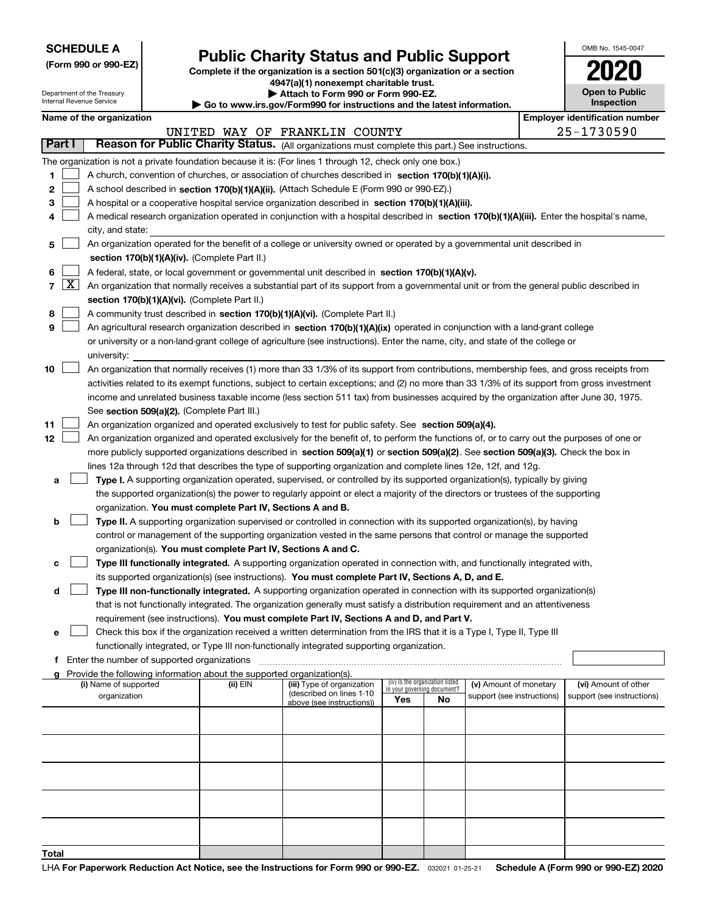**SCHEDULE A**
**(Form 990 or 990-EZ)**

Department of the Treasury
Internal Revenue Service

# Public Charity Status and Public Support

**Complete if the organization is a section 501(c)(3) organization or a section 4947(a)(1) nonexempt charitable trust.**
**▶ Attach to Form 990 or Form 990-EZ.**
**▶ Go to www.irs.gov/Form990 for instructions and the latest information.**

OMB No. 1545-0047

**2020**

**Open to Public Inspection**

**Name of the organization:** UNITED WAY OF FRANKLIN COUNTY
**Employer identification number:** 25-1730590

## Part I — Reason for Public Charity Status. (All organizations must complete this part.) See instructions.

The organization is not a private foundation because it is: (For lines 1 through 12, check only one box.)

1. [ ] A church, convention of churches, or association of churches described in **section 170(b)(1)(A)(i).**
2. [ ] A school described in **section 170(b)(1)(A)(ii).** (Attach Schedule E (Form 990 or 990-EZ).)
3. [ ] A hospital or a cooperative hospital service organization described in **section 170(b)(1)(A)(iii).**
4. [ ] A medical research organization operated in conjunction with a hospital described in **section 170(b)(1)(A)(iii).** Enter the hospital's name, city, and state:
5. [ ] An organization operated for the benefit of a college or university owned or operated by a governmental unit described in **section 170(b)(1)(A)(iv).** (Complete Part II.)
6. [ ] A federal, state, or local government or governmental unit described in **section 170(b)(1)(A)(v).**
7. [X] An organization that normally receives a substantial part of its support from a governmental unit or from the general public described in **section 170(b)(1)(A)(vi).** (Complete Part II.)
8. [ ] A community trust described in **section 170(b)(1)(A)(vi).** (Complete Part II.)
9. [ ] An agricultural research organization described in **section 170(b)(1)(A)(ix)** operated in conjunction with a land-grant college or university or a non-land-grant college of agriculture (see instructions). Enter the name, city, and state of the college or university:
10. [ ] An organization that normally receives (1) more than 33 1/3% of its support from contributions, membership fees, and gross receipts from activities related to its exempt functions, subject to certain exceptions; and (2) no more than 33 1/3% of its support from gross investment income and unrelated business taxable income (less section 511 tax) from businesses acquired by the organization after June 30, 1975. See **section 509(a)(2).** (Complete Part III.)
11. [ ] An organization organized and operated exclusively to test for public safety. See **section 509(a)(4).**
12. [ ] An organization organized and operated exclusively for the benefit of, to perform the functions of, or to carry out the purposes of one or more publicly supported organizations described in **section 509(a)(1)** or **section 509(a)(2)**. See **section 509(a)(3).** Check the box in lines 12a through 12d that describes the type of supporting organization and complete lines 12e, 12f, and 12g.

   a. [ ] **Type I.** A supporting organization operated, supervised, or controlled by its supported organization(s), typically by giving the supported organization(s) the power to regularly appoint or elect a majority of the directors or trustees of the supporting organization. **You must complete Part IV, Sections A and B.**

   b. [ ] **Type II.** A supporting organization supervised or controlled in connection with its supported organization(s), by having control or management of the supporting organization vested in the same persons that control or manage the supported organization(s). **You must complete Part IV, Sections A and C.**

   c. [ ] **Type III functionally integrated.** A supporting organization operated in connection with, and functionally integrated with, its supported organization(s) (see instructions). **You must complete Part IV, Sections A, D, and E.**

   d. [ ] **Type III non-functionally integrated.** A supporting organization operated in connection with its supported organization(s) that is not functionally integrated. The organization generally must satisfy a distribution requirement and an attentiveness requirement (see instructions). **You must complete Part IV, Sections A and D, and Part V.**

   e. [ ] Check this box if the organization received a written determination from the IRS that it is a Type I, Type II, Type III functionally integrated, or Type III non-functionally integrated supporting organization.

   f. Enter the number of supported organizations

   g. Provide the following information about the supported organization(s).

| (i) Name of supported organization | (ii) EIN | (iii) Type of organization (described on lines 1-10 above (see instructions)) | (iv) Is the organization listed in your governing document? Yes | No | (v) Amount of monetary support (see instructions) | (vi) Amount of other support (see instructions) |
|---|---|---|---|---|---|---|
| | | | | | | |
| | | | | | | |
| | | | | | | |
| | | | | | | |
| | | | | | | |
| **Total** | | | | | | |

LHA **For Paperwork Reduction Act Notice, see the Instructions for Form 990 or 990-EZ.** 032021 01-25-21 **Schedule A (Form 990 or 990-EZ) 2020**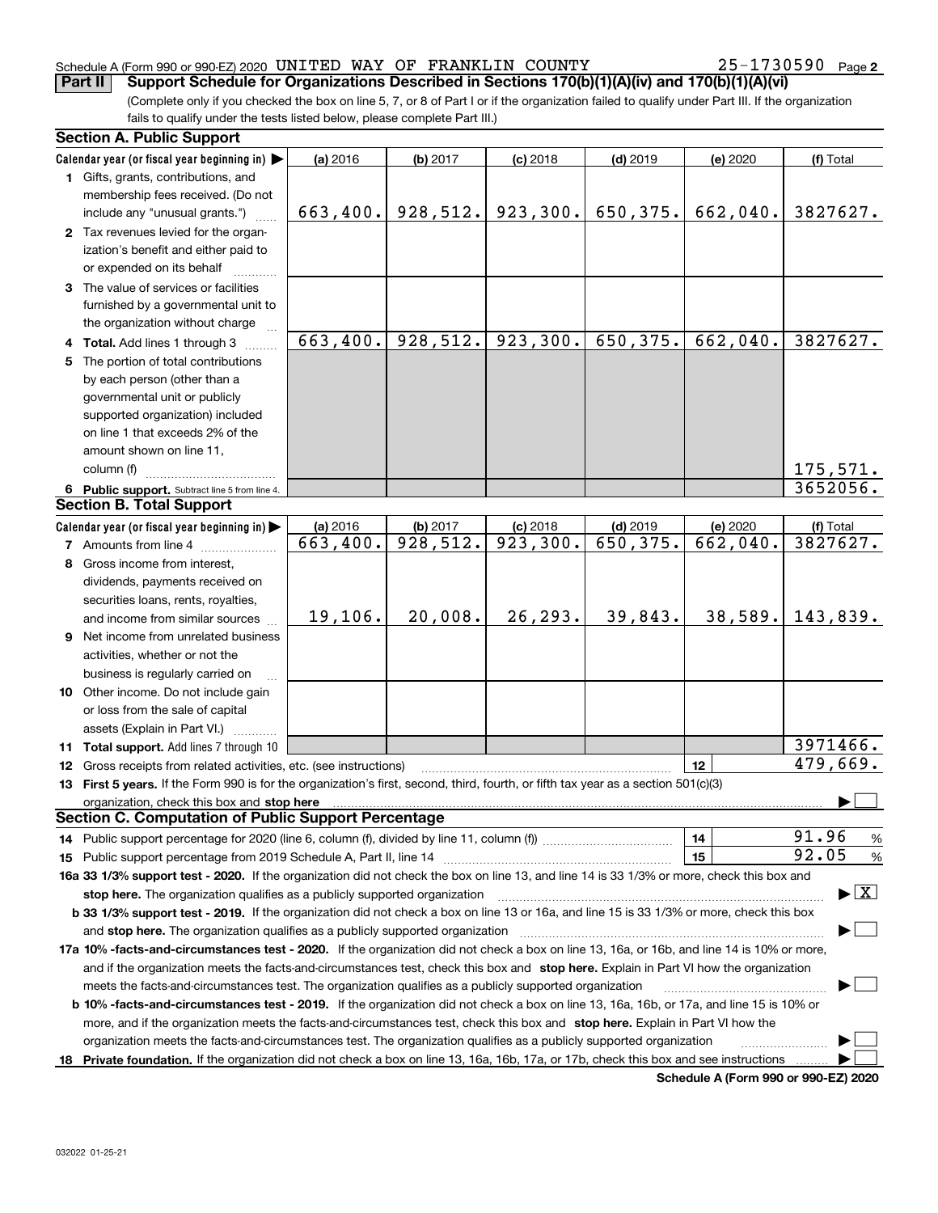Schedule A (Form 990 or 990-EZ) 2020 UNITED WAY OF FRANKLIN COUNTY 25-1730590 Page 2

**Part II** **Support Schedule for Organizations Described in Sections 170(b)(1)(A)(iv) and 170(b)(1)(A)(vi)**

(Complete only if you checked the box on line 5, 7, or 8 of Part I or if the organization failed to qualify under Part III. If the organization fails to qualify under the tests listed below, please complete Part III.)

**Section A. Public Support**

| Calendar year (or fiscal year beginning in) ▶ | (a) 2016 | (b) 2017 | (c) 2018 | (d) 2019 | (e) 2020 | (f) Total |
|---|---|---|---|---|---|---|
| **1** Gifts, grants, contributions, and membership fees received. (Do not include any "unusual grants.") | 663,400. | 928,512. | 923,300. | 650,375. | 662,040. | 3827627. |
| **2** Tax revenues levied for the organization's benefit and either paid to or expended on its behalf | | | | | | |
| **3** The value of services or facilities furnished by a governmental unit to the organization without charge | | | | | | |
| **4 Total.** Add lines 1 through 3 | 663,400. | 928,512. | 923,300. | 650,375. | 662,040. | 3827627. |
| **5** The portion of total contributions by each person (other than a governmental unit or publicly supported organization) included on line 1 that exceeds 2% of the amount shown on line 11, column (f) | | | | | | 175,571. |
| **6 Public support.** Subtract line 5 from line 4. | | | | | | 3652056. |

**Section B. Total Support**

| Calendar year (or fiscal year beginning in) ▶ | (a) 2016 | (b) 2017 | (c) 2018 | (d) 2019 | (e) 2020 | (f) Total |
|---|---|---|---|---|---|---|
| **7** Amounts from line 4 | 663,400. | 928,512. | 923,300. | 650,375. | 662,040. | 3827627. |
| **8** Gross income from interest, dividends, payments received on securities loans, rents, royalties, and income from similar sources | 19,106. | 20,008. | 26,293. | 39,843. | 38,589. | 143,839. |
| **9** Net income from unrelated business activities, whether or not the business is regularly carried on | | | | | | |
| **10** Other income. Do not include gain or loss from the sale of capital assets (Explain in Part VI.) | | | | | | |
| **11 Total support.** Add lines 7 through 10 | | | | | | 3971466. |

**12** Gross receipts from related activities, etc. (see instructions) | **12** | 479,669.

**13 First 5 years.** If the Form 990 is for the organization's first, second, third, fourth, or fifth tax year as a section 501(c)(3) organization, check this box and **stop here** ▶ ☐

**Section C. Computation of Public Support Percentage**

**14** Public support percentage for 2020 (line 6, column (f), divided by line 11, column (f)) | **14** | 91.96 %

**15** Public support percentage from 2019 Schedule A, Part II, line 14 | **15** | 92.05 %

**16a 33 1/3% support test - 2020.** If the organization did not check the box on line 13, and line 14 is 33 1/3% or more, check this box and **stop here.** The organization qualifies as a publicly supported organization ▶ ☒

**b 33 1/3% support test - 2019.** If the organization did not check a box on line 13 or 16a, and line 15 is 33 1/3% or more, check this box and **stop here.** The organization qualifies as a publicly supported organization ▶ ☐

**17a 10% -facts-and-circumstances test - 2020.** If the organization did not check a box on line 13, 16a, or 16b, and line 14 is 10% or more, and if the organization meets the facts-and-circumstances test, check this box and **stop here.** Explain in Part VI how the organization meets the facts-and-circumstances test. The organization qualifies as a publicly supported organization ▶ ☐

**b 10% -facts-and-circumstances test - 2019.** If the organization did not check a box on line 13, 16a, 16b, or 17a, and line 15 is 10% or more, and if the organization meets the facts-and-circumstances test, check this box and **stop here.** Explain in Part VI how the organization meets the facts-and-circumstances test. The organization qualifies as a publicly supported organization ▶ ☐

**18 Private foundation.** If the organization did not check a box on line 13, 16a, 16b, 17a, or 17b, check this box and see instructions ▶ ☐

**Schedule A (Form 990 or 990-EZ) 2020**

032022 01-25-21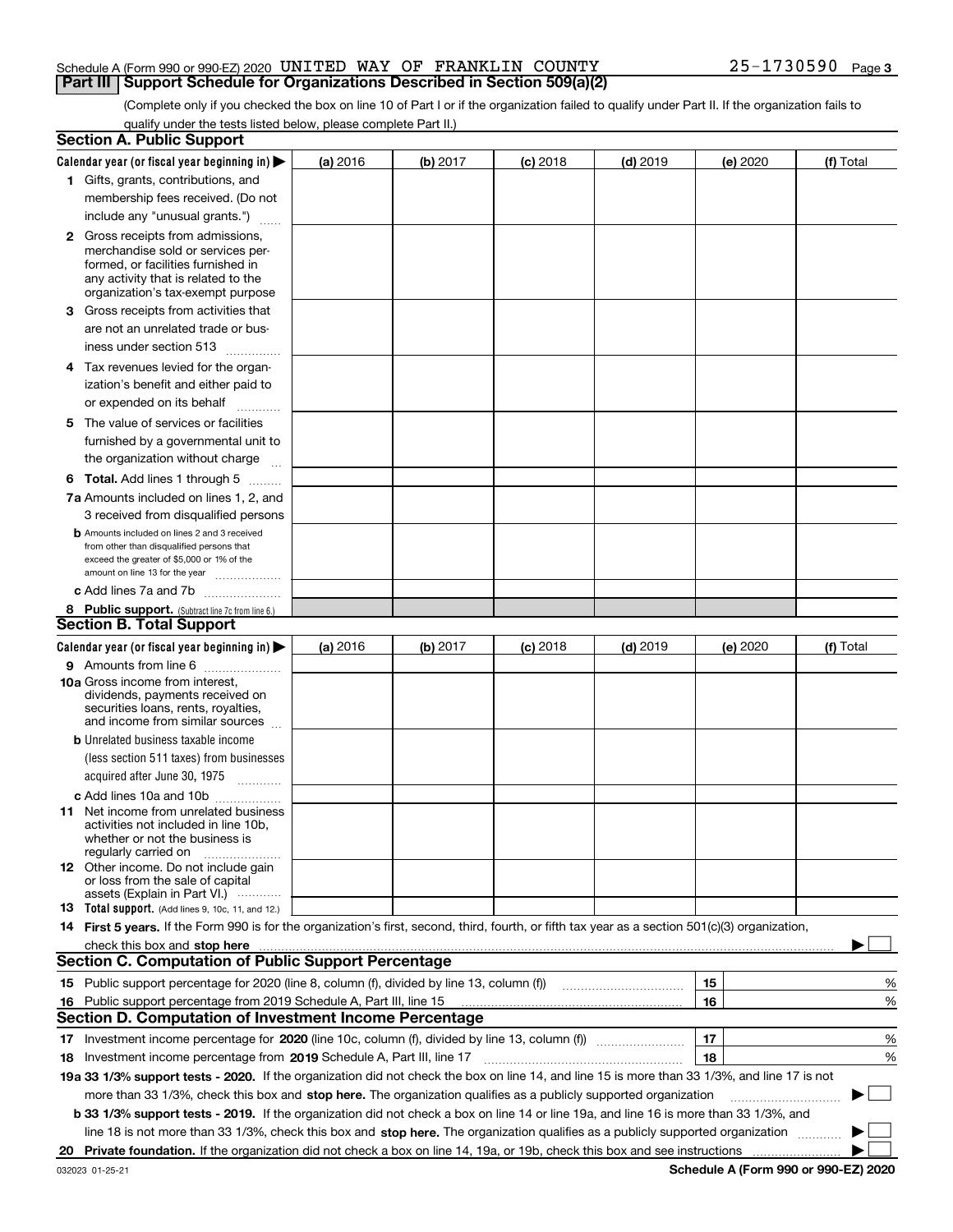Schedule A (Form 990 or 990-EZ) 2020 UNITED WAY OF FRANKLIN COUNTY 25-1730590

## Part III Support Schedule for Organizations Described in Section 509(a)(2)

(Complete only if you checked the box on line 10 of Part I or if the organization failed to qualify under Part II. If the organization fails to qualify under the tests listed below, please complete Part II.)

### Section A. Public Support

| Calendar year (or fiscal year beginning in) ▶ | (a) 2016 | (b) 2017 | (c) 2018 | (d) 2019 | (e) 2020 | (f) Total |
|---|---|---|---|---|---|---|
| 1 Gifts, grants, contributions, and membership fees received. (Do not include any "unusual grants.") | | | | | | |
| 2 Gross receipts from admissions, merchandise sold or services performed, or facilities furnished in any activity that is related to the organization's tax-exempt purpose | | | | | | |
| 3 Gross receipts from activities that are not an unrelated trade or business under section 513 | | | | | | |
| 4 Tax revenues levied for the organization's benefit and either paid to or expended on its behalf | | | | | | |
| 5 The value of services or facilities furnished by a governmental unit to the organization without charge | | | | | | |
| 6 **Total.** Add lines 1 through 5 | | | | | | |
| 7a Amounts included on lines 1, 2, and 3 received from disqualified persons | | | | | | |
| b Amounts included on lines 2 and 3 received from other than disqualified persons that exceed the greater of $5,000 or 1% of the amount on line 13 for the year | | | | | | |
| c Add lines 7a and 7b | | | | | | |
| 8 **Public support.** (Subtract line 7c from line 6.) | | | | | | |

### Section B. Total Support

| Calendar year (or fiscal year beginning in) ▶ | (a) 2016 | (b) 2017 | (c) 2018 | (d) 2019 | (e) 2020 | (f) Total |
|---|---|---|---|---|---|---|
| 9 Amounts from line 6 | | | | | | |
| 10a Gross income from interest, dividends, payments received on securities loans, rents, royalties, and income from similar sources | | | | | | |
| b Unrelated business taxable income (less section 511 taxes) from businesses acquired after June 30, 1975 | | | | | | |
| c Add lines 10a and 10b | | | | | | |
| 11 Net income from unrelated business activities not included in line 10b, whether or not the business is regularly carried on | | | | | | |
| 12 Other income. Do not include gain or loss from the sale of capital assets (Explain in Part VI.) | | | | | | |
| 13 **Total support.** (Add lines 9, 10c, 11, and 12.) | | | | | | |

14 **First 5 years.** If the Form 990 is for the organization's first, second, third, fourth, or fifth tax year as a section 501(c)(3) organization, check this box and **stop here** ▶ ☐

### Section C. Computation of Public Support Percentage

| | | | |
|---|---|---|---|
| 15 | Public support percentage for 2020 (line 8, column (f), divided by line 13, column (f)) | 15 | % |
| 16 | Public support percentage from 2019 Schedule A, Part III, line 15 | 16 | % |

### Section D. Computation of Investment Income Percentage

| | | | |
|---|---|---|---|
| 17 | Investment income percentage for **2020** (line 10c, column (f), divided by line 13, column (f)) | 17 | % |
| 18 | Investment income percentage from **2019** Schedule A, Part III, line 17 | 18 | % |

**19a 33 1/3% support tests - 2020.** If the organization did not check the box on line 14, and line 15 is more than 33 1/3%, and line 17 is not more than 33 1/3%, check this box and **stop here.** The organization qualifies as a publicly supported organization ▶ ☐

**b 33 1/3% support tests - 2019.** If the organization did not check a box on line 14 or line 19a, and line 16 is more than 33 1/3%, and line 18 is not more than 33 1/3%, check this box and **stop here.** The organization qualifies as a publicly supported organization ▶ ☐

**20 Private foundation.** If the organization did not check a box on line 14, 19a, or 19b, check this box and see instructions ▶ ☐

032023 01-25-21 **Schedule A (Form 990 or 990-EZ) 2020**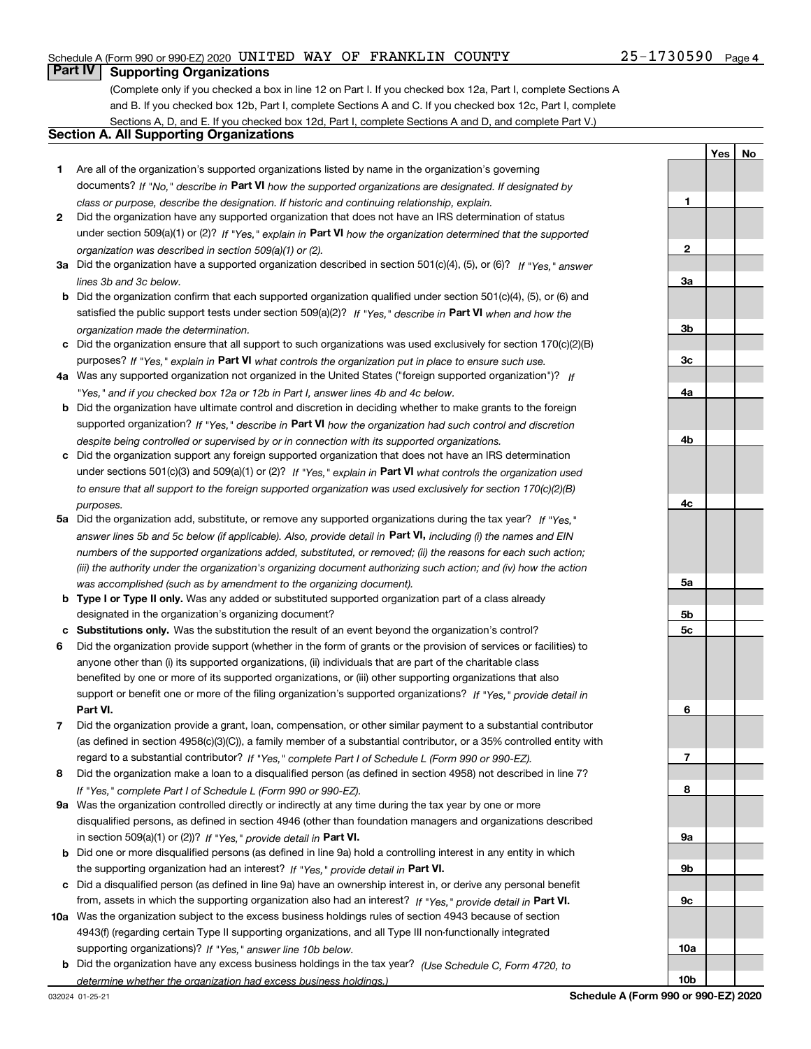Schedule A (Form 990 or 990-EZ) 2020 UNITED WAY OF FRANKLIN COUNTY 25-1730590

## Part IV Supporting Organizations

(Complete only if you checked a box in line 12 on Part I. If you checked box 12a, Part I, complete Sections A and B. If you checked box 12b, Part I, complete Sections A and C. If you checked box 12c, Part I, complete Sections A, D, and E. If you checked box 12d, Part I, complete Sections A and D, and complete Part V.)

### Section A. All Supporting Organizations

| | | | Yes | No |
|---|---|---|---|---|
| **1** | Are all of the organization's supported organizations listed by name in the organization's governing documents? *If "No," describe in* **Part VI** *how the supported organizations are designated. If designated by class or purpose, describe the designation. If historic and continuing relationship, explain.* | **1** | | |
| **2** | Did the organization have any supported organization that does not have an IRS determination of status under section 509(a)(1) or (2)? *If "Yes," explain in* **Part VI** *how the organization determined that the supported organization was described in section 509(a)(1) or (2).* | **2** | | |
| **3a** | Did the organization have a supported organization described in section 501(c)(4), (5), or (6)? *If "Yes," answer lines 3b and 3c below.* | **3a** | | |
| **b** | Did the organization confirm that each supported organization qualified under section 501(c)(4), (5), or (6) and satisfied the public support tests under section 509(a)(2)? *If "Yes," describe in* **Part VI** *when and how the organization made the determination.* | **3b** | | |
| **c** | Did the organization ensure that all support to such organizations was used exclusively for section 170(c)(2)(B) purposes? *If "Yes," explain in* **Part VI** *what controls the organization put in place to ensure such use.* | **3c** | | |
| **4a** | Was any supported organization not organized in the United States ("foreign supported organization")? *If "Yes," and if you checked box 12a or 12b in Part I, answer lines 4b and 4c below.* | **4a** | | |
| **b** | Did the organization have ultimate control and discretion in deciding whether to make grants to the foreign supported organization? *If "Yes," describe in* **Part VI** *how the organization had such control and discretion despite being controlled or supervised by or in connection with its supported organizations.* | **4b** | | |
| **c** | Did the organization support any foreign supported organization that does not have an IRS determination under sections 501(c)(3) and 509(a)(1) or (2)? *If "Yes," explain in* **Part VI** *what controls the organization used to ensure that all support to the foreign supported organization was used exclusively for section 170(c)(2)(B) purposes.* | **4c** | | |
| **5a** | Did the organization add, substitute, or remove any supported organizations during the tax year? *If "Yes," answer lines 5b and 5c below (if applicable). Also, provide detail in* **Part VI,** *including (i) the names and EIN numbers of the supported organizations added, substituted, or removed; (ii) the reasons for each such action; (iii) the authority under the organization's organizing document authorizing such action; and (iv) how the action was accomplished (such as by amendment to the organizing document).* | **5a** | | |
| **b** | **Type I or Type II only.** Was any added or substituted supported organization part of a class already designated in the organization's organizing document? | **5b** | | |
| **c** | **Substitutions only.** Was the substitution the result of an event beyond the organization's control? | **5c** | | |
| **6** | Did the organization provide support (whether in the form of grants or the provision of services or facilities) to anyone other than (i) its supported organizations, (ii) individuals that are part of the charitable class benefited by one or more of its supported organizations, or (iii) other supporting organizations that also support or benefit one or more of the filing organization's supported organizations? *If "Yes," provide detail in* **Part VI.** | **6** | | |
| **7** | Did the organization provide a grant, loan, compensation, or other similar payment to a substantial contributor (as defined in section 4958(c)(3)(C)), a family member of a substantial contributor, or a 35% controlled entity with regard to a substantial contributor? *If "Yes," complete Part I of Schedule L (Form 990 or 990-EZ).* | **7** | | |
| **8** | Did the organization make a loan to a disqualified person (as defined in section 4958) not described in line 7? *If "Yes," complete Part I of Schedule L (Form 990 or 990-EZ).* | **8** | | |
| **9a** | Was the organization controlled directly or indirectly at any time during the tax year by one or more disqualified persons, as defined in section 4946 (other than foundation managers and organizations described in section 509(a)(1) or (2))? *If "Yes," provide detail in* **Part VI.** | **9a** | | |
| **b** | Did one or more disqualified persons (as defined in line 9a) hold a controlling interest in any entity in which the supporting organization had an interest? *If "Yes," provide detail in* **Part VI.** | **9b** | | |
| **c** | Did a disqualified person (as defined in line 9a) have an ownership interest in, or derive any personal benefit from, assets in which the supporting organization also had an interest? *If "Yes," provide detail in* **Part VI.** | **9c** | | |
| **10a** | Was the organization subject to the excess business holdings rules of section 4943 because of section 4943(f) (regarding certain Type II supporting organizations, and all Type III non-functionally integrated supporting organizations)? *If "Yes," answer line 10b below.* | **10a** | | |
| **b** | Did the organization have any excess business holdings in the tax year? *(Use Schedule C, Form 4720, to determine whether the organization had excess business holdings.)* | **10b** | | |

032024 01-25-21 **Schedule A (Form 990 or 990-EZ) 2020**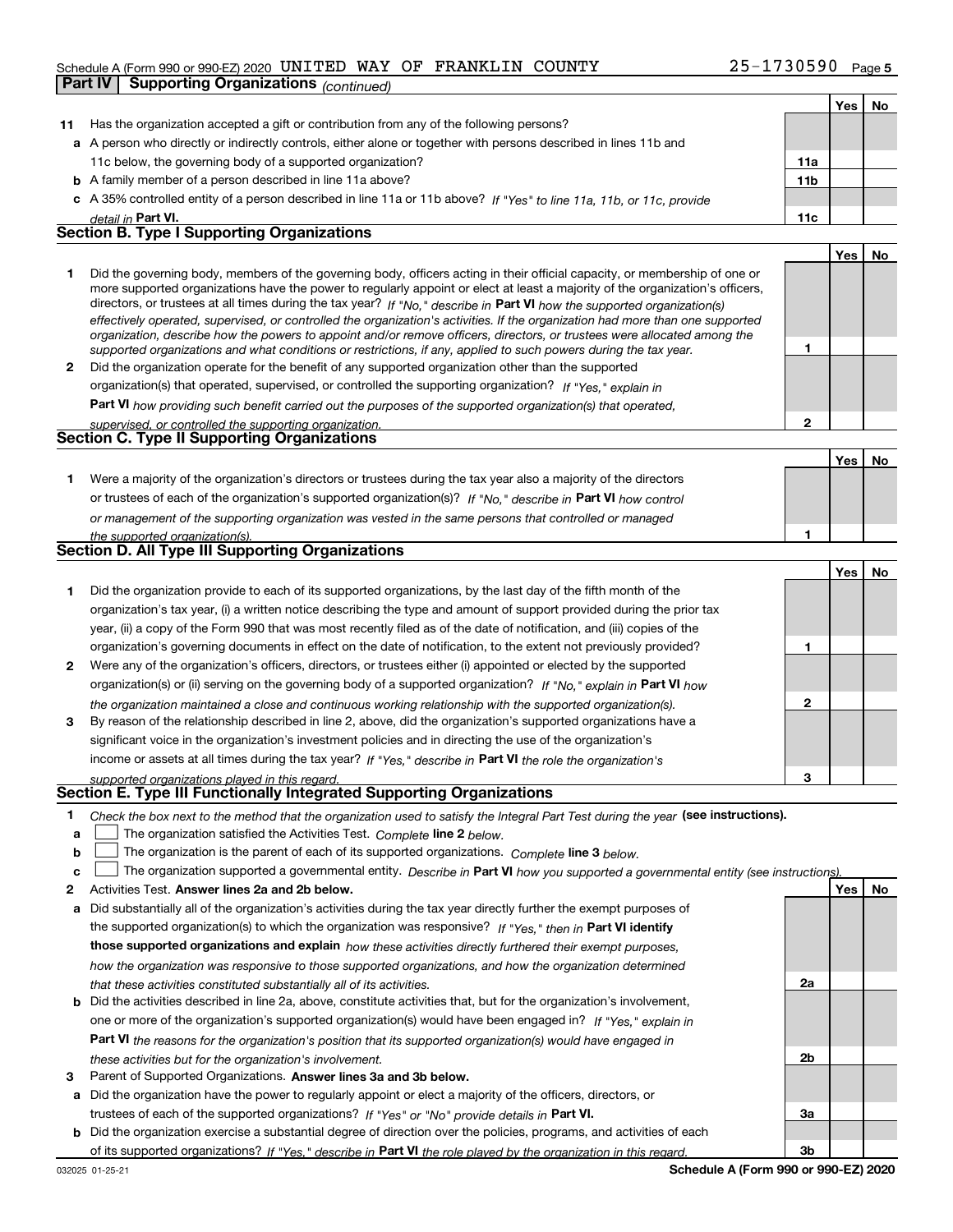Schedule A (Form 990 or 990-EZ) 2020 UNITED WAY OF FRANKLIN COUNTY 25-1730590

**Part IV Supporting Organizations** *(continued)*

| | | | Yes | No |
|---|---|---|---|---|
| **11** | Has the organization accepted a gift or contribution from any of the following persons? | | | |
| **a** | A person who directly or indirectly controls, either alone or together with persons described in lines 11b and 11c below, the governing body of a supported organization? | **11a** | | |
| **b** | A family member of a person described in line 11a above? | **11b** | | |
| **c** | A 35% controlled entity of a person described in line 11a or 11b above? *If "Yes" to line 11a, 11b, or 11c, provide detail in* **Part VI.** | **11c** | | |

## Section B. Type I Supporting Organizations

| | | | Yes | No |
|---|---|---|---|---|
| **1** | Did the governing body, members of the governing body, officers acting in their official capacity, or membership of one or more supported organizations have the power to regularly appoint or elect at least a majority of the organization's officers, directors, or trustees at all times during the tax year? *If "No," describe in* **Part VI** *how the supported organization(s) effectively operated, supervised, or controlled the organization's activities. If the organization had more than one supported organization, describe how the powers to appoint and/or remove officers, directors, or trustees were allocated among the supported organizations and what conditions or restrictions, if any, applied to such powers during the tax year.* | **1** | | |
| **2** | Did the organization operate for the benefit of any supported organization other than the supported organization(s) that operated, supervised, or controlled the supporting organization? *If "Yes," explain in* **Part VI** *how providing such benefit carried out the purposes of the supported organization(s) that operated, supervised, or controlled the supporting organization.* | **2** | | |

## Section C. Type II Supporting Organizations

| | | | Yes | No |
|---|---|---|---|---|
| **1** | Were a majority of the organization's directors or trustees during the tax year also a majority of the directors or trustees of each of the organization's supported organization(s)? *If "No," describe in* **Part VI** *how control or management of the supporting organization was vested in the same persons that controlled or managed the supported organization(s).* | **1** | | |

## Section D. All Type III Supporting Organizations

| | | | Yes | No |
|---|---|---|---|---|
| **1** | Did the organization provide to each of its supported organizations, by the last day of the fifth month of the organization's tax year, (i) a written notice describing the type and amount of support provided during the prior tax year, (ii) a copy of the Form 990 that was most recently filed as of the date of notification, and (iii) copies of the organization's governing documents in effect on the date of notification, to the extent not previously provided? | **1** | | |
| **2** | Were any of the organization's officers, directors, or trustees either (i) appointed or elected by the supported organization(s) or (ii) serving on the governing body of a supported organization? *If "No," explain in* **Part VI** *how the organization maintained a close and continuous working relationship with the supported organization(s).* | **2** | | |
| **3** | By reason of the relationship described in line 2, above, did the organization's supported organizations have a significant voice in the organization's investment policies and in directing the use of the organization's income or assets at all times during the tax year? *If "Yes," describe in* **Part VI** *the role the organization's supported organizations played in this regard.* | **3** | | |

## Section E. Type III Functionally Integrated Supporting Organizations

**1** *Check the box next to the method that the organization used to satisfy the Integral Part Test during the year* **(see instructions).**

- **a** ☐ The organization satisfied the Activities Test. *Complete* **line 2** *below.*
- **b** ☐ The organization is the parent of each of its supported organizations. *Complete* **line 3** *below.*
- **c** ☐ The organization supported a governmental entity. *Describe in* **Part VI** *how you supported a governmental entity (see instructions).*

| | | | Yes | No |
|---|---|---|---|---|
| **2** | Activities Test. **Answer lines 2a and 2b below.** | | | |
| **a** | Did substantially all of the organization's activities during the tax year directly further the exempt purposes of the supported organization(s) to which the organization was responsive? *If "Yes," then in* **Part VI identify those supported organizations and explain** *how these activities directly furthered their exempt purposes, how the organization was responsive to those supported organizations, and how the organization determined that these activities constituted substantially all of its activities.* | **2a** | | |
| **b** | Did the activities described in line 2a, above, constitute activities that, but for the organization's involvement, one or more of the organization's supported organization(s) would have been engaged in? *If "Yes," explain in* **Part VI** *the reasons for the organization's position that its supported organization(s) would have engaged in these activities but for the organization's involvement.* | **2b** | | |
| **3** | Parent of Supported Organizations. **Answer lines 3a and 3b below.** | | | |
| **a** | Did the organization have the power to regularly appoint or elect a majority of the officers, directors, or trustees of each of the supported organizations? *If "Yes" or "No" provide details in* **Part VI.** | **3a** | | |
| **b** | Did the organization exercise a substantial degree of direction over the policies, programs, and activities of each of its supported organizations? *If "Yes," describe in* **Part VI** *the role played by the organization in this regard.* | **3b** | | |

032025 01-25-21 **Schedule A (Form 990 or 990-EZ) 2020**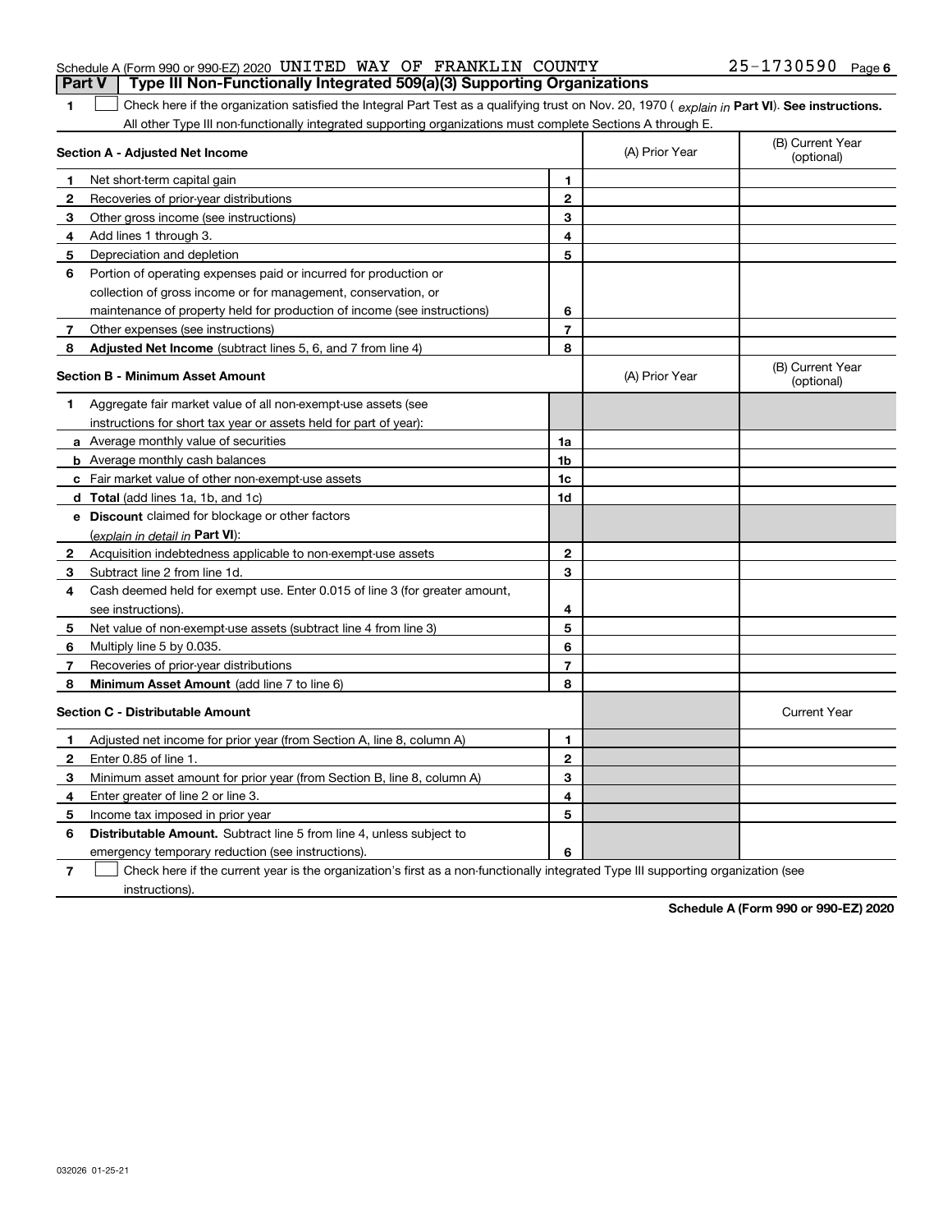Schedule A (Form 990 or 990-EZ) 2020 UNITED WAY OF FRANKLIN COUNTY 25-1730590

## Part V Type III Non-Functionally Integrated 509(a)(3) Supporting Organizations

**1** ☐ Check here if the organization satisfied the Integral Part Test as a qualifying trust on Nov. 20, 1970 ( *explain in* **Part VI**). **See instructions.** All other Type III non-functionally integrated supporting organizations must complete Sections A through E.

| **Section A - Adjusted Net Income** | | | (A) Prior Year | (B) Current Year (optional) |
|---|---|---|---|---|
| 1 | Net short-term capital gain | 1 | | |
| 2 | Recoveries of prior-year distributions | 2 | | |
| 3 | Other gross income (see instructions) | 3 | | |
| 4 | Add lines 1 through 3. | 4 | | |
| 5 | Depreciation and depletion | 5 | | |
| 6 | Portion of operating expenses paid or incurred for production or collection of gross income or for management, conservation, or maintenance of property held for production of income (see instructions) | 6 | | |
| 7 | Other expenses (see instructions) | 7 | | |
| 8 | **Adjusted Net Income** (subtract lines 5, 6, and 7 from line 4) | 8 | | |

| **Section B - Minimum Asset Amount** | | | (A) Prior Year | (B) Current Year (optional) |
|---|---|---|---|---|
| 1 | Aggregate fair market value of all non-exempt-use assets (see instructions for short tax year or assets held for part of year): | | | |
| a | Average monthly value of securities | 1a | | |
| b | Average monthly cash balances | 1b | | |
| c | Fair market value of other non-exempt-use assets | 1c | | |
| d | **Total** (add lines 1a, 1b, and 1c) | 1d | | |
| e | **Discount** claimed for blockage or other factors (*explain in detail in* **Part VI**): | | | |
| 2 | Acquisition indebtedness applicable to non-exempt-use assets | 2 | | |
| 3 | Subtract line 2 from line 1d. | 3 | | |
| 4 | Cash deemed held for exempt use. Enter 0.015 of line 3 (for greater amount, see instructions). | 4 | | |
| 5 | Net value of non-exempt-use assets (subtract line 4 from line 3) | 5 | | |
| 6 | Multiply line 5 by 0.035. | 6 | | |
| 7 | Recoveries of prior-year distributions | 7 | | |
| 8 | **Minimum Asset Amount** (add line 7 to line 6) | 8 | | |

| **Section C - Distributable Amount** | | | | Current Year |
|---|---|---|---|---|
| 1 | Adjusted net income for prior year (from Section A, line 8, column A) | 1 | | |
| 2 | Enter 0.85 of line 1. | 2 | | |
| 3 | Minimum asset amount for prior year (from Section B, line 8, column A) | 3 | | |
| 4 | Enter greater of line 2 or line 3. | 4 | | |
| 5 | Income tax imposed in prior year | 5 | | |
| 6 | **Distributable Amount.** Subtract line 5 from line 4, unless subject to emergency temporary reduction (see instructions). | 6 | | |

**7** ☐ Check here if the current year is the organization's first as a non-functionally integrated Type III supporting organization (see instructions).

**Schedule A (Form 990 or 990-EZ) 2020**

032026 01-25-21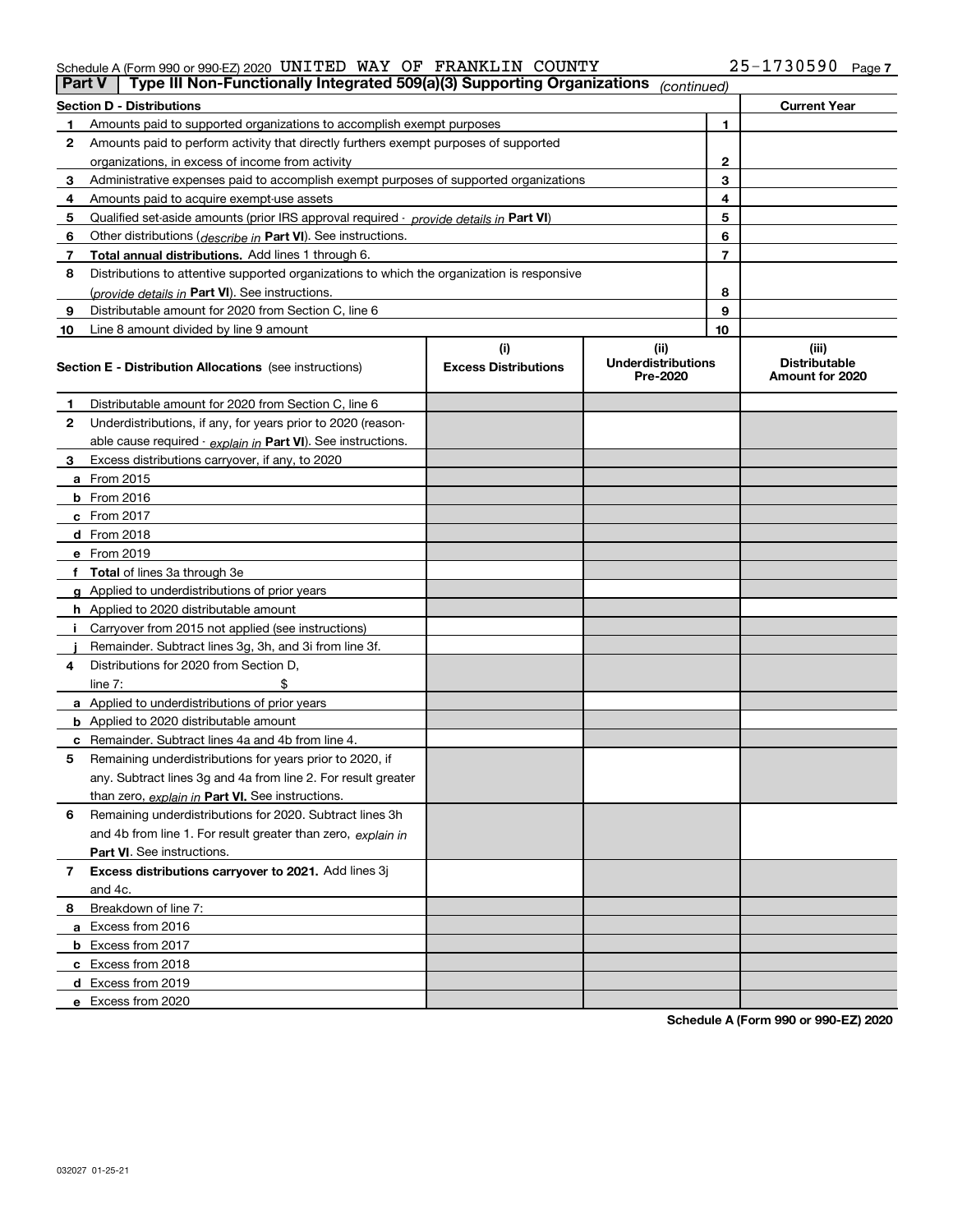Schedule A (Form 990 or 990-EZ) 2020 UNITED WAY OF FRANKLIN COUNTY 25-1730590 Page 7

**Part V | Type III Non-Functionally Integrated 509(a)(3) Supporting Organizations** *(continued)*

| **Section D - Distributions** | | | **Current Year** |
|---|---|---|---|
| **1** | Amounts paid to supported organizations to accomplish exempt purposes | **1** | |
| **2** | Amounts paid to perform activity that directly furthers exempt purposes of supported organizations, in excess of income from activity | **2** | |
| **3** | Administrative expenses paid to accomplish exempt purposes of supported organizations | **3** | |
| **4** | Amounts paid to acquire exempt-use assets | **4** | |
| **5** | Qualified set-aside amounts (prior IRS approval required - *provide details in* **Part VI**) | **5** | |
| **6** | Other distributions (*describe in* **Part VI**). See instructions. | **6** | |
| **7** | **Total annual distributions.** Add lines 1 through 6. | **7** | |
| **8** | Distributions to attentive supported organizations to which the organization is responsive (*provide details in* **Part VI**). See instructions. | **8** | |
| **9** | Distributable amount for 2020 from Section C, line 6 | **9** | |
| **10** | Line 8 amount divided by line 9 amount | **10** | |

| **Section E - Distribution Allocations** (see instructions) | **(i) Excess Distributions** | **(ii) Underdistributions Pre-2020** | **(iii) Distributable Amount for 2020** |
|---|---|---|---|
| **1** Distributable amount for 2020 from Section C, line 6 | | | |
| **2** Underdistributions, if any, for years prior to 2020 (reasonable cause required - *explain in* **Part VI**). See instructions. | | | |
| **3** Excess distributions carryover, if any, to 2020 | | | |
| **a** From 2015 | | | |
| **b** From 2016 | | | |
| **c** From 2017 | | | |
| **d** From 2018 | | | |
| **e** From 2019 | | | |
| **f** **Total** of lines 3a through 3e | | | |
| **g** Applied to underdistributions of prior years | | | |
| **h** Applied to 2020 distributable amount | | | |
| **i** Carryover from 2015 not applied (see instructions) | | | |
| **j** Remainder. Subtract lines 3g, 3h, and 3i from line 3f. | | | |
| **4** Distributions for 2020 from Section D, line 7: $ | | | |
| **a** Applied to underdistributions of prior years | | | |
| **b** Applied to 2020 distributable amount | | | |
| **c** Remainder. Subtract lines 4a and 4b from line 4. | | | |
| **5** Remaining underdistributions for years prior to 2020, if any. Subtract lines 3g and 4a from line 2. For result greater than zero, *explain in* **Part VI.** See instructions. | | | |
| **6** Remaining underdistributions for 2020. Subtract lines 3h and 4b from line 1. For result greater than zero, *explain in* **Part VI**. See instructions. | | | |
| **7** **Excess distributions carryover to 2021.** Add lines 3j and 4c. | | | |
| **8** Breakdown of line 7: | | | |
| **a** Excess from 2016 | | | |
| **b** Excess from 2017 | | | |
| **c** Excess from 2018 | | | |
| **d** Excess from 2019 | | | |
| **e** Excess from 2020 | | | |

**Schedule A (Form 990 or 990-EZ) 2020**

032027 01-25-21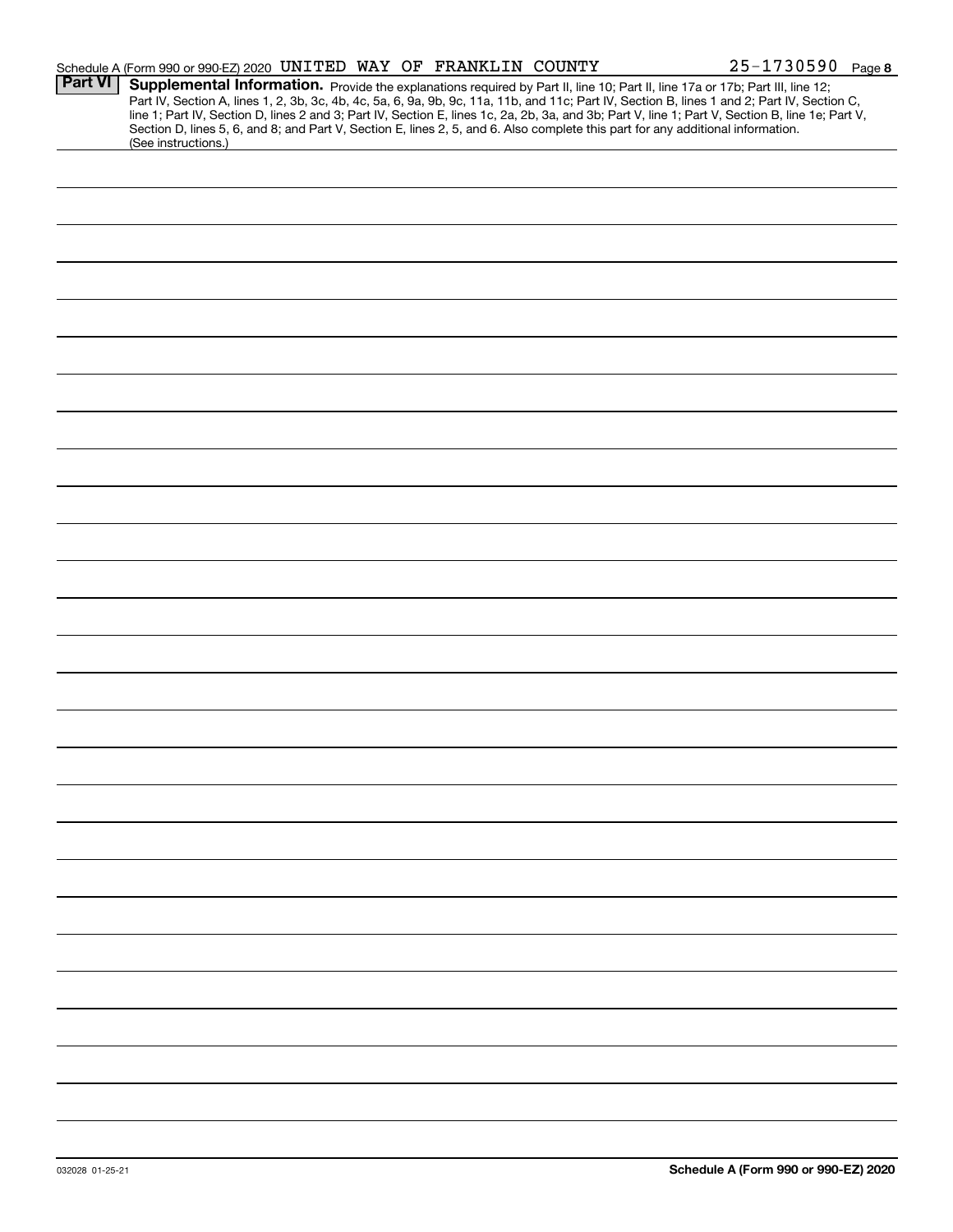Schedule A (Form 990 or 990-EZ) 2020 UNITED WAY OF FRANKLIN COUNTY 25-1730590 Page 8

**Part VI** **Supplemental Information.** Provide the explanations required by Part II, line 10; Part II, line 17a or 17b; Part III, line 12; Part IV, Section A, lines 1, 2, 3b, 3c, 4b, 4c, 5a, 6, 9a, 9b, 9c, 11a, 11b, and 11c; Part IV, Section B, lines 1 and 2; Part IV, Section C, line 1; Part IV, Section D, lines 2 and 3; Part IV, Section E, lines 1c, 2a, 2b, 3a, and 3b; Part V, line 1; Part V, Section B, line 1e; Part V, Section D, lines 5, 6, and 8; and Part V, Section E, lines 2, 5, and 6. Also complete this part for any additional information. (See instructions.)

032028 01-25-21 **Schedule A (Form 990 or 990-EZ) 2020**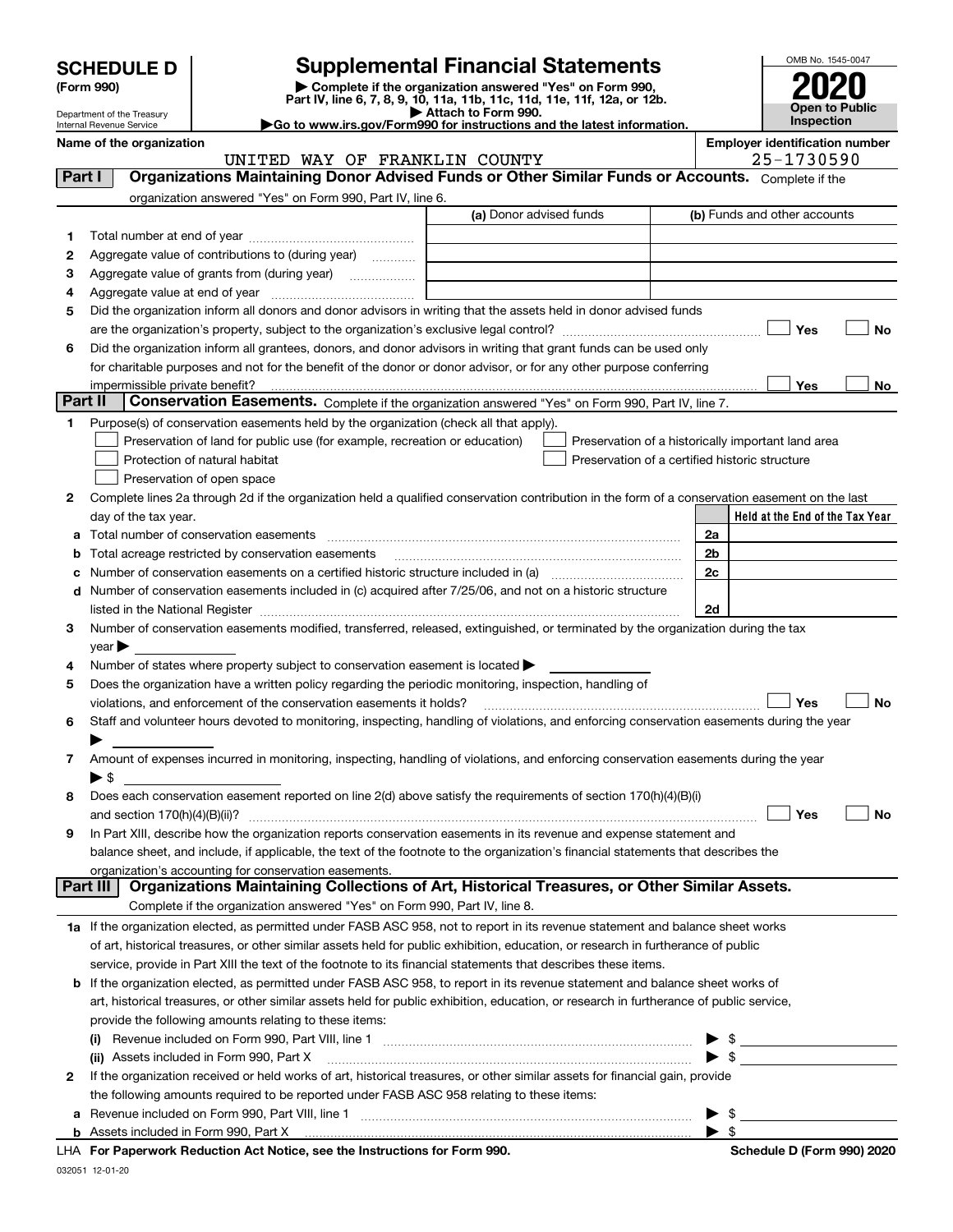**SCHEDULE D**
**(Form 990)**

Department of the Treasury
Internal Revenue Service

# Supplemental Financial Statements

▶ Complete if the organization answered "Yes" on Form 990, Part IV, line 6, 7, 8, 9, 10, 11a, 11b, 11c, 11d, 11e, 11f, 12a, or 12b.
▶ Attach to Form 990.
▶Go to www.irs.gov/Form990 for instructions and the latest information.

OMB No. 1545-0047
**2020**
**Open to Public Inspection**

**Name of the organization**
UNITED WAY OF FRANKLIN COUNTY

**Employer identification number**
25-1730590

## Part I Organizations Maintaining Donor Advised Funds or Other Similar Funds or Accounts.
Complete if the organization answered "Yes" on Form 990, Part IV, line 6.

| | | (a) Donor advised funds | (b) Funds and other accounts |
|---|---|---|---|
| 1 | Total number at end of year | | |
| 2 | Aggregate value of contributions to (during year) | | |
| 3 | Aggregate value of grants from (during year) | | |
| 4 | Aggregate value at end of year | | |

5 Did the organization inform all donors and donor advisors in writing that the assets held in donor advised funds are the organization's property, subject to the organization's exclusive legal control? ☐ Yes ☐ No

6 Did the organization inform all grantees, donors, and donor advisors in writing that grant funds can be used only for charitable purposes and not for the benefit of the donor or donor advisor, or for any other purpose conferring impermissible private benefit? ☐ Yes ☐ No

## Part II Conservation Easements.
Complete if the organization answered "Yes" on Form 990, Part IV, line 7.

1 Purpose(s) of conservation easements held by the organization (check all that apply).
- ☐ Preservation of land for public use (for example, recreation or education)
- ☐ Protection of natural habitat
- ☐ Preservation of open space
- ☐ Preservation of a historically important land area
- ☐ Preservation of a certified historic structure

2 Complete lines 2a through 2d if the organization held a qualified conservation contribution in the form of a conservation easement on the last day of the tax year.

| | | | Held at the End of the Tax Year |
|---|---|---|---|
| a | Total number of conservation easements | 2a | |
| b | Total acreage restricted by conservation easements | 2b | |
| c | Number of conservation easements on a certified historic structure included in (a) | 2c | |
| d | Number of conservation easements included in (c) acquired after 7/25/06, and not on a historic structure listed in the National Register | 2d | |

3 Number of conservation easements modified, transferred, released, extinguished, or terminated by the organization during the tax year ▶

4 Number of states where property subject to conservation easement is located ▶

5 Does the organization have a written policy regarding the periodic monitoring, inspection, handling of violations, and enforcement of the conservation easements it holds? ☐ Yes ☐ No

6 Staff and volunteer hours devoted to monitoring, inspecting, handling of violations, and enforcing conservation easements during the year ▶

7 Amount of expenses incurred in monitoring, inspecting, handling of violations, and enforcing conservation easements during the year ▶ $

8 Does each conservation easement reported on line 2(d) above satisfy the requirements of section 170(h)(4)(B)(i) and section 170(h)(4)(B)(ii)? ☐ Yes ☐ No

9 In Part XIII, describe how the organization reports conservation easements in its revenue and expense statement and balance sheet, and include, if applicable, the text of the footnote to the organization's financial statements that describes the organization's accounting for conservation easements.

## Part III Organizations Maintaining Collections of Art, Historical Treasures, or Other Similar Assets.
Complete if the organization answered "Yes" on Form 990, Part IV, line 8.

1a If the organization elected, as permitted under FASB ASC 958, not to report in its revenue statement and balance sheet works of art, historical treasures, or other similar assets held for public exhibition, education, or research in furtherance of public service, provide in Part XIII the text of the footnote to its financial statements that describes these items.

b If the organization elected, as permitted under FASB ASC 958, to report in its revenue statement and balance sheet works of art, historical treasures, or other similar assets held for public exhibition, education, or research in furtherance of public service, provide the following amounts relating to these items:

(i) Revenue included on Form 990, Part VIII, line 1 ▶ $

(ii) Assets included in Form 990, Part X ▶ $

2 If the organization received or held works of art, historical treasures, or other similar assets for financial gain, provide the following amounts required to be reported under FASB ASC 958 relating to these items:

a Revenue included on Form 990, Part VIII, line 1 ▶ $

b Assets included in Form 990, Part X ▶ $

LHA For Paperwork Reduction Act Notice, see the Instructions for Form 990. Schedule D (Form 990) 2020

032051 12-01-20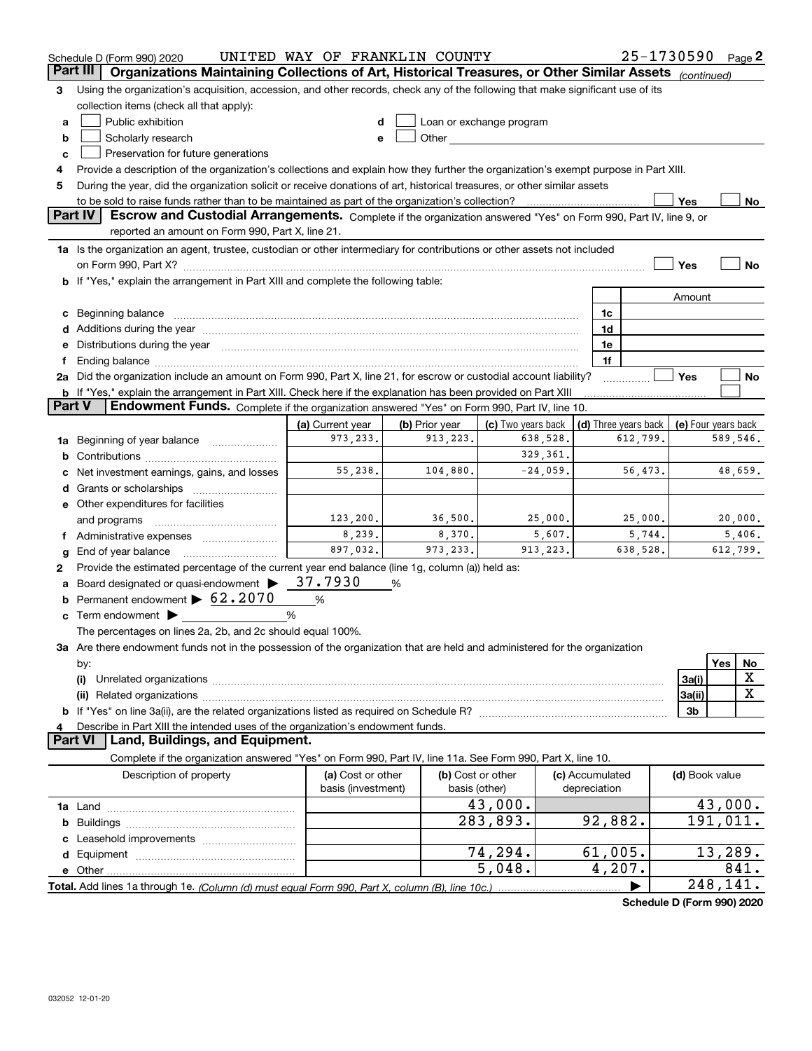Schedule D (Form 990) 2020 UNITED WAY OF FRANKLIN COUNTY 25-1730590 Page 2

## Part III Organizations Maintaining Collections of Art, Historical Treasures, or Other Similar Assets *(continued)*

3 Using the organization's acquisition, accession, and other records, check any of the following that make significant use of its collection items (check all that apply):

- a ☐ Public exhibition
- b ☐ Scholarly research
- c ☐ Preservation for future generations
- d ☐ Loan or exchange program
- e ☐ Other

4 Provide a description of the organization's collections and explain how they further the organization's exempt purpose in Part XIII.

5 During the year, did the organization solicit or receive donations of art, historical treasures, or other similar assets to be sold to raise funds rather than to be maintained as part of the organization's collection? ☐ Yes ☐ No

## Part IV Escrow and Custodial Arrangements.

Complete if the organization answered "Yes" on Form 990, Part IV, line 9, or reported an amount on Form 990, Part X, line 21.

1a Is the organization an agent, trustee, custodian or other intermediary for contributions or other assets not included on Form 990, Part X? ☐ Yes ☐ No

b If "Yes," explain the arrangement in Part XIII and complete the following table:

| | | Amount |
|---|---|---|
| c Beginning balance | 1c | |
| d Additions during the year | 1d | |
| e Distributions during the year | 1e | |
| f Ending balance | 1f | |

2a Did the organization include an amount on Form 990, Part X, line 21, for escrow or custodial account liability? ☐ Yes ☐ No

b If "Yes," explain the arrangement in Part XIII. Check here if the explanation has been provided on Part XIII ☐

## Part V Endowment Funds.

Complete if the organization answered "Yes" on Form 990, Part IV, line 10.

| | (a) Current year | (b) Prior year | (c) Two years back | (d) Three years back | (e) Four years back |
|---|---|---|---|---|---|
| 1a Beginning of year balance | 973,233. | 913,223. | 638,528. | 612,799. | 589,546. |
| b Contributions | | | 329,361. | | |
| c Net investment earnings, gains, and losses | 55,238. | 104,880. | -24,059. | 56,473. | 48,659. |
| d Grants or scholarships | | | | | |
| e Other expenditures for facilities and programs | 123,200. | 36,500. | 25,000. | 25,000. | 20,000. |
| f Administrative expenses | 8,239. | 8,370. | 5,607. | 5,744. | 5,406. |
| g End of year balance | 897,032. | 973,233. | 913,223. | 638,528. | 612,799. |

2 Provide the estimated percentage of the current year end balance (line 1g, column (a)) held as:

a Board designated or quasi-endowment ▶ 37.7930 %

b Permanent endowment ▶ 62.2070 %

c Term endowment ▶ %

The percentages on lines 2a, 2b, and 2c should equal 100%.

3a Are there endowment funds not in the possession of the organization that are held and administered for the organization by:

| | | Yes | No |
|---|---|---|---|
| (i) Unrelated organizations | 3a(i) | | X |
| (ii) Related organizations | 3a(ii) | | X |
| b If "Yes" on line 3a(ii), are the related organizations listed as required on Schedule R? | 3b | | |

4 Describe in Part XIII the intended uses of the organization's endowment funds.

## Part VI Land, Buildings, and Equipment.

Complete if the organization answered "Yes" on Form 990, Part IV, line 11a. See Form 990, Part X, line 10.

| Description of property | (a) Cost or other basis (investment) | (b) Cost or other basis (other) | (c) Accumulated depreciation | (d) Book value |
|---|---|---|---|---|
| 1a Land | | 43,000. | | 43,000. |
| b Buildings | | 283,893. | 92,882. | 191,011. |
| c Leasehold improvements | | | | |
| d Equipment | | 74,294. | 61,005. | 13,289. |
| e Other | | 5,048. | 4,207. | 841. |
| **Total.** Add lines 1a through 1e. *(Column (d) must equal Form 990, Part X, column (B), line 10c.)* | | | ▶ | 248,141. |

**Schedule D (Form 990) 2020**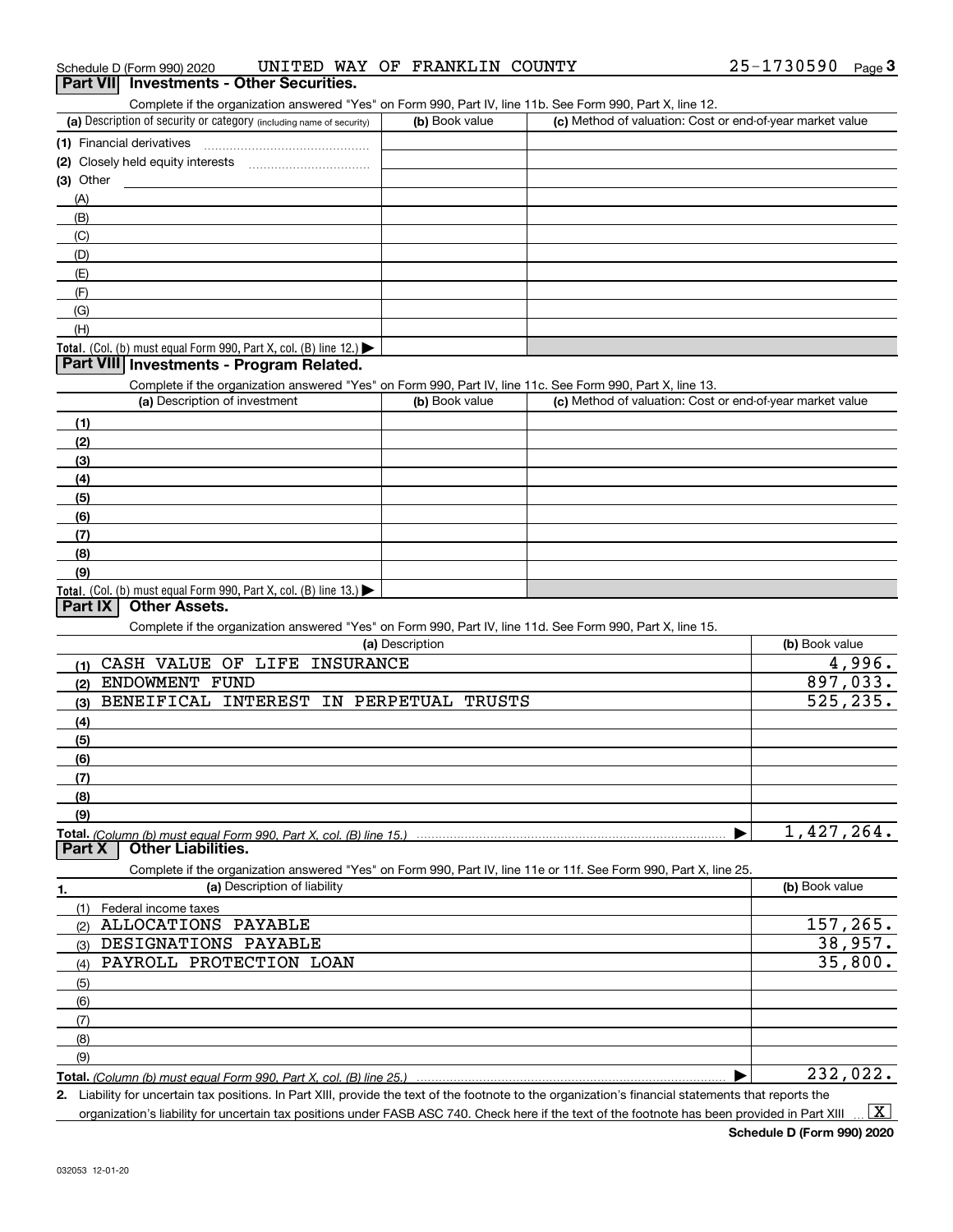Schedule D (Form 990) 2020 UNITED WAY OF FRANKLIN COUNTY 25-1730590 Page 3

## Part VII Investments - Other Securities.

Complete if the organization answered "Yes" on Form 990, Part IV, line 11b. See Form 990, Part X, line 12.

| (a) Description of security or category (including name of security) | (b) Book value | (c) Method of valuation: Cost or end-of-year market value |
|---|---|---|
| (1) Financial derivatives | | |
| (2) Closely held equity interests | | |
| (3) Other | | |
| (A) | | |
| (B) | | |
| (C) | | |
| (D) | | |
| (E) | | |
| (F) | | |
| (G) | | |
| (H) | | |
| **Total.** (Col. (b) must equal Form 990, Part X, col. (B) line 12.) ▶ | | |

## Part VIII Investments - Program Related.

Complete if the organization answered "Yes" on Form 990, Part IV, line 11c. See Form 990, Part X, line 13.

| (a) Description of investment | (b) Book value | (c) Method of valuation: Cost or end-of-year market value |
|---|---|---|
| (1) | | |
| (2) | | |
| (3) | | |
| (4) | | |
| (5) | | |
| (6) | | |
| (7) | | |
| (8) | | |
| (9) | | |
| **Total.** (Col. (b) must equal Form 990, Part X, col. (B) line 13.) ▶ | | |

## Part IX Other Assets.

Complete if the organization answered "Yes" on Form 990, Part IV, line 11d. See Form 990, Part X, line 15.

| (a) Description | (b) Book value |
|---|---|
| (1) CASH VALUE OF LIFE INSURANCE | 4,996. |
| (2) ENDOWMENT FUND | 897,033. |
| (3) BENEIFICAL INTEREST IN PERPETUAL TRUSTS | 525,235. |
| (4) | |
| (5) | |
| (6) | |
| (7) | |
| (8) | |
| (9) | |
| **Total.** *(Column (b) must equal Form 990, Part X, col. (B) line 15.)* ▶ | 1,427,264. |

## Part X Other Liabilities.

Complete if the organization answered "Yes" on Form 990, Part IV, line 11e or 11f. See Form 990, Part X, line 25.

| 1. (a) Description of liability | (b) Book value |
|---|---|
| (1) Federal income taxes | |
| (2) ALLOCATIONS PAYABLE | 157,265. |
| (3) DESIGNATIONS PAYABLE | 38,957. |
| (4) PAYROLL PROTECTION LOAN | 35,800. |
| (5) | |
| (6) | |
| (7) | |
| (8) | |
| (9) | |
| **Total.** *(Column (b) must equal Form 990, Part X, col. (B) line 25.)* ▶ | 232,022. |

2. Liability for uncertain tax positions. In Part XIII, provide the text of the footnote to the organization's financial statements that reports the organization's liability for uncertain tax positions under FASB ASC 740. Check here if the text of the footnote has been provided in Part XIII ... [X]

Schedule D (Form 990) 2020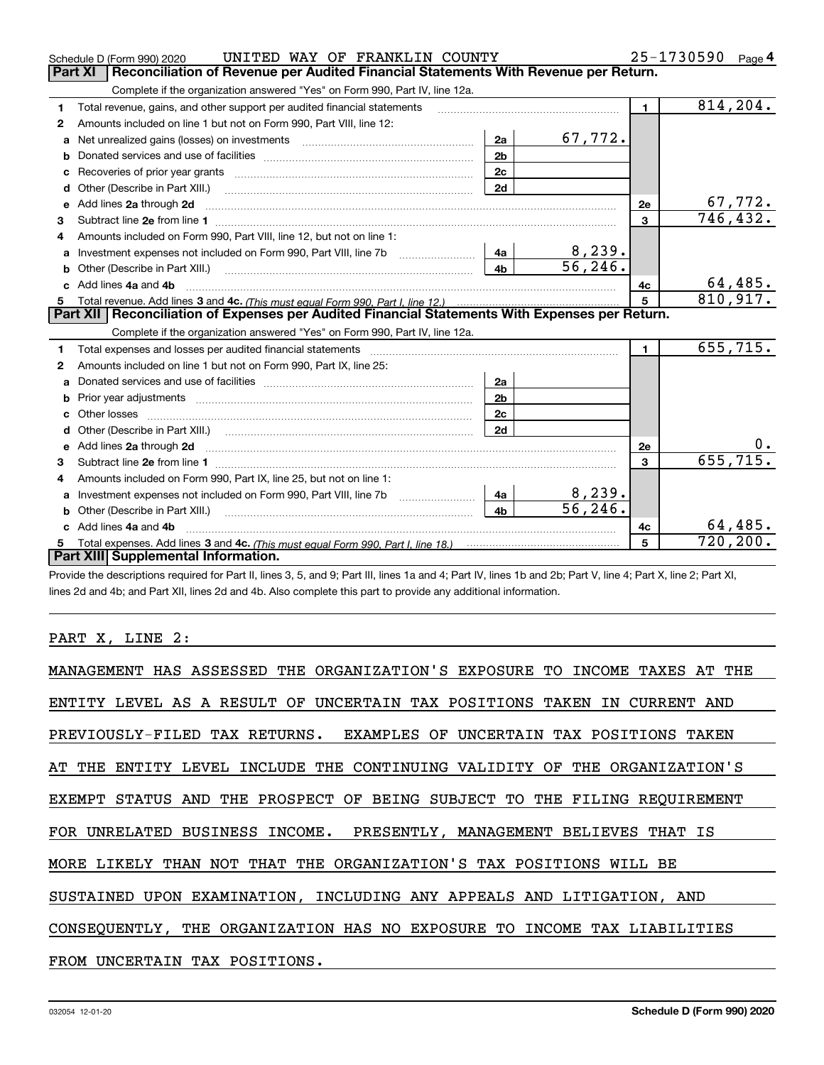Schedule D (Form 990) 2020 UNITED WAY OF FRANKLIN COUNTY 25-1730590 Page 4

## Part XI Reconciliation of Revenue per Audited Financial Statements With Revenue per Return.

Complete if the organization answered "Yes" on Form 990, Part IV, line 12a.

| | | | | | |
|---|---|---|---|---|---|
| 1 | Total revenue, gains, and other support per audited financial statements | | | 1 | 814,204. |
| 2 | Amounts included on line 1 but not on Form 990, Part VIII, line 12: | | | | |
| a | Net unrealized gains (losses) on investments | 2a | 67,772. | | |
| b | Donated services and use of facilities | 2b | | | |
| c | Recoveries of prior year grants | 2c | | | |
| d | Other (Describe in Part XIII.) | 2d | | | |
| e | Add lines 2a through 2d | | | 2e | 67,772. |
| 3 | Subtract line 2e from line 1 | | | 3 | 746,432. |
| 4 | Amounts included on Form 990, Part VIII, line 12, but not on line 1: | | | | |
| a | Investment expenses not included on Form 990, Part VIII, line 7b | 4a | 8,239. | | |
| b | Other (Describe in Part XIII.) | 4b | 56,246. | | |
| c | Add lines 4a and 4b | | | 4c | 64,485. |
| 5 | Total revenue. Add lines 3 and 4c. *(This must equal Form 990, Part I, line 12.)* | | | 5 | 810,917. |

## Part XII Reconciliation of Expenses per Audited Financial Statements With Expenses per Return.

Complete if the organization answered "Yes" on Form 990, Part IV, line 12a.

| | | | | | |
|---|---|---|---|---|---|
| 1 | Total expenses and losses per audited financial statements | | | 1 | 655,715. |
| 2 | Amounts included on line 1 but not on Form 990, Part IX, line 25: | | | | |
| a | Donated services and use of facilities | 2a | | | |
| b | Prior year adjustments | 2b | | | |
| c | Other losses | 2c | | | |
| d | Other (Describe in Part XIII.) | 2d | | | |
| e | Add lines 2a through 2d | | | 2e | 0. |
| 3 | Subtract line 2e from line 1 | | | 3 | 655,715. |
| 4 | Amounts included on Form 990, Part IX, line 25, but not on line 1: | | | | |
| a | Investment expenses not included on Form 990, Part VIII, line 7b | 4a | 8,239. | | |
| b | Other (Describe in Part XIII.) | 4b | 56,246. | | |
| c | Add lines 4a and 4b | | | 4c | 64,485. |
| 5 | Total expenses. Add lines 3 and 4c. *(This must equal Form 990, Part I, line 18.)* | | | 5 | 720,200. |

## Part XIII Supplemental Information.

Provide the descriptions required for Part II, lines 3, 5, and 9; Part III, lines 1a and 4; Part IV, lines 1b and 2b; Part V, line 4; Part X, line 2; Part XI, lines 2d and 4b; and Part XII, lines 2d and 4b. Also complete this part to provide any additional information.

PART X, LINE 2:

MANAGEMENT HAS ASSESSED THE ORGANIZATION'S EXPOSURE TO INCOME TAXES AT THE ENTITY LEVEL AS A RESULT OF UNCERTAIN TAX POSITIONS TAKEN IN CURRENT AND PREVIOUSLY-FILED TAX RETURNS. EXAMPLES OF UNCERTAIN TAX POSITIONS TAKEN AT THE ENTITY LEVEL INCLUDE THE CONTINUING VALIDITY OF THE ORGANIZATION'S EXEMPT STATUS AND THE PROSPECT OF BEING SUBJECT TO THE FILING REQUIREMENT FOR UNRELATED BUSINESS INCOME. PRESENTLY, MANAGEMENT BELIEVES THAT IS MORE LIKELY THAN NOT THAT THE ORGANIZATION'S TAX POSITIONS WILL BE SUSTAINED UPON EXAMINATION, INCLUDING ANY APPEALS AND LITIGATION, AND CONSEQUENTLY, THE ORGANIZATION HAS NO EXPOSURE TO INCOME TAX LIABILITIES FROM UNCERTAIN TAX POSITIONS.

032054 12-01-20 **Schedule D (Form 990) 2020**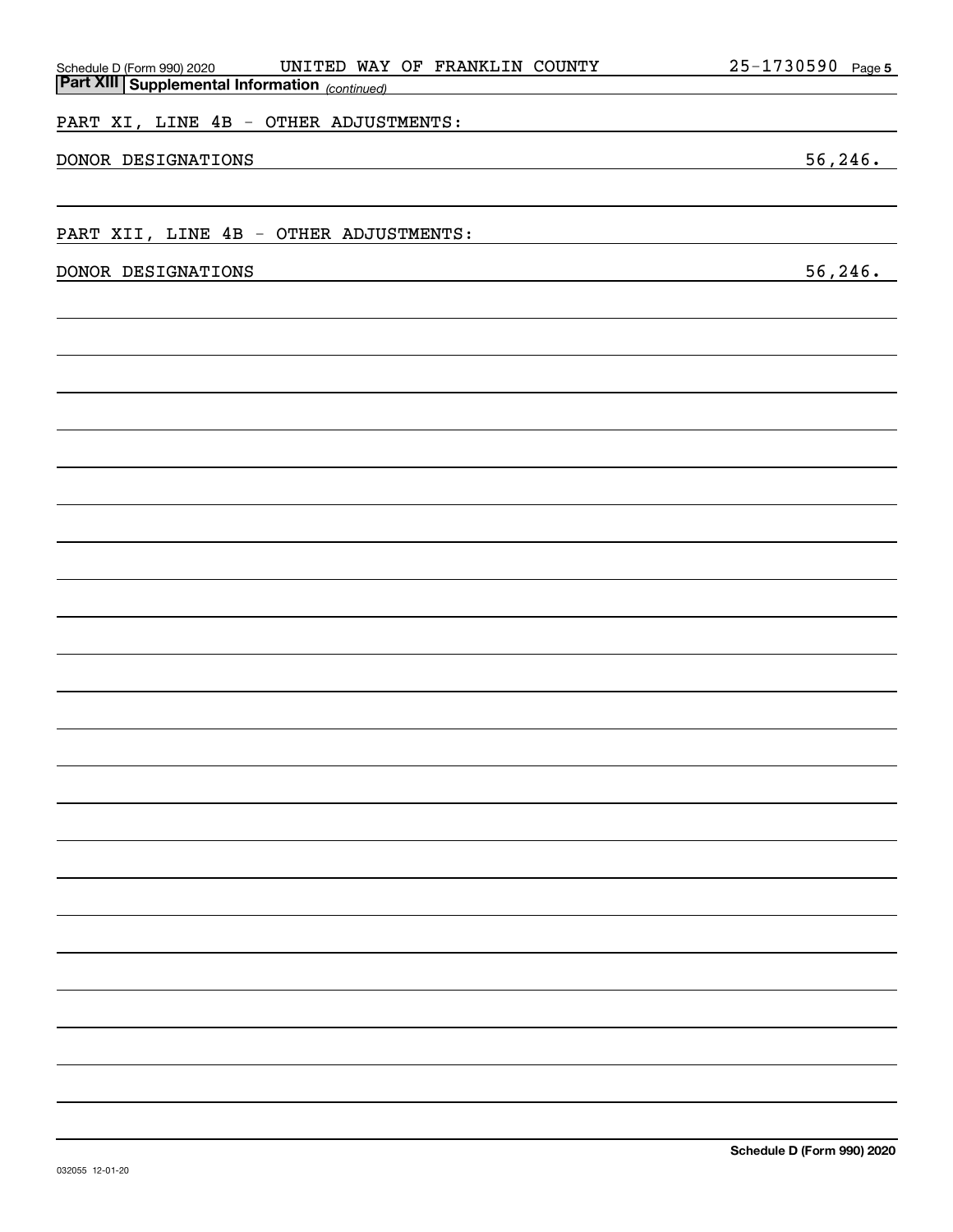Schedule D (Form 990) 2020 UNITED WAY OF FRANKLIN COUNTY 25-1730590 Page 5

## Part XIII Supplemental Information *(continued)*

PART XI, LINE 4B - OTHER ADJUSTMENTS:

| | |
|---|---|
| DONOR DESIGNATIONS | 56,246. |

PART XII, LINE 4B - OTHER ADJUSTMENTS:

| | |
|---|---|
| DONOR DESIGNATIONS | 56,246. |

Schedule D (Form 990) 2020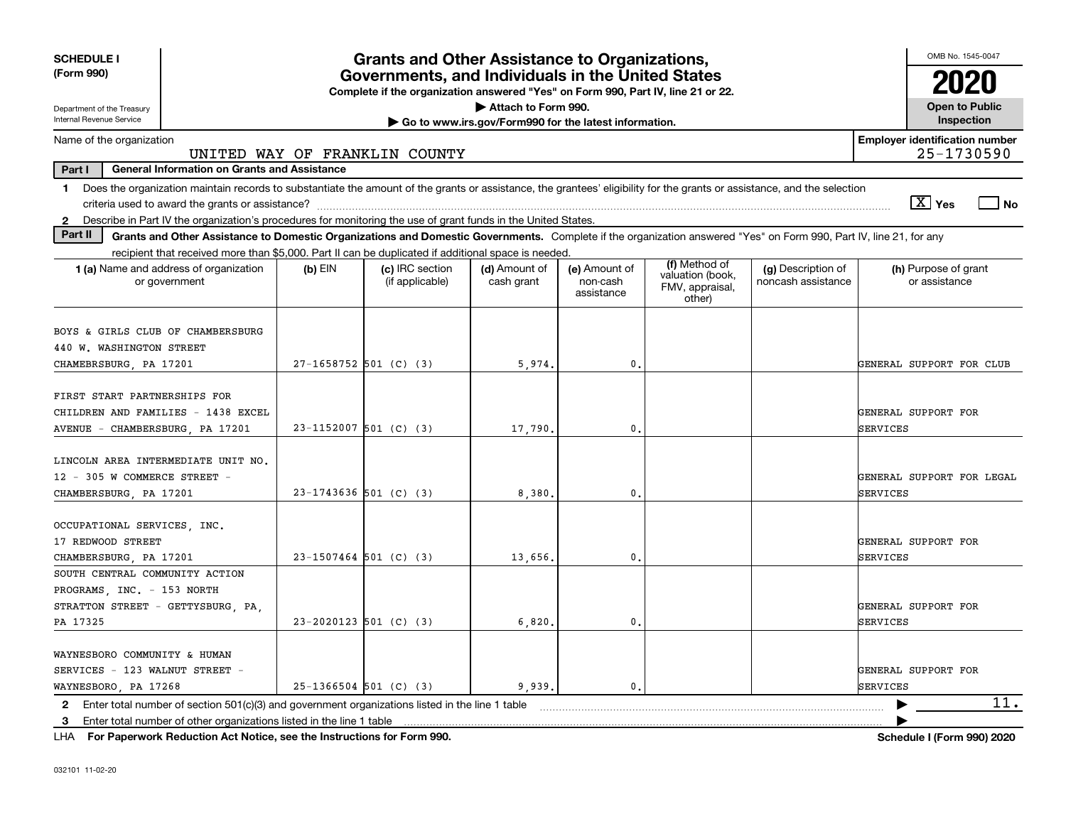**SCHEDULE I (Form 990)**

Department of the Treasury
Internal Revenue Service

# Grants and Other Assistance to Organizations, Governments, and Individuals in the United States

**Complete if the organization answered "Yes" on Form 990, Part IV, line 21 or 22.**
**▶ Attach to Form 990.**
**▶ Go to www.irs.gov/Form990 for the latest information.**

OMB No. 1545-0047

**2020**

**Open to Public Inspection**

Name of the organization: UNITED WAY OF FRANKLIN COUNTY

**Employer identification number** 25-1730590

**Part I — General Information on Grants and Assistance**

1 Does the organization maintain records to substantiate the amount of the grants or assistance, the grantees' eligibility for the grants or assistance, and the selection criteria used to award the grants or assistance? [X] Yes [ ] No

2 Describe in Part IV the organization's procedures for monitoring the use of grant funds in the United States.

**Part II — Grants and Other Assistance to Domestic Organizations and Domestic Governments.** Complete if the organization answered "Yes" on Form 990, Part IV, line 21, for any recipient that received more than $5,000. Part II can be duplicated if additional space is needed.

| 1 (a) Name and address of organization or government | (b) EIN | (c) IRC section (if applicable) | (d) Amount of cash grant | (e) Amount of non-cash assistance | (f) Method of valuation (book, FMV, appraisal, other) | (g) Description of noncash assistance | (h) Purpose of grant or assistance |
|---|---|---|---|---|---|---|---|
| BOYS & GIRLS CLUB OF CHAMBERSBURG 440 W. WASHINGTON STREET CHAMEBRSBURG, PA 17201 | 27-1658752 | 501 (C) (3) | 5,974. | 0. | | | GENERAL SUPPORT FOR CLUB |
| FIRST START PARTNERSHIPS FOR CHILDREN AND FAMILIES - 1438 EXCEL AVENUE - CHAMBERSBURG, PA 17201 | 23-1152007 | 501 (C) (3) | 17,790. | 0. | | | GENERAL SUPPORT FOR SERVICES |
| LINCOLN AREA INTERMEDIATE UNIT NO. 12 - 305 W COMMERCE STREET - CHAMBERSBURG, PA 17201 | 23-1743636 | 501 (C) (3) | 8,380. | 0. | | | GENERAL SUPPORT FOR LEGAL SERVICES |
| OCCUPATIONAL SERVICES, INC. 17 REDWOOD STREET CHAMBERSBURG, PA 17201 | 23-1507464 | 501 (C) (3) | 13,656. | 0. | | | GENERAL SUPPORT FOR SERVICES |
| SOUTH CENTRAL COMMUNITY ACTION PROGRAMS, INC. - 153 NORTH STRATTON STREET - GETTYSBURG, PA, PA 17325 | 23-2020123 | 501 (C) (3) | 6,820. | 0. | | | GENERAL SUPPORT FOR SERVICES |
| WAYNESBORO COMMUNITY & HUMAN SERVICES - 123 WALNUT STREET - WAYNESBORO, PA 17268 | 25-1366504 | 501 (C) (3) | 9,939. | 0. | | | GENERAL SUPPORT FOR SERVICES |

2 Enter total number of section 501(c)(3) and government organizations listed in the line 1 table ▶ 11.

3 Enter total number of other organizations listed in the line 1 table ▶

LHA **For Paperwork Reduction Act Notice, see the Instructions for Form 990.** **Schedule I (Form 990) 2020**

032101 11-02-20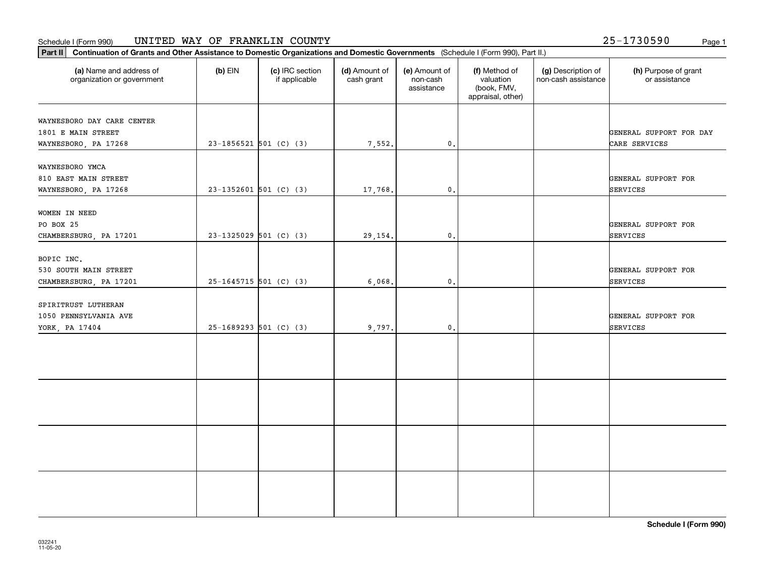Schedule I (Form 990) UNITED WAY OF FRANKLIN COUNTY 25-1730590

**Part II** **Continuation of Grants and Other Assistance to Domestic Organizations and Domestic Governments** (Schedule I (Form 990), Part II.)

| (a) Name and address of organization or government | (b) EIN | (c) IRC section if applicable | (d) Amount of cash grant | (e) Amount of non-cash assistance | (f) Method of valuation (book, FMV, appraisal, other) | (g) Description of non-cash assistance | (h) Purpose of grant or assistance |
|---|---|---|---|---|---|---|---|
| WAYNESBORO DAY CARE CENTER<br>1801 E MAIN STREET<br>WAYNESBORO, PA 17268 | 23-1856521 | 501 (C) (3) | 7,552. | 0. | | | GENERAL SUPPORT FOR DAY CARE SERVICES |
| WAYNESBORO YMCA<br>810 EAST MAIN STREET<br>WAYNESBORO, PA 17268 | 23-1352601 | 501 (C) (3) | 17,768. | 0. | | | GENERAL SUPPORT FOR SERVICES |
| WOMEN IN NEED<br>PO BOX 25<br>CHAMBERSBURG, PA 17201 | 23-1325029 | 501 (C) (3) | 29,154. | 0. | | | GENERAL SUPPORT FOR SERVICES |
| BOPIC INC.<br>530 SOUTH MAIN STREET<br>CHAMBERSBURG, PA 17201 | 25-1645715 | 501 (C) (3) | 6,068. | 0. | | | GENERAL SUPPORT FOR SERVICES |
| SPIRITRUST LUTHERAN<br>1050 PENNSYLVANIA AVE<br>YORK, PA 17404 | 25-1689293 | 501 (C) (3) | 9,797. | 0. | | | GENERAL SUPPORT FOR SERVICES |
| | | | | | | | |
| | | | | | | | |
| | | | | | | | |
| | | | | | | | |

**Schedule I (Form 990)**

032241
11-05-20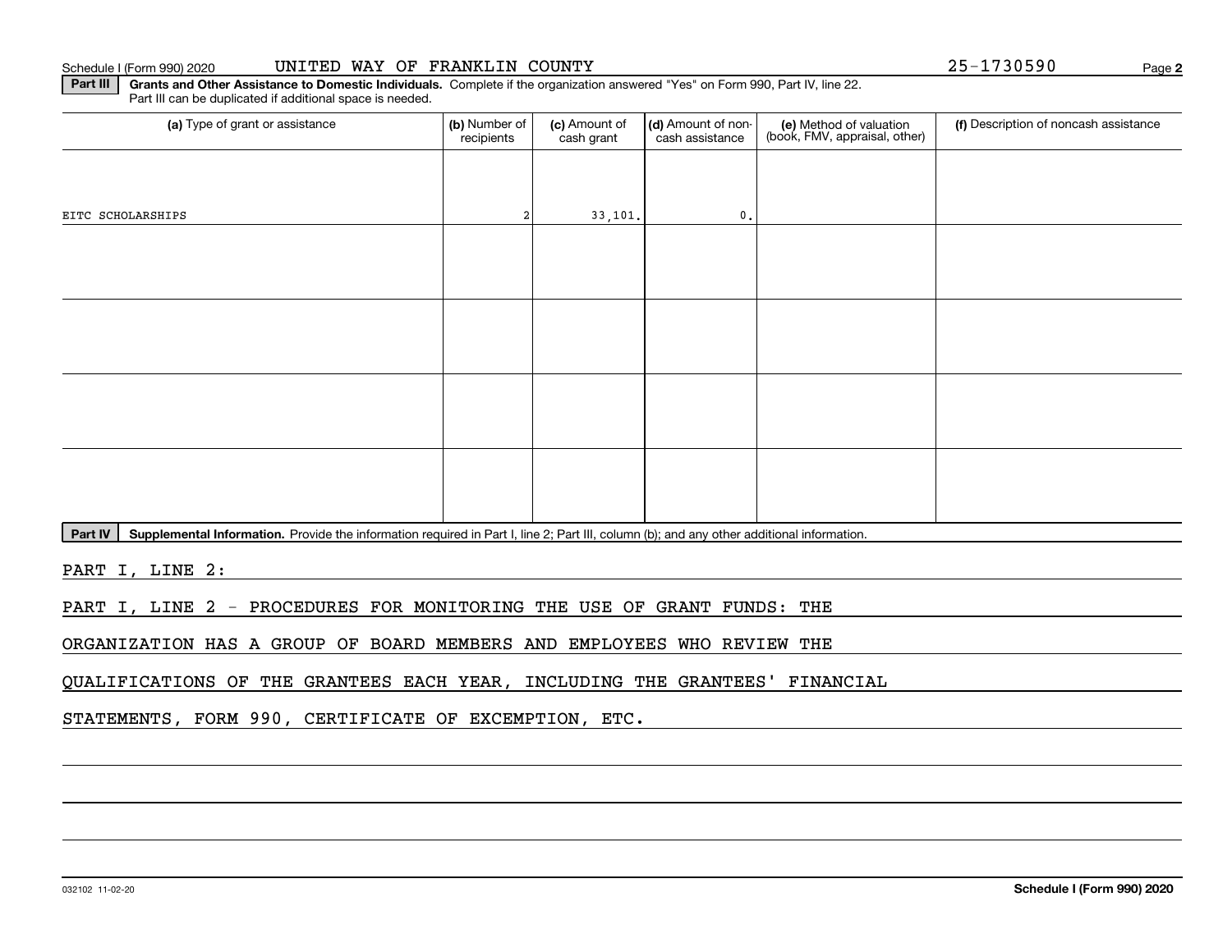Schedule I (Form 990) 2020 UNITED WAY OF FRANKLIN COUNTY 25-1730590

**Part III** **Grants and Other Assistance to Domestic Individuals.** Complete if the organization answered "Yes" on Form 990, Part IV, line 22. Part III can be duplicated if additional space is needed.

| (a) Type of grant or assistance | (b) Number of recipients | (c) Amount of cash grant | (d) Amount of non-cash assistance | (e) Method of valuation (book, FMV, appraisal, other) | (f) Description of noncash assistance |
|---|---|---|---|---|---|
| EITC SCHOLARSHIPS | 2 | 33,101. | 0. | | |
| | | | | | |
| | | | | | |
| | | | | | |
| | | | | | |

**Part IV** **Supplemental Information.** Provide the information required in Part I, line 2; Part III, column (b); and any other additional information.

PART I, LINE 2:

PART I, LINE 2 - PROCEDURES FOR MONITORING THE USE OF GRANT FUNDS: THE ORGANIZATION HAS A GROUP OF BOARD MEMBERS AND EMPLOYEES WHO REVIEW THE QUALIFICATIONS OF THE GRANTEES EACH YEAR, INCLUDING THE GRANTEES' FINANCIAL STATEMENTS, FORM 990, CERTIFICATE OF EXCEMPTION, ETC.

032102 11-02-20 **Schedule I (Form 990) 2020**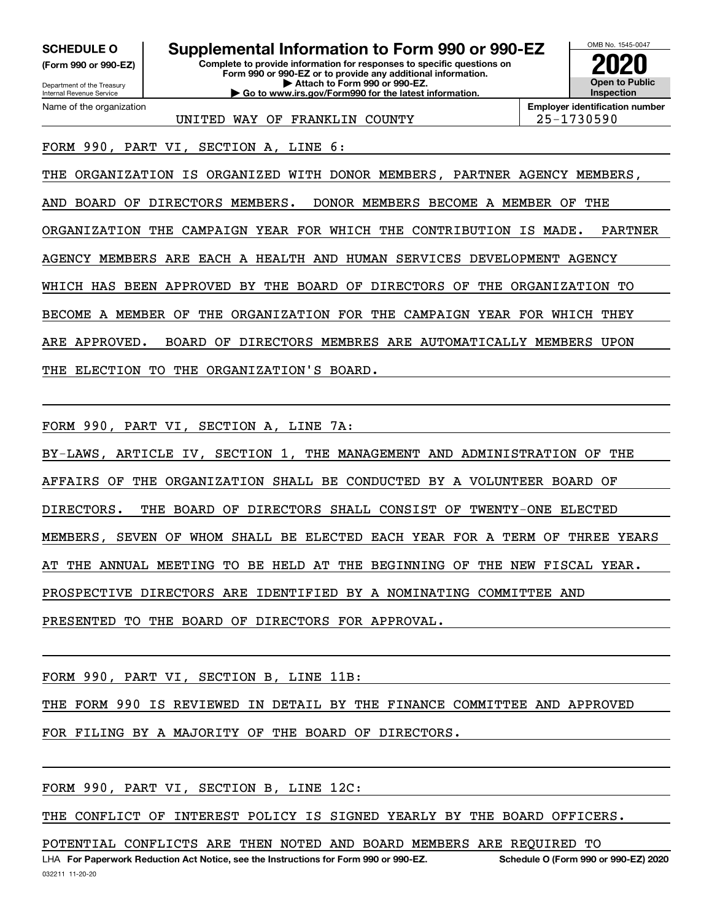**SCHEDULE O**
**(Form 990 or 990-EZ)**

Department of the Treasury
Internal Revenue Service

# Supplemental Information to Form 990 or 990-EZ

**Complete to provide information for responses to specific questions on Form 990 or 990-EZ or to provide any additional information.**
**▶ Attach to Form 990 or 990-EZ.**
**▶ Go to www.irs.gov/Form990 for the latest information.**

OMB No. 1545-0047
**2020**
**Open to Public Inspection**

Name of the organization: UNITED WAY OF FRANKLIN COUNTY

**Employer identification number:** 25-1730590

FORM 990, PART VI, SECTION A, LINE 6:

THE ORGANIZATION IS ORGANIZED WITH DONOR MEMBERS, PARTNER AGENCY MEMBERS, AND BOARD OF DIRECTORS MEMBERS. DONOR MEMBERS BECOME A MEMBER OF THE ORGANIZATION THE CAMPAIGN YEAR FOR WHICH THE CONTRIBUTION IS MADE. PARTNER AGENCY MEMBERS ARE EACH A HEALTH AND HUMAN SERVICES DEVELOPMENT AGENCY WHICH HAS BEEN APPROVED BY THE BOARD OF DIRECTORS OF THE ORGANIZATION TO BECOME A MEMBER OF THE ORGANIZATION FOR THE CAMPAIGN YEAR FOR WHICH THEY ARE APPROVED. BOARD OF DIRECTORS MEMBRES ARE AUTOMATICALLY MEMBERS UPON THE ELECTION TO THE ORGANIZATION'S BOARD.

FORM 990, PART VI, SECTION A, LINE 7A:

BY-LAWS, ARTICLE IV, SECTION 1, THE MANAGEMENT AND ADMINISTRATION OF THE AFFAIRS OF THE ORGANIZATION SHALL BE CONDUCTED BY A VOLUNTEER BOARD OF DIRECTORS. THE BOARD OF DIRECTORS SHALL CONSIST OF TWENTY-ONE ELECTED MEMBERS, SEVEN OF WHOM SHALL BE ELECTED EACH YEAR FOR A TERM OF THREE YEARS AT THE ANNUAL MEETING TO BE HELD AT THE BEGINNING OF THE NEW FISCAL YEAR. PROSPECTIVE DIRECTORS ARE IDENTIFIED BY A NOMINATING COMMITTEE AND PRESENTED TO THE BOARD OF DIRECTORS FOR APPROVAL.

FORM 990, PART VI, SECTION B, LINE 11B:

THE FORM 990 IS REVIEWED IN DETAIL BY THE FINANCE COMMITTEE AND APPROVED FOR FILING BY A MAJORITY OF THE BOARD OF DIRECTORS.

FORM 990, PART VI, SECTION B, LINE 12C:

THE CONFLICT OF INTEREST POLICY IS SIGNED YEARLY BY THE BOARD OFFICERS. POTENTIAL CONFLICTS ARE THEN NOTED AND BOARD MEMBERS ARE REQUIRED TO

LHA **For Paperwork Reduction Act Notice, see the Instructions for Form 990 or 990-EZ.** **Schedule O (Form 990 or 990-EZ) 2020**
032211 11-20-20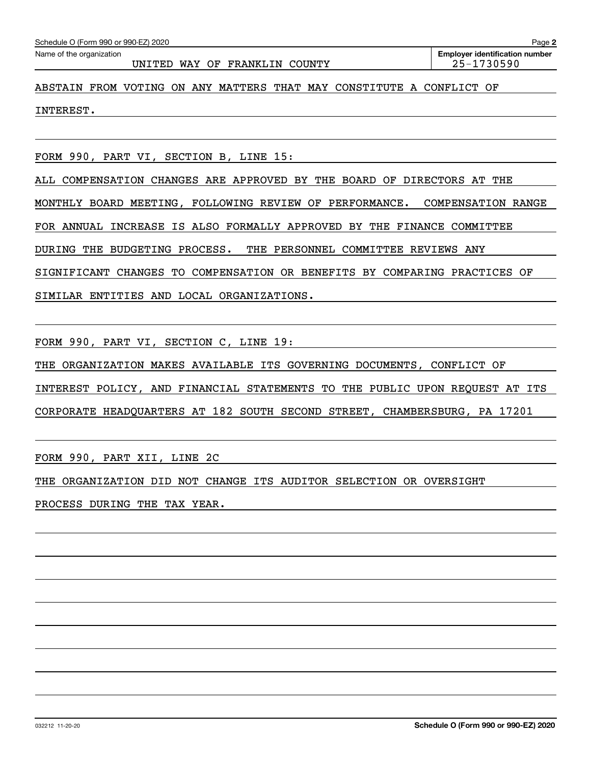Name of the organization: UNITED WAY OF FRANKLIN COUNTY

Employer identification number: 25-1730590

ABSTAIN FROM VOTING ON ANY MATTERS THAT MAY CONSTITUTE A CONFLICT OF INTEREST.

FORM 990, PART VI, SECTION B, LINE 15:

ALL COMPENSATION CHANGES ARE APPROVED BY THE BOARD OF DIRECTORS AT THE MONTHLY BOARD MEETING, FOLLOWING REVIEW OF PERFORMANCE. COMPENSATION RANGE FOR ANNUAL INCREASE IS ALSO FORMALLY APPROVED BY THE FINANCE COMMITTEE DURING THE BUDGETING PROCESS. THE PERSONNEL COMMITTEE REVIEWS ANY SIGNIFICANT CHANGES TO COMPENSATION OR BENEFITS BY COMPARING PRACTICES OF SIMILAR ENTITIES AND LOCAL ORGANIZATIONS.

FORM 990, PART VI, SECTION C, LINE 19:

THE ORGANIZATION MAKES AVAILABLE ITS GOVERNING DOCUMENTS, CONFLICT OF INTEREST POLICY, AND FINANCIAL STATEMENTS TO THE PUBLIC UPON REQUEST AT ITS CORPORATE HEADQUARTERS AT 182 SOUTH SECOND STREET, CHAMBERSBURG, PA 17201

FORM 990, PART XII, LINE 2C

THE ORGANIZATION DID NOT CHANGE ITS AUDITOR SELECTION OR OVERSIGHT PROCESS DURING THE TAX YEAR.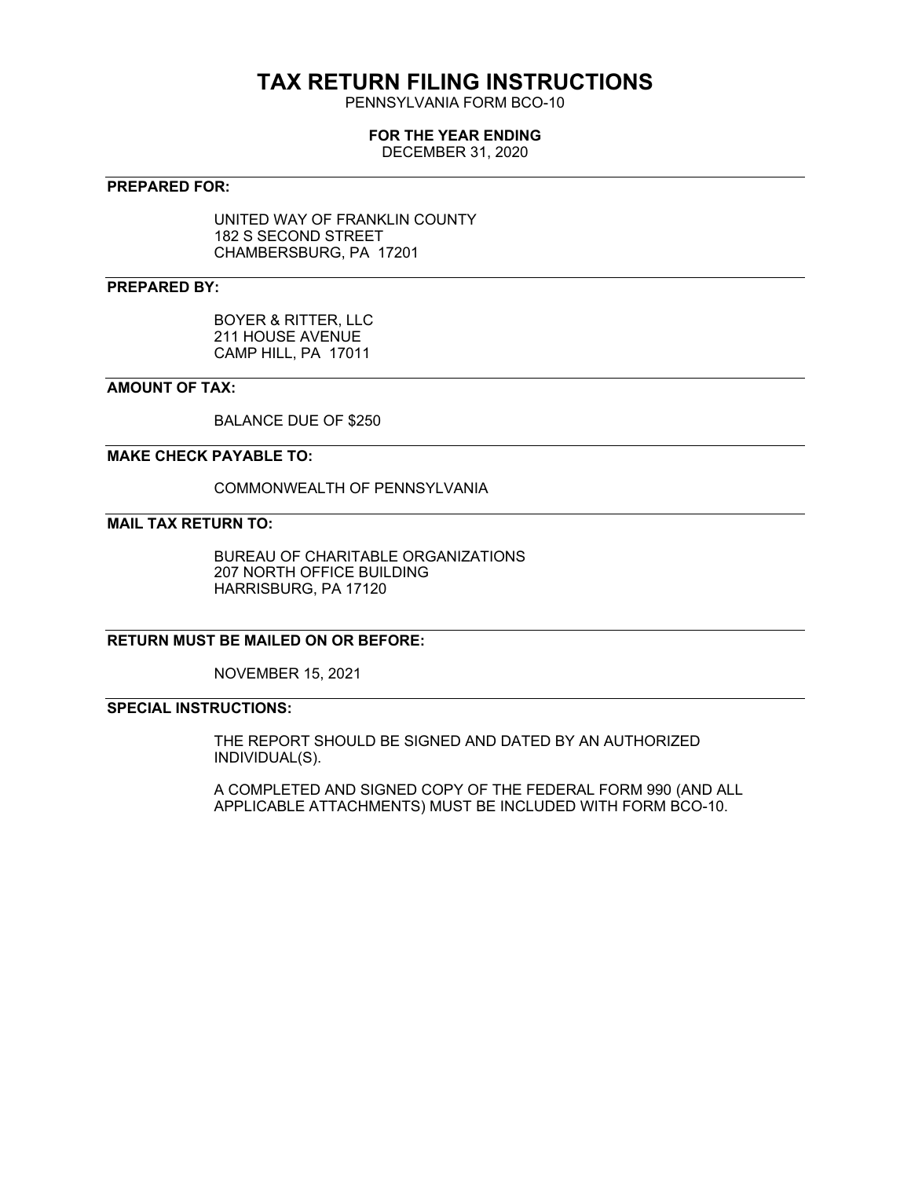# TAX RETURN FILING INSTRUCTIONS

PENNSYLVANIA FORM BCO-10

**FOR THE YEAR ENDING**

DECEMBER 31, 2020

---

**PREPARED FOR:**

UNITED WAY OF FRANKLIN COUNTY
182 S SECOND STREET
CHAMBERSBURG, PA 17201

---

**PREPARED BY:**

BOYER & RITTER, LLC
211 HOUSE AVENUE
CAMP HILL, PA 17011

---

**AMOUNT OF TAX:**

BALANCE DUE OF $250

---

**MAKE CHECK PAYABLE TO:**

COMMONWEALTH OF PENNSYLVANIA

---

**MAIL TAX RETURN TO:**

BUREAU OF CHARITABLE ORGANIZATIONS
207 NORTH OFFICE BUILDING
HARRISBURG, PA 17120

---

**RETURN MUST BE MAILED ON OR BEFORE:**

NOVEMBER 15, 2021

---

**SPECIAL INSTRUCTIONS:**

THE REPORT SHOULD BE SIGNED AND DATED BY AN AUTHORIZED INDIVIDUAL(S).

A COMPLETED AND SIGNED COPY OF THE FEDERAL FORM 990 (AND ALL APPLICABLE ATTACHMENTS) MUST BE INCLUDED WITH FORM BCO-10.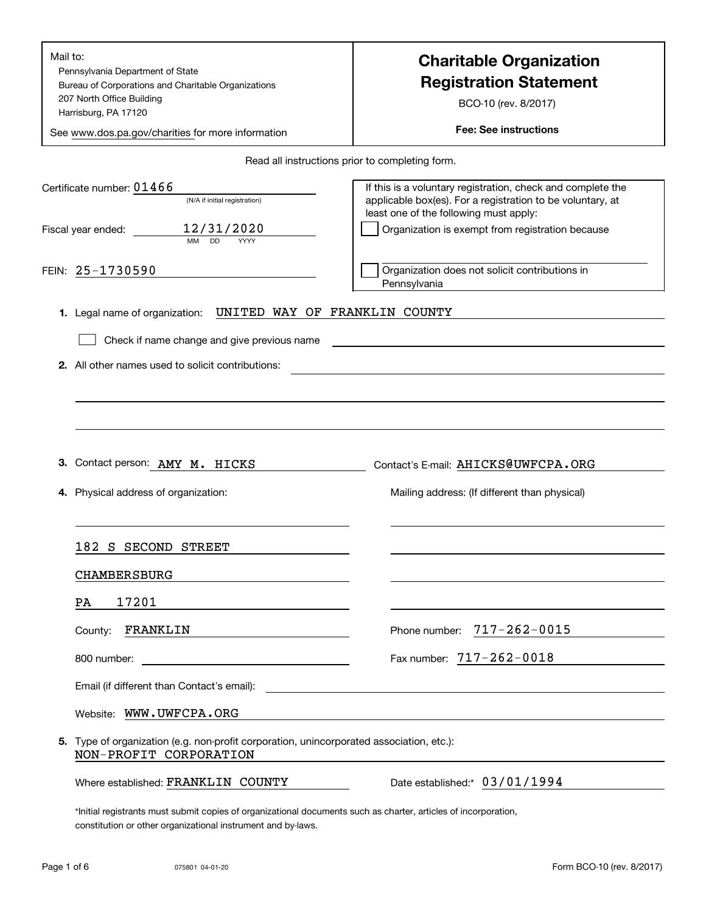Mail to:
Pennsylvania Department of State
Bureau of Corporations and Charitable Organizations
207 North Office Building
Harrisburg, PA 17120

See www.dos.pa.gov/charities for more information

# Charitable Organization Registration Statement

BCO-10 (rev. 8/2017)

**Fee: See instructions**

Read all instructions prior to completing form.

Certificate number: 01466
(N/A if initial registration)

Fiscal year ended: 12/31/2020
MM DD YYYY

FEIN: 25-1730590

If this is a voluntary registration, check and complete the applicable box(es). For a registration to be voluntary, at least one of the following must apply:

☐ Organization is exempt from registration because

☐ Organization does not solicit contributions in Pennsylvania

**1.** Legal name of organization: UNITED WAY OF FRANKLIN COUNTY

☐ Check if name change and give previous name

**2.** All other names used to solicit contributions:

**3.** Contact person: AMY M. HICKS    Contact's E-mail: AHICKS@UWFCPA.ORG

**4.** Physical address of organization:

182 S SECOND STREET
CHAMBERSBURG
PA 17201

County: FRANKLIN

800 number:

Mailing address: (If different than physical)

Phone number: 717-262-0015

Fax number: 717-262-0018

Email (if different than Contact's email):

Website: WWW.UWFCPA.ORG

**5.** Type of organization (e.g. non-profit corporation, unincorporated association, etc.):
NON-PROFIT CORPORATION

Where established: FRANKLIN COUNTY    Date established:* 03/01/1994

*Initial registrants must submit copies of organizational documents such as charter, articles of incorporation, constitution or other organizational instrument and by-laws.

075801 04-01-20    Form BCO-10 (rev. 8/2017)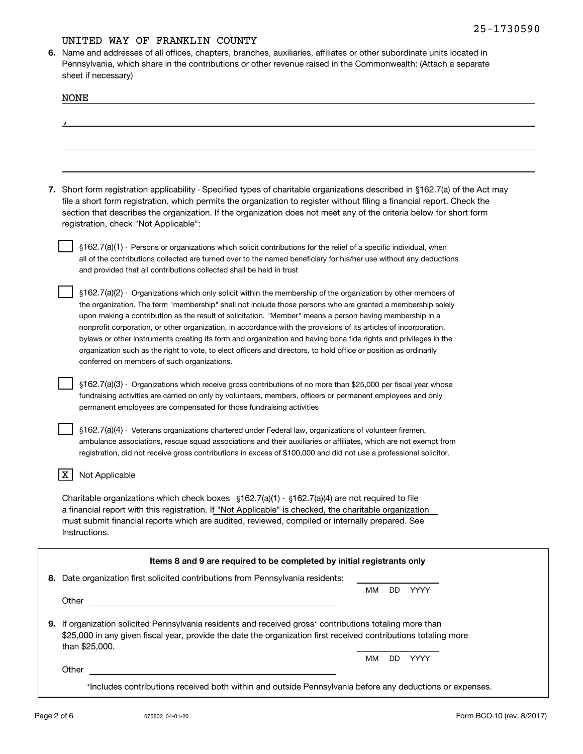25-1730590

UNITED WAY OF FRANKLIN COUNTY

**6.** Name and addresses of all offices, chapters, branches, auxiliaries, affiliates or other subordinate units located in Pennsylvania, which share in the contributions or other revenue raised in the Commonwealth: (Attach a separate sheet if necessary)

NONE

,

**7.** Short form registration applicability - Specified types of charitable organizations described in §162.7(a) of the Act may file a short form registration, which permits the organization to register without filing a financial report. Check the section that describes the organization. If the organization does not meet any of the criteria below for short form registration, check "Not Applicable":

- [ ] §162.7(a)(1) - Persons or organizations which solicit contributions for the relief of a specific individual, when all of the contributions collected are turned over to the named beneficiary for his/her use without any deductions and provided that all contributions collected shall be held in trust

- [ ] §162.7(a)(2) - Organizations which only solicit within the membership of the organization by other members of the organization. The term "membership" shall not include those persons who are granted a membership solely upon making a contribution as the result of solicitation. "Member" means a person having membership in a nonprofit corporation, or other organization, in accordance with the provisions of its articles of incorporation, bylaws or other instruments creating its form and organization and having bona fide rights and privileges in the organization such as the right to vote, to elect officers and directors, to hold office or position as ordinarily conferred on members of such organizations.

- [ ] §162.7(a)(3) - Organizations which receive gross contributions of no more than $25,000 per fiscal year whose fundraising activities are carried on only by volunteers, members, officers or permanent employees and only permanent employees are compensated for those fundraising activities

- [ ] §162.7(a)(4) - Veterans organizations chartered under Federal law, organizations of volunteer firemen, ambulance associations, rescue squad associations and their auxiliaries or affiliates, which are not exempt from registration, did not receive gross contributions in excess of $100,000 and did not use a professional solicitor.

- [X] Not Applicable

Charitable organizations which check boxes §162.7(a)(1) - §162.7(a)(4) are not required to file a financial report with this registration. If "Not Applicable" is checked, the charitable organization must submit financial reports which are audited, reviewed, compiled or internally prepared. See Instructions.

**Items 8 and 9 are required to be completed by initial registrants only**

**8.** Date organization first solicited contributions from Pennsylvania residents: ________ MM DD YYYY

Other ________

**9.** If organization solicited Pennsylvania residents and received gross* contributions totaling more than $25,000 in any given fiscal year, provide the date the organization first received contributions totaling more than $25,000. ________ MM DD YYYY

Other ________

*Includes contributions received both within and outside Pennsylvania before any deductions or expenses.

075802 04-01-20

Form BCO-10 (rev. 8/2017)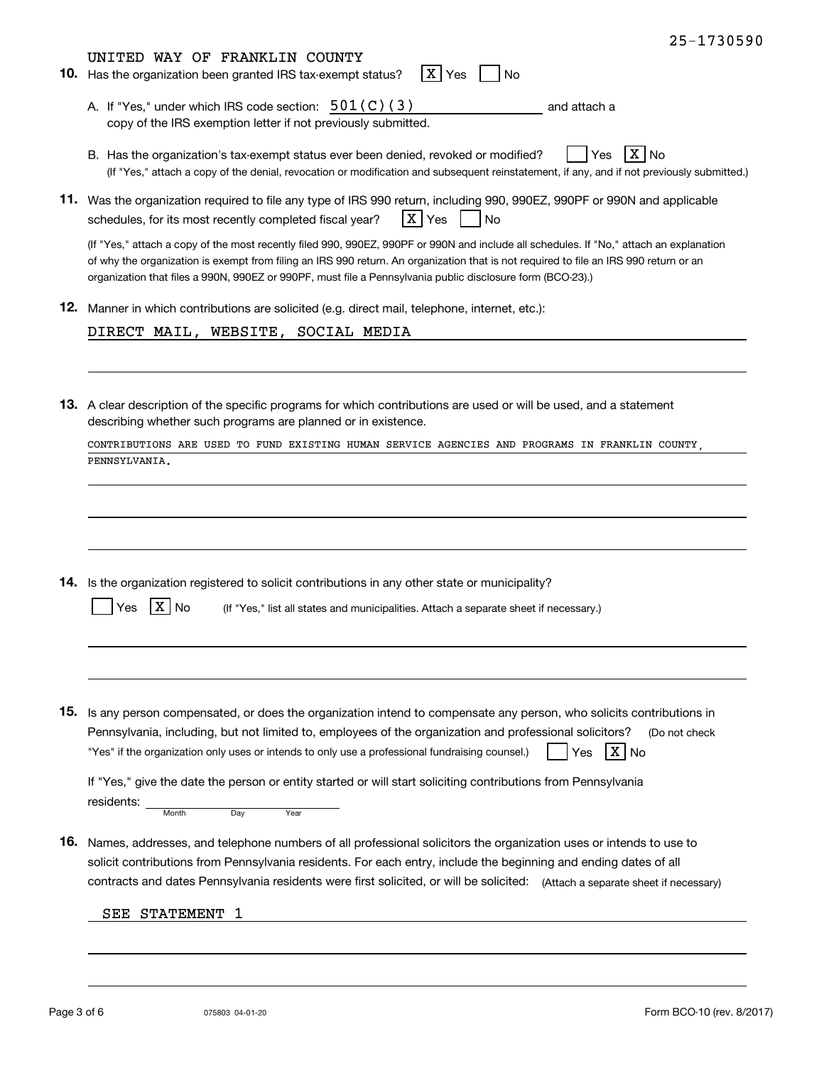25-1730590

UNITED WAY OF FRANKLIN COUNTY

**10.** Has the organization been granted IRS tax-exempt status? [X] Yes [ ] No

A. If "Yes," under which IRS code section: 501(C)(3) and attach a copy of the IRS exemption letter if not previously submitted.

B. Has the organization's tax-exempt status ever been denied, revoked or modified? [ ] Yes [X] No
(If "Yes," attach a copy of the denial, revocation or modification and subsequent reinstatement, if any, and if not previously submitted.)

**11.** Was the organization required to file any type of IRS 990 return, including 990, 990EZ, 990PF or 990N and applicable schedules, for its most recently completed fiscal year? [X] Yes [ ] No

(If "Yes," attach a copy of the most recently filed 990, 990EZ, 990PF or 990N and include all schedules. If "No," attach an explanation of why the organization is exempt from filing an IRS 990 return. An organization that is not required to file an IRS 990 return or an organization that files a 990N, 990EZ or 990PF, must file a Pennsylvania public disclosure form (BCO-23).)

**12.** Manner in which contributions are solicited (e.g. direct mail, telephone, internet, etc.):

DIRECT MAIL, WEBSITE, SOCIAL MEDIA

**13.** A clear description of the specific programs for which contributions are used or will be used, and a statement describing whether such programs are planned or in existence.

CONTRIBUTIONS ARE USED TO FUND EXISTING HUMAN SERVICE AGENCIES AND PROGRAMS IN FRANKLIN COUNTY, PENNSYLVANIA.

**14.** Is the organization registered to solicit contributions in any other state or municipality?

[ ] Yes [X] No (If "Yes," list all states and municipalities. Attach a separate sheet if necessary.)

**15.** Is any person compensated, or does the organization intend to compensate any person, who solicits contributions in Pennsylvania, including, but not limited to, employees of the organization and professional solicitors? (Do not check "Yes" if the organization only uses or intends to only use a professional fundraising counsel.) [ ] Yes [X] No

If "Yes," give the date the person or entity started or will start soliciting contributions from Pennsylvania residents: ______ (Month Day Year)

**16.** Names, addresses, and telephone numbers of all professional solicitors the organization uses or intends to use to solicit contributions from Pennsylvania residents. For each entry, include the beginning and ending dates of all contracts and dates Pennsylvania residents were first solicited, or will be solicited: (Attach a separate sheet if necessary)

SEE STATEMENT 1

075803 04-01-20

Form BCO-10 (rev. 8/2017)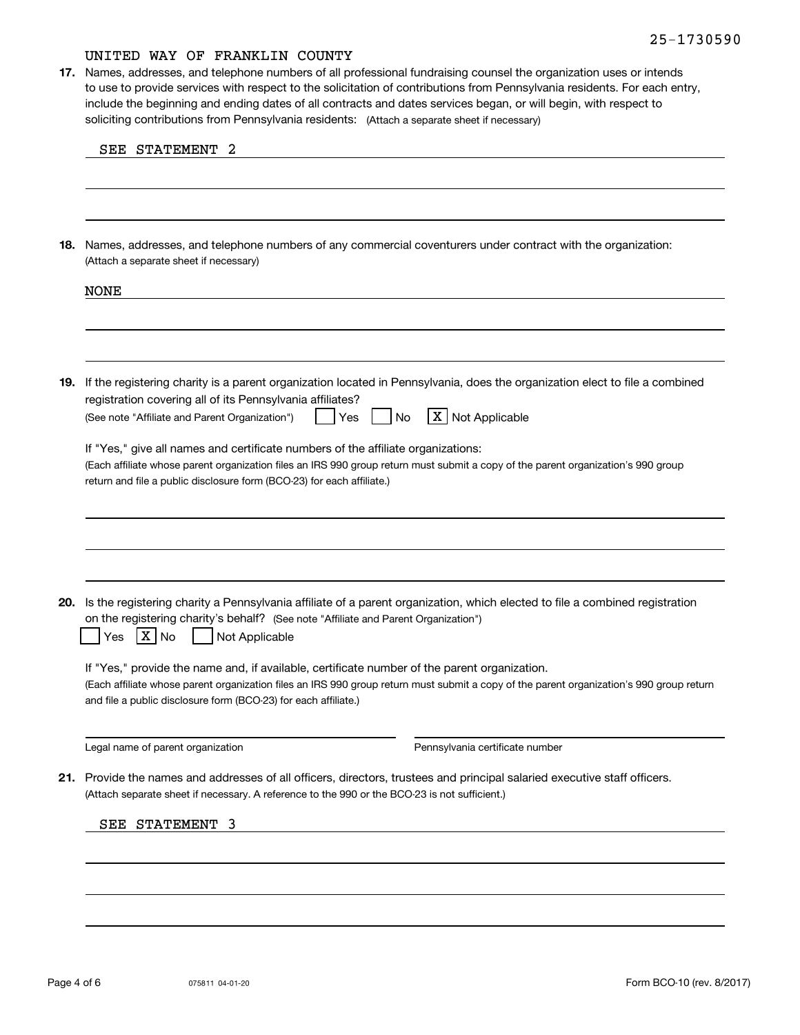25-1730590

UNITED WAY OF FRANKLIN COUNTY

**17.** Names, addresses, and telephone numbers of all professional fundraising counsel the organization uses or intends to use to provide services with respect to the solicitation of contributions from Pennsylvania residents. For each entry, include the beginning and ending dates of all contracts and dates services began, or will begin, with respect to soliciting contributions from Pennsylvania residents: (Attach a separate sheet if necessary)

SEE STATEMENT 2

**18.** Names, addresses, and telephone numbers of any commercial coventurers under contract with the organization: (Attach a separate sheet if necessary)

NONE

**19.** If the registering charity is a parent organization located in Pennsylvania, does the organization elect to file a combined registration covering all of its Pennsylvania affiliates?
(See note "Affiliate and Parent Organization") ☐ Yes ☐ No ☒ Not Applicable

If "Yes," give all names and certificate numbers of the affiliate organizations:
(Each affiliate whose parent organization files an IRS 990 group return must submit a copy of the parent organization's 990 group return and file a public disclosure form (BCO-23) for each affiliate.)

**20.** Is the registering charity a Pennsylvania affiliate of a parent organization, which elected to file a combined registration on the registering charity's behalf? (See note "Affiliate and Parent Organization")
☐ Yes ☒ No ☐ Not Applicable

If "Yes," provide the name and, if available, certificate number of the parent organization.
(Each affiliate whose parent organization files an IRS 990 group return must submit a copy of the parent organization's 990 group return and file a public disclosure form (BCO-23) for each affiliate.)

Legal name of parent organization ____________________ Pennsylvania certificate number ____________________

**21.** Provide the names and addresses of all officers, directors, trustees and principal salaried executive staff officers.
(Attach separate sheet if necessary. A reference to the 990 or the BCO-23 is not sufficient.)

SEE STATEMENT 3

075811 04-01-20

Form BCO-10 (rev. 8/2017)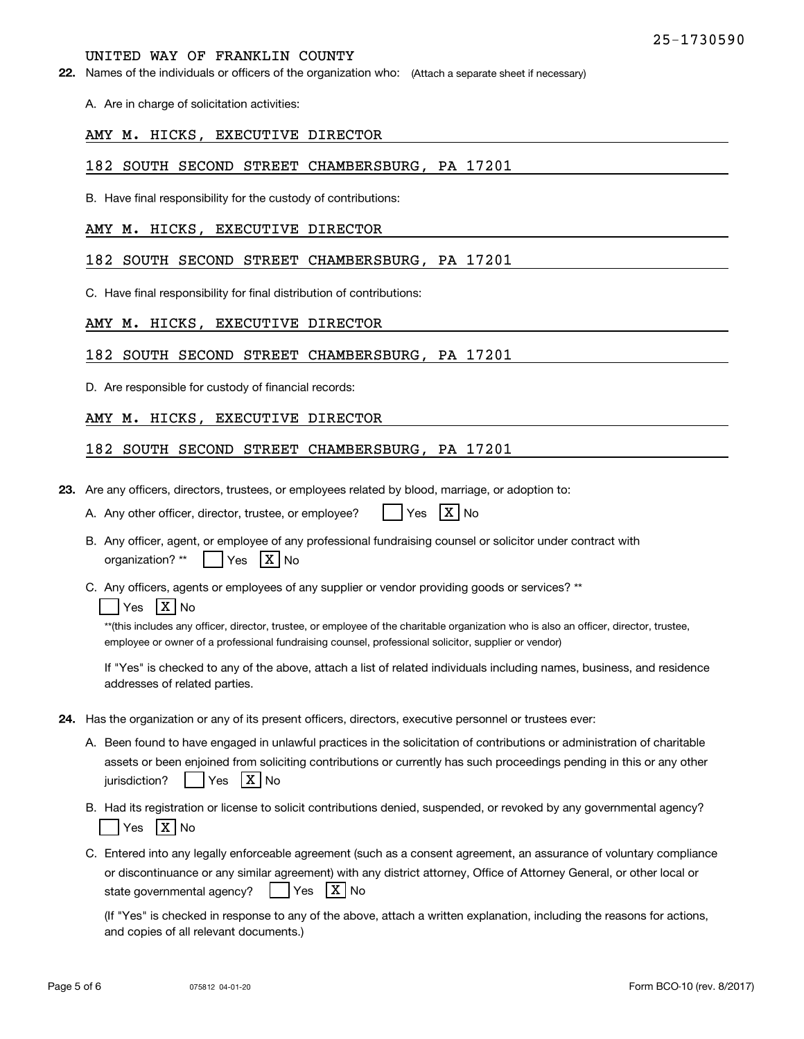25-1730590

UNITED WAY OF FRANKLIN COUNTY

**22.** Names of the individuals or officers of the organization who: (Attach a separate sheet if necessary)

A. Are in charge of solicitation activities:

AMY M. HICKS, EXECUTIVE DIRECTOR

182 SOUTH SECOND STREET CHAMBERSBURG, PA 17201

B. Have final responsibility for the custody of contributions:

AMY M. HICKS, EXECUTIVE DIRECTOR

182 SOUTH SECOND STREET CHAMBERSBURG, PA 17201

C. Have final responsibility for final distribution of contributions:

AMY M. HICKS, EXECUTIVE DIRECTOR

182 SOUTH SECOND STREET CHAMBERSBURG, PA 17201

D. Are responsible for custody of financial records:

AMY M. HICKS, EXECUTIVE DIRECTOR

182 SOUTH SECOND STREET CHAMBERSBURG, PA 17201

**23.** Are any officers, directors, trustees, or employees related by blood, marriage, or adoption to:

A. Any other officer, director, trustee, or employee? [ ] Yes [X] No

B. Any officer, agent, or employee of any professional fundraising counsel or solicitor under contract with organization? ** [ ] Yes [X] No

C. Any officers, agents or employees of any supplier or vendor providing goods or services? **
[ ] Yes [X] No

**(this includes any officer, director, trustee, or employee of the charitable organization who is also an officer, director, trustee, employee or owner of a professional fundraising counsel, professional solicitor, supplier or vendor)

If "Yes" is checked to any of the above, attach a list of related individuals including names, business, and residence addresses of related parties.

**24.** Has the organization or any of its present officers, directors, executive personnel or trustees ever:

A. Been found to have engaged in unlawful practices in the solicitation of contributions or administration of charitable assets or been enjoined from soliciting contributions or currently has such proceedings pending in this or any other jurisdiction? [ ] Yes [X] No

B. Had its registration or license to solicit contributions denied, suspended, or revoked by any governmental agency?
[ ] Yes [X] No

C. Entered into any legally enforceable agreement (such as a consent agreement, an assurance of voluntary compliance or discontinuance or any similar agreement) with any district attorney, Office of Attorney General, or other local or state governmental agency? [ ] Yes [X] No

(If "Yes" is checked in response to any of the above, attach a written explanation, including the reasons for actions, and copies of all relevant documents.)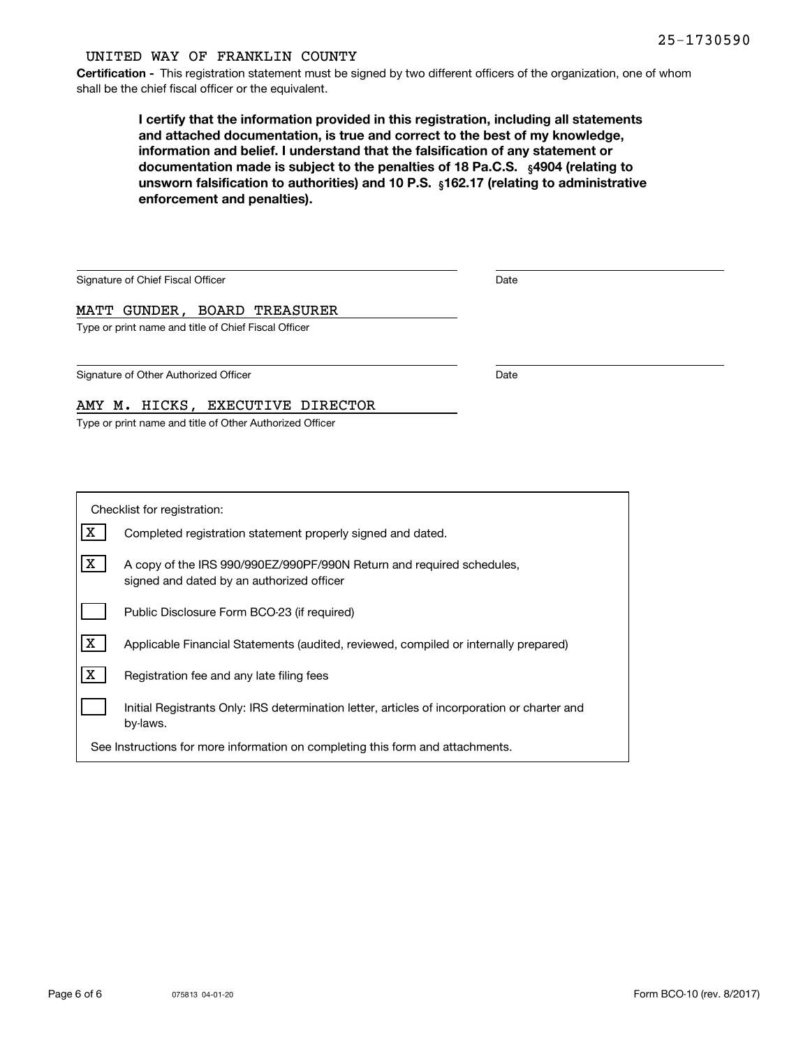25-1730590

UNITED WAY OF FRANKLIN COUNTY

**Certification -** This registration statement must be signed by two different officers of the organization, one of whom shall be the chief fiscal officer or the equivalent.

**I certify that the information provided in this registration, including all statements and attached documentation, is true and correct to the best of my knowledge, information and belief. I understand that the falsification of any statement or documentation made is subject to the penalties of 18 Pa.C.S. §4904 (relating to unsworn falsification to authorities) and 10 P.S. §162.17 (relating to administrative enforcement and penalties).**

Signature of Chief Fiscal Officer ______________________ Date ____________

MATT GUNDER, BOARD TREASURER

Type or print name and title of Chief Fiscal Officer

Signature of Other Authorized Officer ______________________ Date ____________

AMY M. HICKS, EXECUTIVE DIRECTOR

Type or print name and title of Other Authorized Officer

Checklist for registration:

- [X] Completed registration statement properly signed and dated.
- [X] A copy of the IRS 990/990EZ/990PF/990N Return and required schedules, signed and dated by an authorized officer
- [ ] Public Disclosure Form BCO-23 (if required)
- [X] Applicable Financial Statements (audited, reviewed, compiled or internally prepared)
- [X] Registration fee and any late filing fees
- [ ] Initial Registrants Only: IRS determination letter, articles of incorporation or charter and by-laws.

See Instructions for more information on completing this form and attachments.

075813 04-01-20

Form BCO-10 (rev. 8/2017)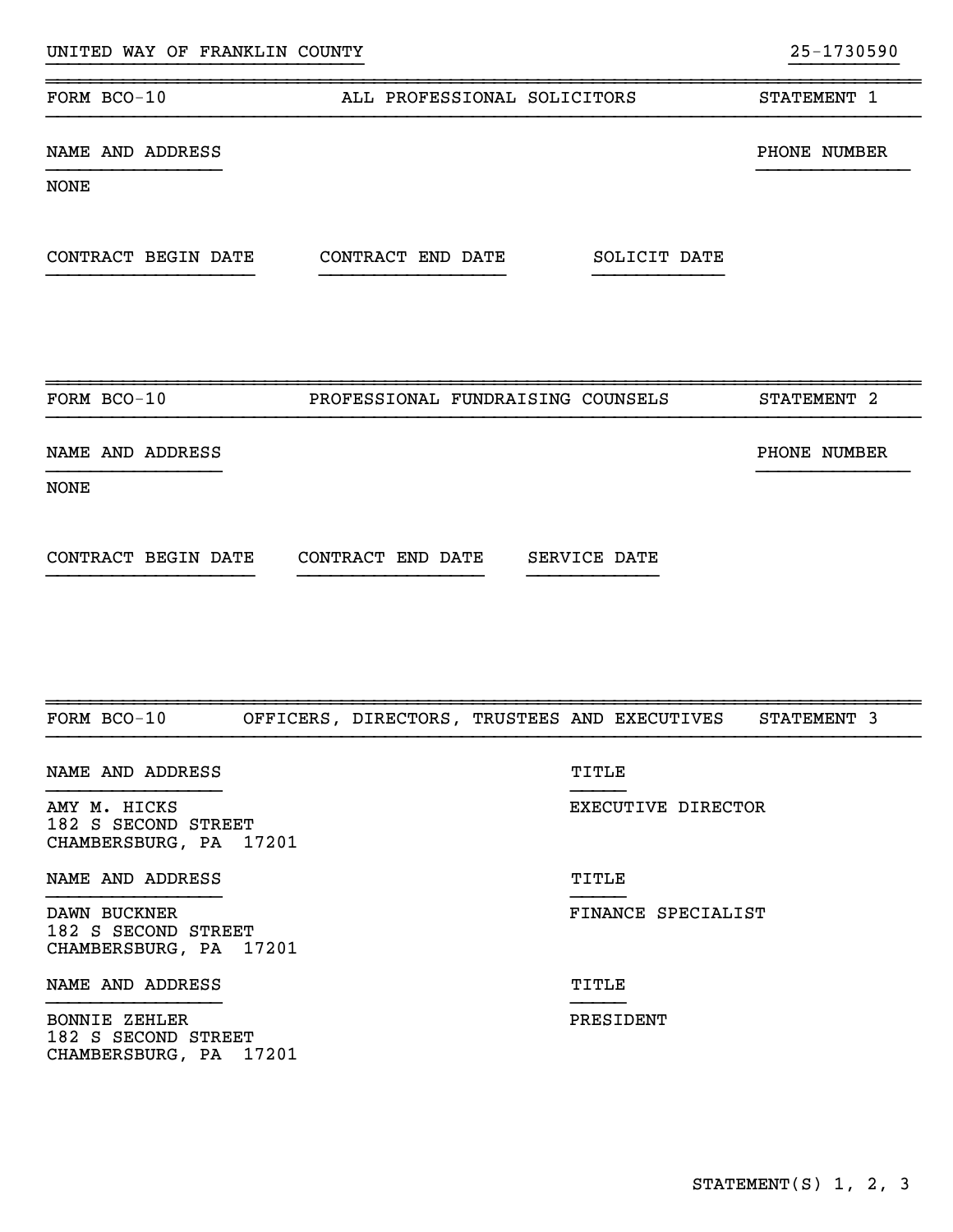UNITED WAY OF FRANKLIN COUNTY 25-1730590

| FORM BCO-10 | ALL PROFESSIONAL SOLICITORS | STATEMENT 1 |
|---|---|---|

NAME AND ADDRESS | PHONE NUMBER

NONE

CONTRACT BEGIN DATE | CONTRACT END DATE | SOLICIT DATE

| FORM BCO-10 | PROFESSIONAL FUNDRAISING COUNSELS | STATEMENT 2 |
|---|---|---|

NAME AND ADDRESS | PHONE NUMBER

NONE

CONTRACT BEGIN DATE | CONTRACT END DATE | SERVICE DATE

| FORM BCO-10 | OFFICERS, DIRECTORS, TRUSTEES AND EXECUTIVES | STATEMENT 3 |
|---|---|---|

| NAME AND ADDRESS | TITLE |
|---|---|
| AMY M. HICKS<br>182 S SECOND STREET<br>CHAMBERSBURG, PA 17201 | EXECUTIVE DIRECTOR |
| DAWN BUCKNER<br>182 S SECOND STREET<br>CHAMBERSBURG, PA 17201 | FINANCE SPECIALIST |
| BONNIE ZEHLER<br>182 S SECOND STREET<br>CHAMBERSBURG, PA 17201 | PRESIDENT |

STATEMENT(S) 1, 2, 3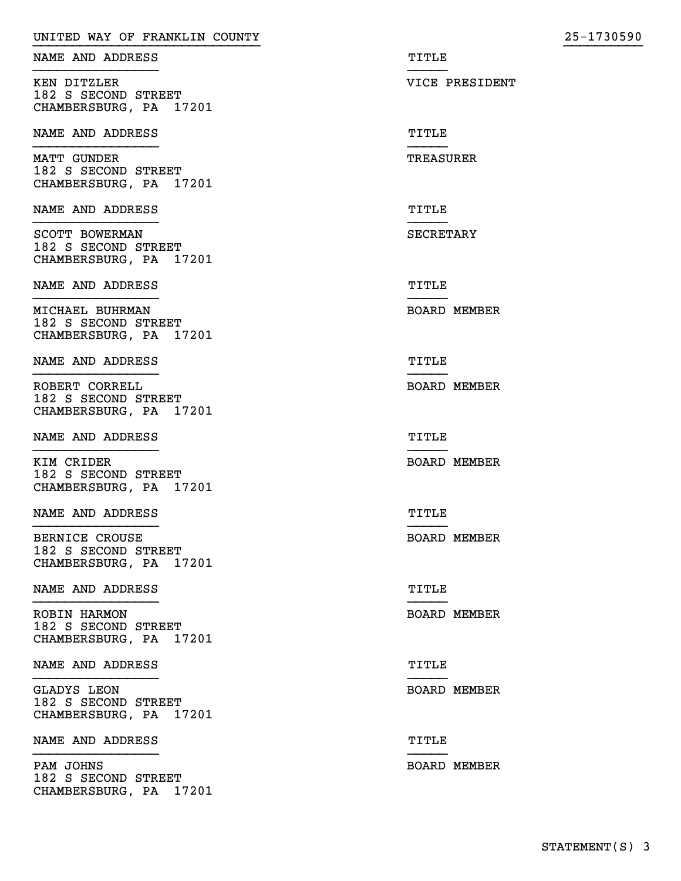UNITED WAY OF FRANKLIN COUNTY 25-1730590

| NAME AND ADDRESS | TITLE |
| --- | --- |
| KEN DITZLER<br>182 S SECOND STREET<br>CHAMBERSBURG, PA 17201 | VICE PRESIDENT |

| NAME AND ADDRESS | TITLE |
| --- | --- |
| MATT GUNDER<br>182 S SECOND STREET<br>CHAMBERSBURG, PA 17201 | TREASURER |

| NAME AND ADDRESS | TITLE |
| --- | --- |
| SCOTT BOWERMAN<br>182 S SECOND STREET<br>CHAMBERSBURG, PA 17201 | SECRETARY |

| NAME AND ADDRESS | TITLE |
| --- | --- |
| MICHAEL BUHRMAN<br>182 S SECOND STREET<br>CHAMBERSBURG, PA 17201 | BOARD MEMBER |

| NAME AND ADDRESS | TITLE |
| --- | --- |
| ROBERT CORRELL<br>182 S SECOND STREET<br>CHAMBERSBURG, PA 17201 | BOARD MEMBER |

| NAME AND ADDRESS | TITLE |
| --- | --- |
| KIM CRIDER<br>182 S SECOND STREET<br>CHAMBERSBURG, PA 17201 | BOARD MEMBER |

| NAME AND ADDRESS | TITLE |
| --- | --- |
| BERNICE CROUSE<br>182 S SECOND STREET<br>CHAMBERSBURG, PA 17201 | BOARD MEMBER |

| NAME AND ADDRESS | TITLE |
| --- | --- |
| ROBIN HARMON<br>182 S SECOND STREET<br>CHAMBERSBURG, PA 17201 | BOARD MEMBER |

| NAME AND ADDRESS | TITLE |
| --- | --- |
| GLADYS LEON<br>182 S SECOND STREET<br>CHAMBERSBURG, PA 17201 | BOARD MEMBER |

| NAME AND ADDRESS | TITLE |
| --- | --- |
| PAM JOHNS<br>182 S SECOND STREET<br>CHAMBERSBURG, PA 17201 | BOARD MEMBER |

STATEMENT(S) 3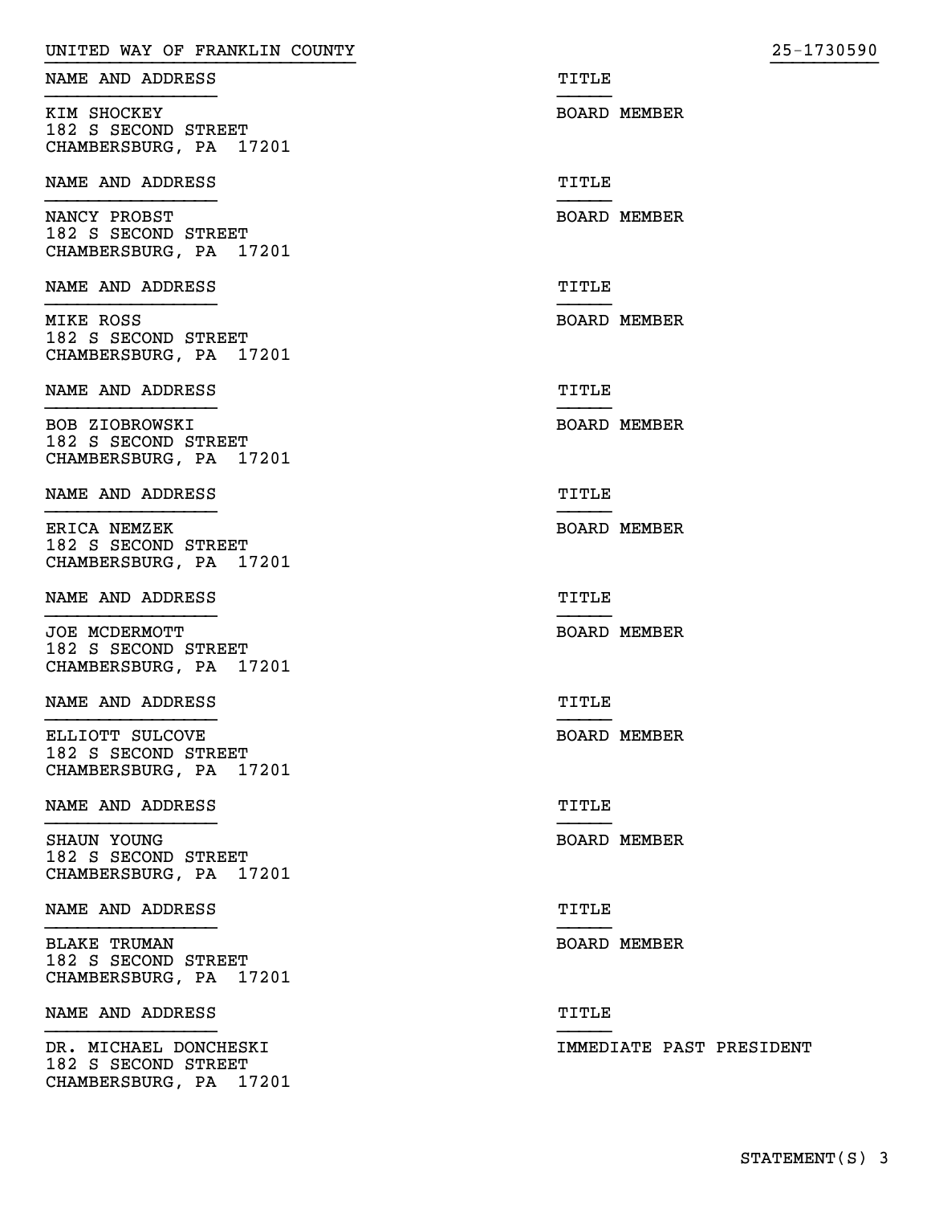UNITED WAY OF FRANKLIN COUNTY 25-1730590

| NAME AND ADDRESS | TITLE |
| --- | --- |
| KIM SHOCKEY<br>182 S SECOND STREET<br>CHAMBERSBURG, PA 17201 | BOARD MEMBER |
| NANCY PROBST<br>182 S SECOND STREET<br>CHAMBERSBURG, PA 17201 | BOARD MEMBER |
| MIKE ROSS<br>182 S SECOND STREET<br>CHAMBERSBURG, PA 17201 | BOARD MEMBER |
| BOB ZIOBROWSKI<br>182 S SECOND STREET<br>CHAMBERSBURG, PA 17201 | BOARD MEMBER |
| ERICA NEMZEK<br>182 S SECOND STREET<br>CHAMBERSBURG, PA 17201 | BOARD MEMBER |
| JOE MCDERMOTT<br>182 S SECOND STREET<br>CHAMBERSBURG, PA 17201 | BOARD MEMBER |
| ELLIOTT SULCOVE<br>182 S SECOND STREET<br>CHAMBERSBURG, PA 17201 | BOARD MEMBER |
| SHAUN YOUNG<br>182 S SECOND STREET<br>CHAMBERSBURG, PA 17201 | BOARD MEMBER |
| BLAKE TRUMAN<br>182 S SECOND STREET<br>CHAMBERSBURG, PA 17201 | BOARD MEMBER |
| DR. MICHAEL DONCHESKI<br>182 S SECOND STREET<br>CHAMBERSBURG, PA 17201 | IMMEDIATE PAST PRESIDENT |

STATEMENT(S) 3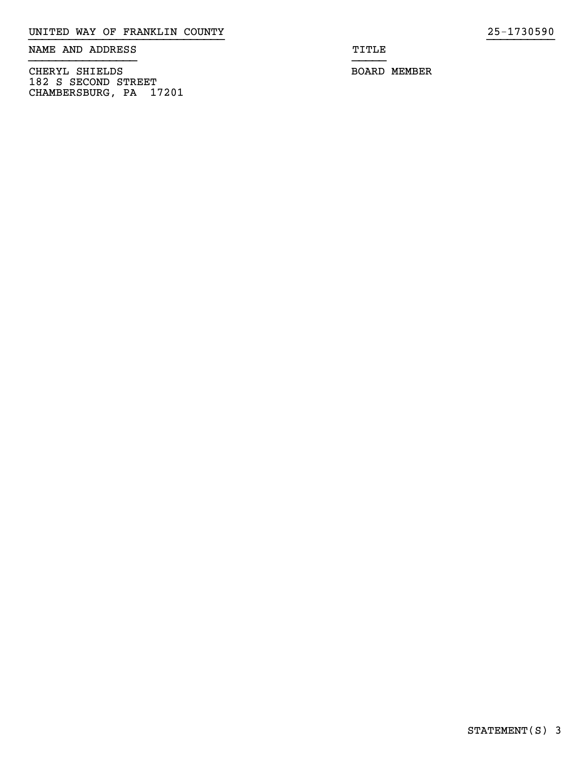UNITED WAY OF FRANKLIN COUNTY 25-1730590

| NAME AND ADDRESS | TITLE |
| --- | --- |
| CHERYL SHIELDS<br>182 S SECOND STREET<br>CHAMBERSBURG, PA 17201 | BOARD MEMBER |

STATEMENT(S) 3